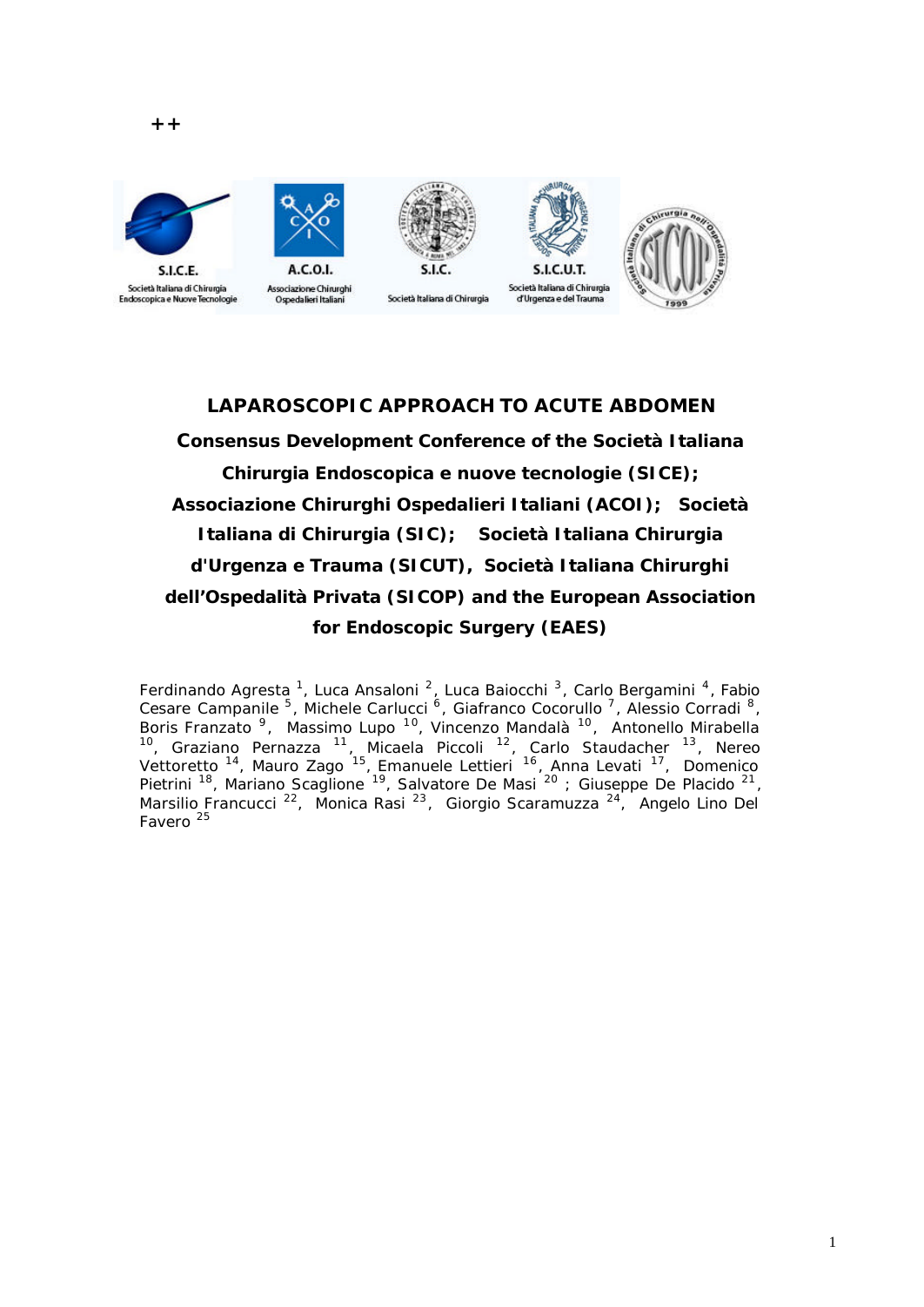++

S.I.C.E.
Società Italiana di Chirurgia Endoscopica e Nuove Tecnologie

A.C.O.I.
Associazione Chirurghi Ospedalieri Italiani

S.I.C.
Società Italiana di Chirurgia

S.I.C.U.T.
Società Italiana di Chirurgia d'Urgenza e del Trauma

# LAPAROSCOPIC APPROACH TO ACUTE ABDOMEN

## Consensus Development Conference of the Società Italiana Chirurgia Endoscopica e nuove tecnologie (SICE); Associazione Chirurghi Ospedalieri Italiani (ACOI); Società Italiana di Chirurgia (SIC); Società Italiana Chirurgia d'Urgenza e Trauma (SICUT), Società Italiana Chirurghi dell'Ospedalità Privata (SICOP) and the European Association for Endoscopic Surgery (EAES)

Ferdinando Agresta [1], Luca Ansaloni [2], Luca Baiocchi [3], Carlo Bergamini [4], Fabio Cesare Campanile [5], Michele Carlucci [6], Giafranco Cocorullo [7], Alessio Corradi [8], Boris Franzato [9], Massimo Lupo [10], Vincenzo Mandalà [10], Antonello Mirabella [10], Graziano Pernazza [11], Micaela Piccoli [12], Carlo Staudacher [13], Nereo Vettoretto [14], Mauro Zago [15], Emanuele Lettieri [16], Anna Levati [17], Domenico Pietrini [18], Mariano Scaglione [19], Salvatore De Masi [20] ; Giuseppe De Placido [21], Marsilio Francucci [22], Monica Rasi [23], Giorgio Scaramuzza [24], Angelo Lino Del Favero [25]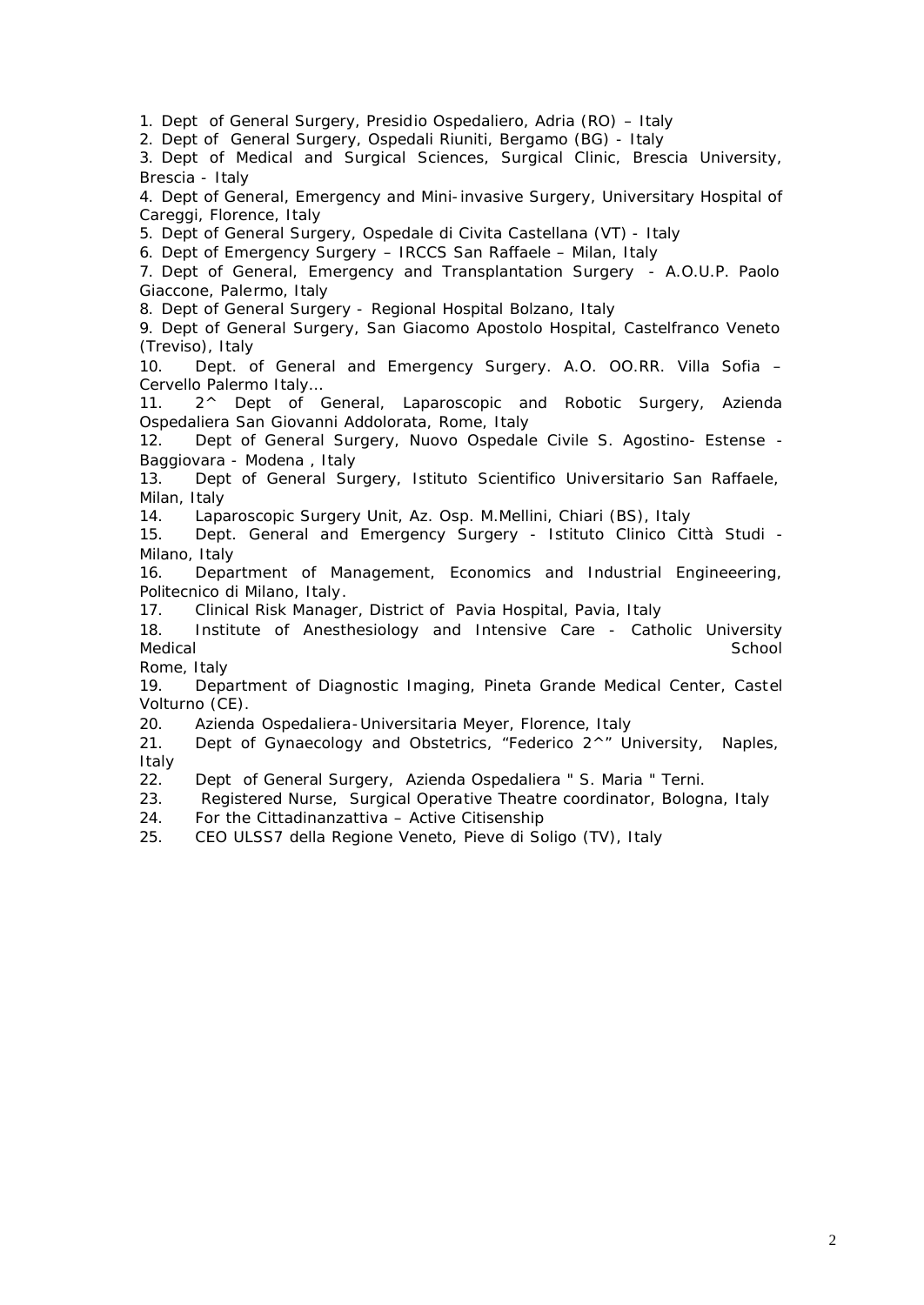1. Dept of General Surgery, Presidio Ospedaliero, Adria (RO) – Italy
2. Dept of General Surgery, Ospedali Riuniti, Bergamo (BG) - Italy
3. Dept of Medical and Surgical Sciences, Surgical Clinic, Brescia University, Brescia - Italy
4. Dept of General, Emergency and Mini-invasive Surgery, Universitary Hospital of Careggi, Florence, Italy
5. Dept of General Surgery, Ospedale di Civita Castellana (VT) - Italy
6. Dept of Emergency Surgery – IRCCS San Raffaele – Milan, Italy
7. Dept of General, Emergency and Transplantation Surgery - A.O.U.P. Paolo Giaccone, Palermo, Italy
8. Dept of General Surgery - Regional Hospital Bolzano, Italy
9. Dept of General Surgery, San Giacomo Apostolo Hospital, Castelfranco Veneto (Treviso), Italy
10. Dept. of General and Emergency Surgery. A.O. OO.RR. Villa Sofia – Cervello Palermo Italy…
11. 2^ Dept of General, Laparoscopic and Robotic Surgery, Azienda Ospedaliera San Giovanni Addolorata, Rome, Italy
12. Dept of General Surgery, Nuovo Ospedale Civile S. Agostino- Estense - Baggiovara - Modena , Italy
13. Dept of General Surgery, Istituto Scientifico Universitario San Raffaele, Milan, Italy
14. Laparoscopic Surgery Unit, Az. Osp. M.Mellini, Chiari (BS), Italy
15. Dept. General and Emergency Surgery - Istituto Clinico Città Studi - Milano, Italy
16. Department of Management, Economics and Industrial Engineeering, Politecnico di Milano, Italy.
17. Clinical Risk Manager, District of Pavia Hospital, Pavia, Italy
18. Institute of Anesthesiology and Intensive Care - Catholic University Medical School Rome, Italy
19. Department of Diagnostic Imaging, Pineta Grande Medical Center, Castel Volturno (CE).
20. Azienda Ospedaliera-Universitaria Meyer, Florence, Italy
21. Dept of Gynaecology and Obstetrics, "Federico 2^" University, Naples, Italy
22. Dept of General Surgery, Azienda Ospedaliera " S. Maria " Terni.
23. Registered Nurse, Surgical Operative Theatre coordinator, Bologna, Italy
24. For the Cittadinanzattiva – Active Citisenship
25. CEO ULSS7 della Regione Veneto, Pieve di Soligo (TV), Italy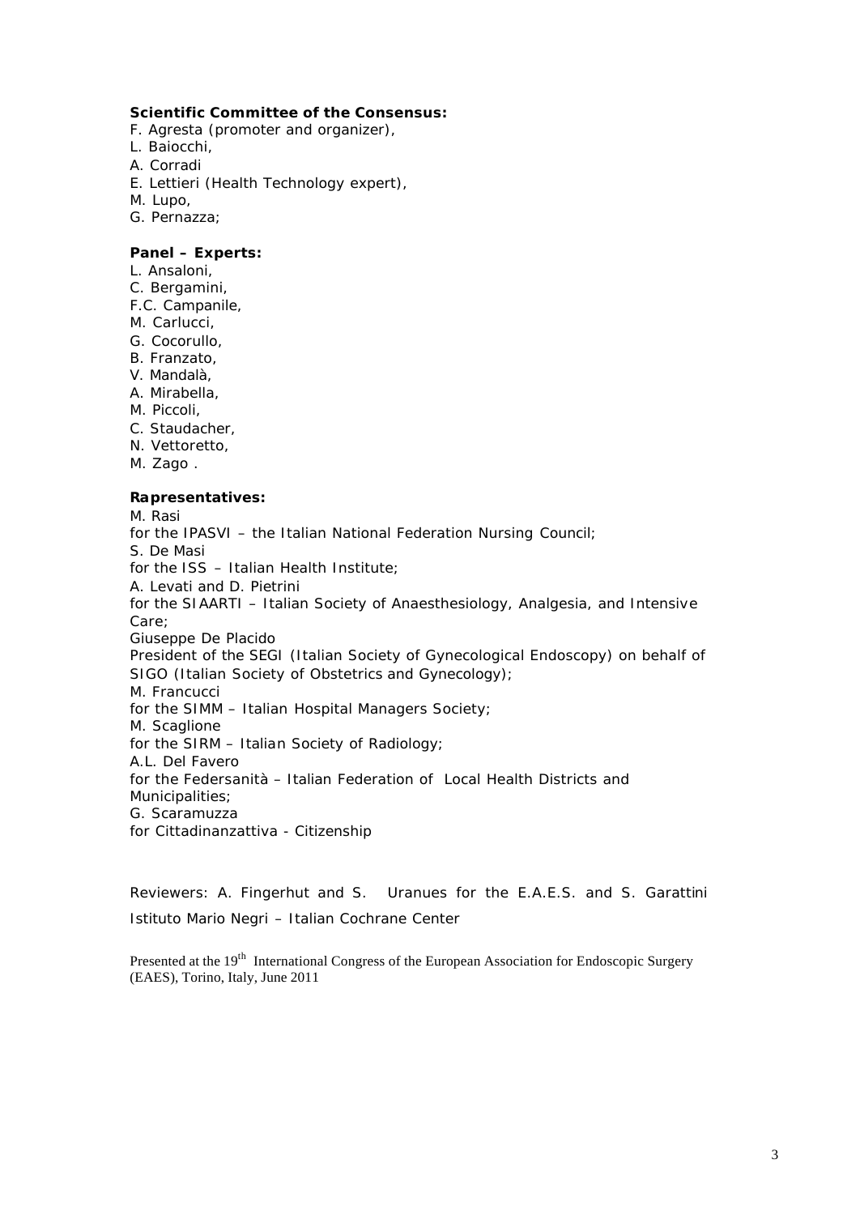**Scientific Committee of the Consensus:**

F. Agresta (promoter and organizer),
L. Baiocchi,
A. Corradi
E. Lettieri (Health Technology expert),
M. Lupo,
G. Pernazza;

**Panel – Experts:**

L. Ansaloni,
C. Bergamini,
F.C. Campanile,
M. Carlucci,
G. Cocorullo,
B. Franzato,
V. Mandalà,
A. Mirabella,
M. Piccoli,
C. Staudacher,
N. Vettoretto,
M. Zago .

**Rapresentatives:**

M. Rasi
for the IPASVI – the Italian National Federation Nursing Council;
S. De Masi
for the ISS – Italian Health Institute;
A. Levati and D. Pietrini
for the SIAARTI – Italian Society of Anaesthesiology, Analgesia, and Intensive Care;
Giuseppe De Placido
President of the SEGI (Italian Society of Gynecological Endoscopy) on behalf of SIGO (Italian Society of Obstetrics and Gynecology);
M. Francucci
for the SIMM – Italian Hospital Managers Society;
M. Scaglione
for the SIRM – Italian Society of Radiology;
A.L. Del Favero
for the Federsanità – Italian Federation of Local Health Districts and Municipalities;
G. Scaramuzza
for Cittadinanzattiva - Citizenship

Reviewers: A. Fingerhut and S. Uranues for the E.A.E.S. and S. Garattini Istituto Mario Negri – Italian Cochrane Center

Presented at the 19th International Congress of the European Association for Endoscopic Surgery (EAES), Torino, Italy, June 2011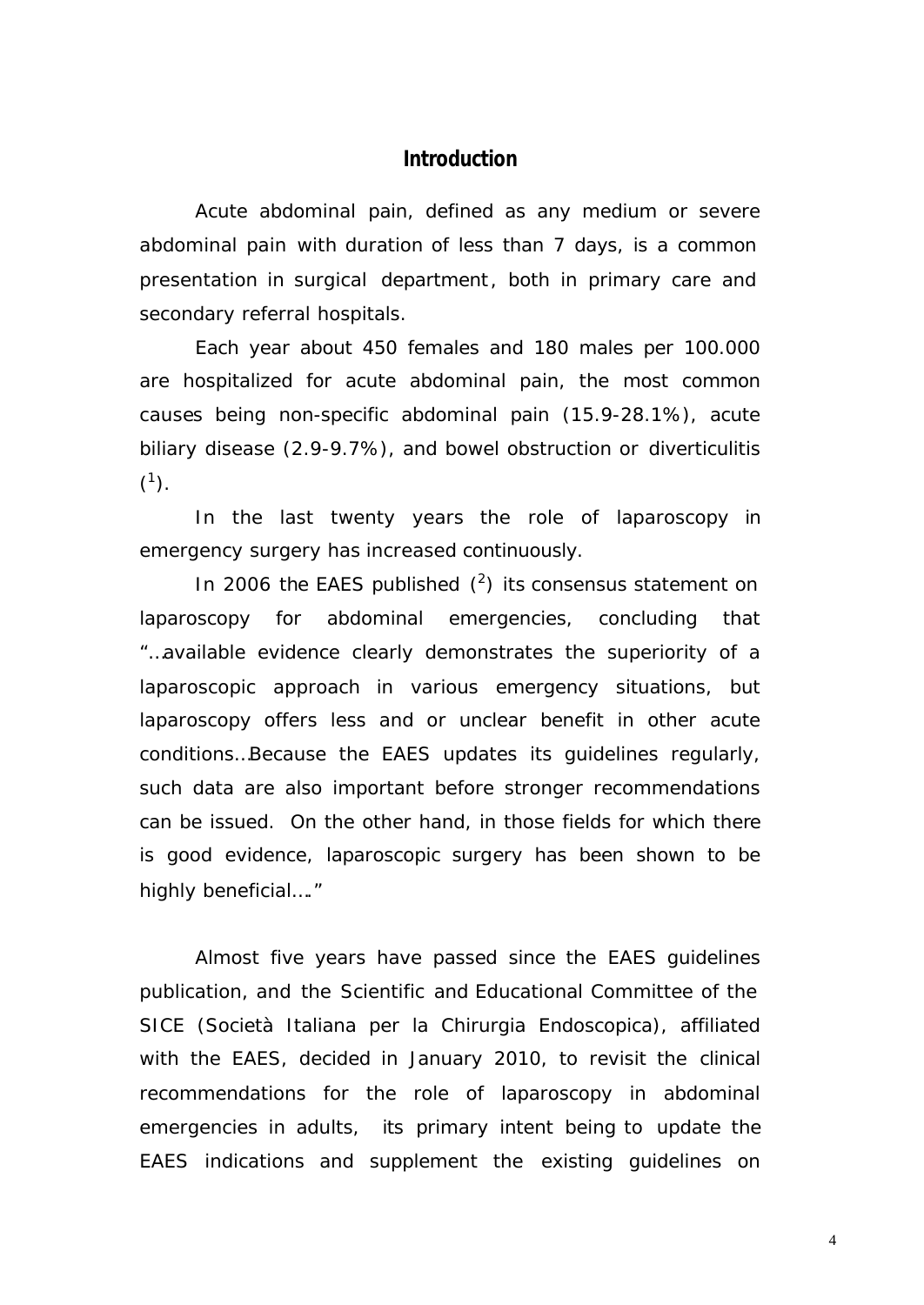## Introduction

Acute abdominal pain, defined as any medium or severe abdominal pain with duration of less than 7 days, is a common presentation in surgical department, both in primary care and secondary referral hospitals.

Each year about 450 females and 180 males per 100.000 are hospitalized for acute abdominal pain, the most common causes being non-specific abdominal pain (15.9-28.1%), acute biliary disease (2.9-9.7%), and bowel obstruction or diverticulitis ([1]).

In the last twenty years the role of laparoscopy in emergency surgery has increased continuously.

In 2006 the EAES published ([2]) its consensus statement on laparoscopy for abdominal emergencies, concluding that "…available evidence clearly demonstrates the superiority of a laparoscopic approach in various emergency situations, but laparoscopy offers less and or unclear benefit in other acute conditions…Because the EAES updates its guidelines regularly, such data are also important before stronger recommendations can be issued. On the other hand, in those fields for which there is good evidence, laparoscopic surgery has been shown to be highly beneficial…."

Almost five years have passed since the EAES guidelines publication, and the Scientific and Educational Committee of the SICE (Società Italiana per la Chirurgia Endoscopica), affiliated with the EAES, decided in January 2010, to revisit the clinical recommendations for the role of laparoscopy in abdominal emergencies in adults, its primary intent being to update the EAES indications and supplement the existing guidelines on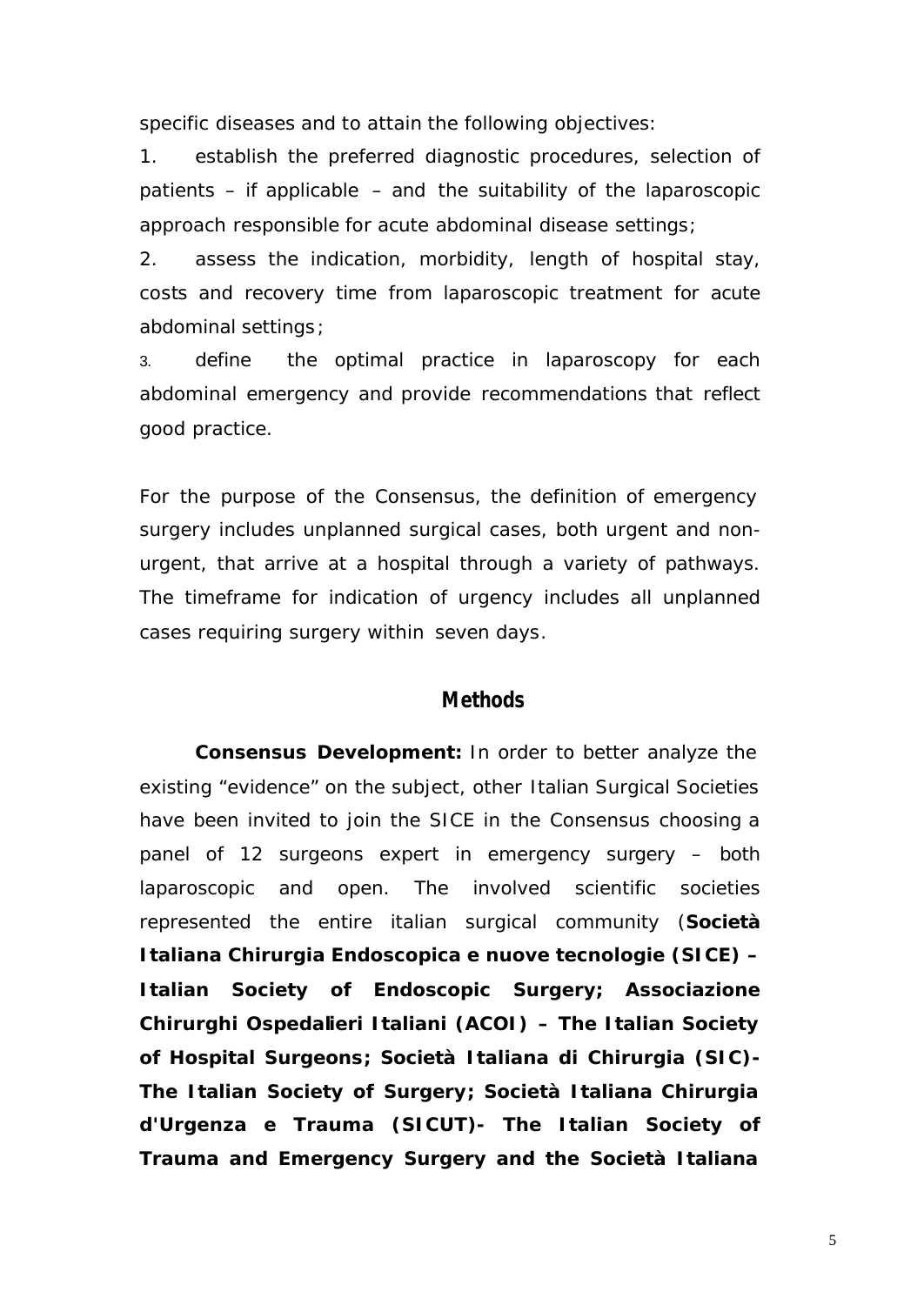specific diseases and to attain the following objectives:

1. establish the preferred diagnostic procedures, selection of patients – if applicable – and the suitability of the laparoscopic approach responsible for acute abdominal disease settings;
2. assess the indication, morbidity, length of hospital stay, costs and recovery time from laparoscopic treatment for acute abdominal settings;
3. define the optimal practice in laparoscopy for each abdominal emergency and provide recommendations that reflect good practice.

For the purpose of the Consensus, the definition of emergency surgery includes unplanned surgical cases, both urgent and non-urgent, that arrive at a hospital through a variety of pathways. The timeframe for indication of urgency includes all unplanned cases requiring surgery within seven days.

## Methods

**Consensus Development:** In order to better analyze the existing "evidence" on the subject, other Italian Surgical Societies have been invited to join the SICE in the Consensus choosing a panel of 12 surgeons expert in emergency surgery – both laparoscopic and open. The involved scientific societies represented the entire italian surgical community (**Società Italiana Chirurgia Endoscopica e nuove tecnologie (SICE) – Italian Society of Endoscopic Surgery; Associazione Chirurghi Ospedalieri Italiani (ACOI) – The Italian Society of Hospital Surgeons; Società Italiana di Chirurgia (SIC)- The Italian Society of Surgery; Società Italiana Chirurgia d'Urgenza e Trauma (SICUT)- The Italian Society of Trauma and Emergency Surgery and the Società Italiana**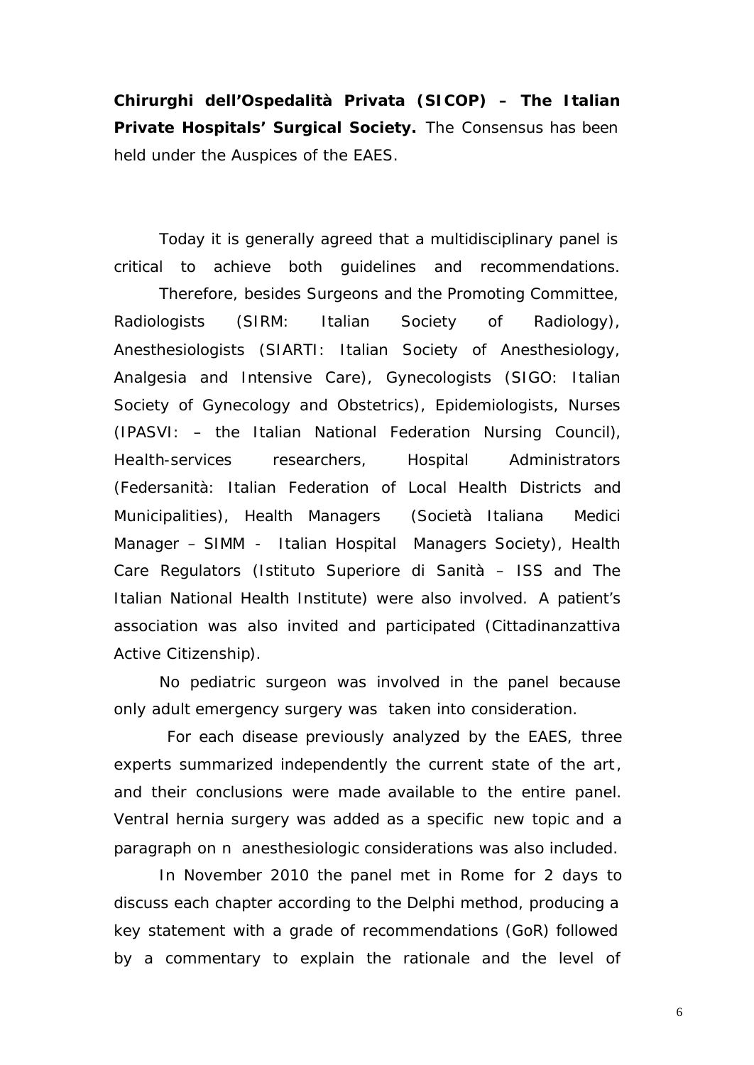**Chirurghi dell'Ospedalità Privata (SICOP) – The Italian Private Hospitals' Surgical Society.** The Consensus has been held under the Auspices of the EAES.

Today it is generally agreed that a multidisciplinary panel is critical to achieve both guidelines and recommendations.

Therefore, besides Surgeons and the Promoting Committee, Radiologists (SIRM: Italian Society of Radiology), Anesthesiologists (SIARTI: Italian Society of Anesthesiology, Analgesia and Intensive Care), Gynecologists (SIGO: Italian Society of Gynecology and Obstetrics), Epidemiologists, Nurses (IPASVI: – the Italian National Federation Nursing Council), Health-services researchers, Hospital Administrators (Federsanità: Italian Federation of Local Health Districts and Municipalities), Health Managers (Società Italiana Medici Manager – SIMM - Italian Hospital Managers Society), Health Care Regulators (Istituto Superiore di Sanità – ISS and The Italian National Health Institute) were also involved. A patient's association was also invited and participated (Cittadinanzattiva Active Citizenship).

No pediatric surgeon was involved in the panel because only adult emergency surgery was taken into consideration.

For each disease previously analyzed by the EAES, three experts summarized independently the current state of the art, and their conclusions were made available to the entire panel. Ventral hernia surgery was added as a specific new topic and a paragraph on n anesthesiologic considerations was also included.

In November 2010 the panel met in Rome for 2 days to discuss each chapter according to the Delphi method, producing a key statement with a grade of recommendations (GoR) followed by a commentary to explain the rationale and the level of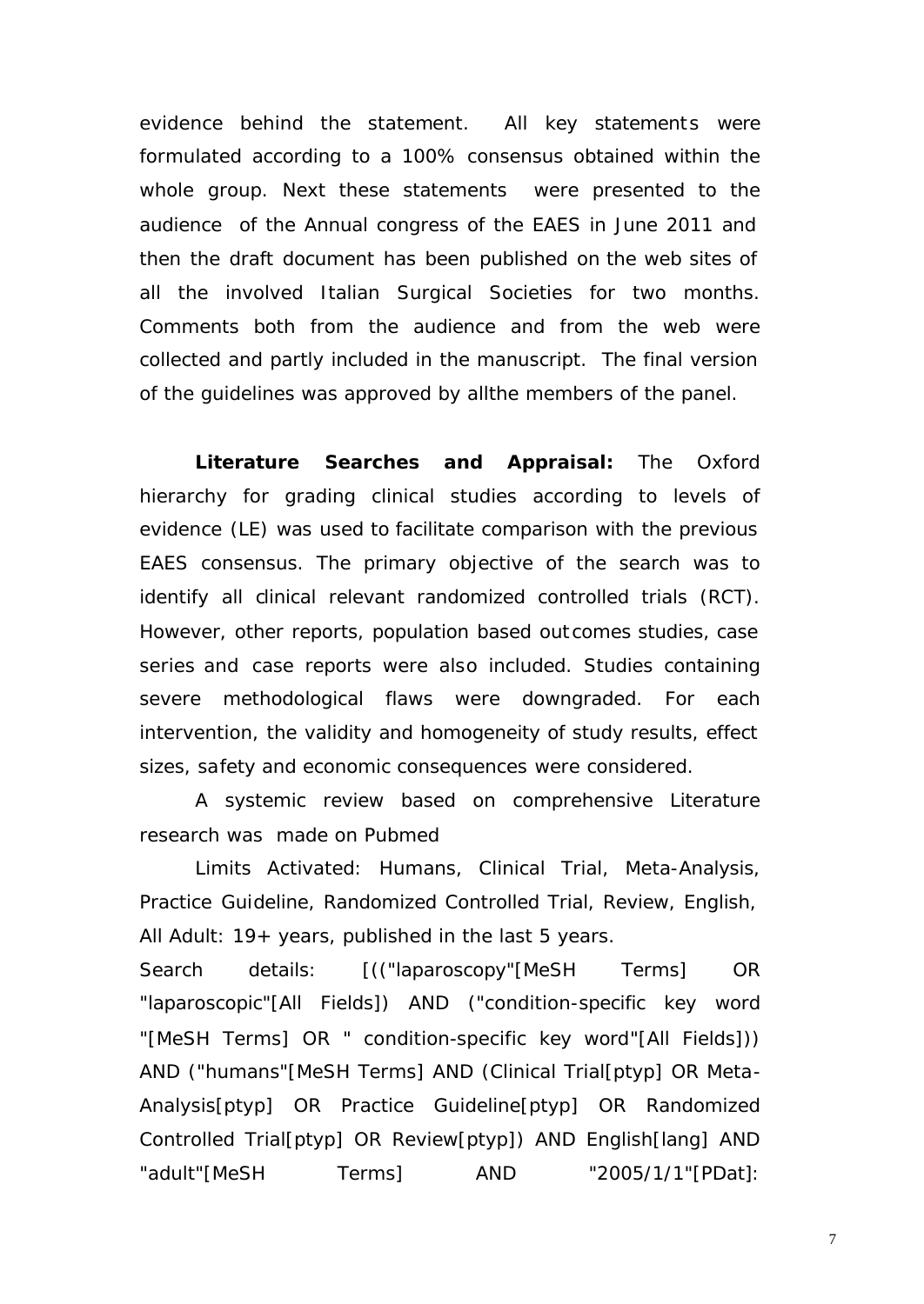evidence behind the statement. All key statements were formulated according to a 100% consensus obtained within the whole group. Next these statements were presented to the audience of the Annual congress of the EAES in June 2011 and then the draft document has been published on the web sites of all the involved Italian Surgical Societies for two months. Comments both from the audience and from the web were collected and partly included in the manuscript. The final version of the guidelines was approved by allthe members of the panel.

**Literature Searches and Appraisal:** The Oxford hierarchy for grading clinical studies according to levels of evidence (LE) was used to facilitate comparison with the previous EAES consensus. The primary objective of the search was to identify all clinical relevant randomized controlled trials (RCT). However, other reports, population based outcomes studies, case series and case reports were also included. Studies containing severe methodological flaws were downgraded. For each intervention, the validity and homogeneity of study results, effect sizes, safety and economic consequences were considered.

A systemic review based on comprehensive Literature research was made on Pubmed

Limits Activated: Humans, Clinical Trial, Meta-Analysis, Practice Guideline, Randomized Controlled Trial, Review, English, All Adult: 19+ years, published in the last 5 years.

Search details: [(("laparoscopy"[MeSH Terms] OR "laparoscopic"[All Fields]) AND ("condition-specific key word "[MeSH Terms] OR " condition-specific key word"[All Fields])) AND ("humans"[MeSH Terms] AND (Clinical Trial[ptyp] OR Meta-Analysis[ptyp] OR Practice Guideline[ptyp] OR Randomized Controlled Trial[ptyp] OR Review[ptyp]) AND English[lang] AND "adult"[MeSH Terms] AND "2005/1/1"[PDat]: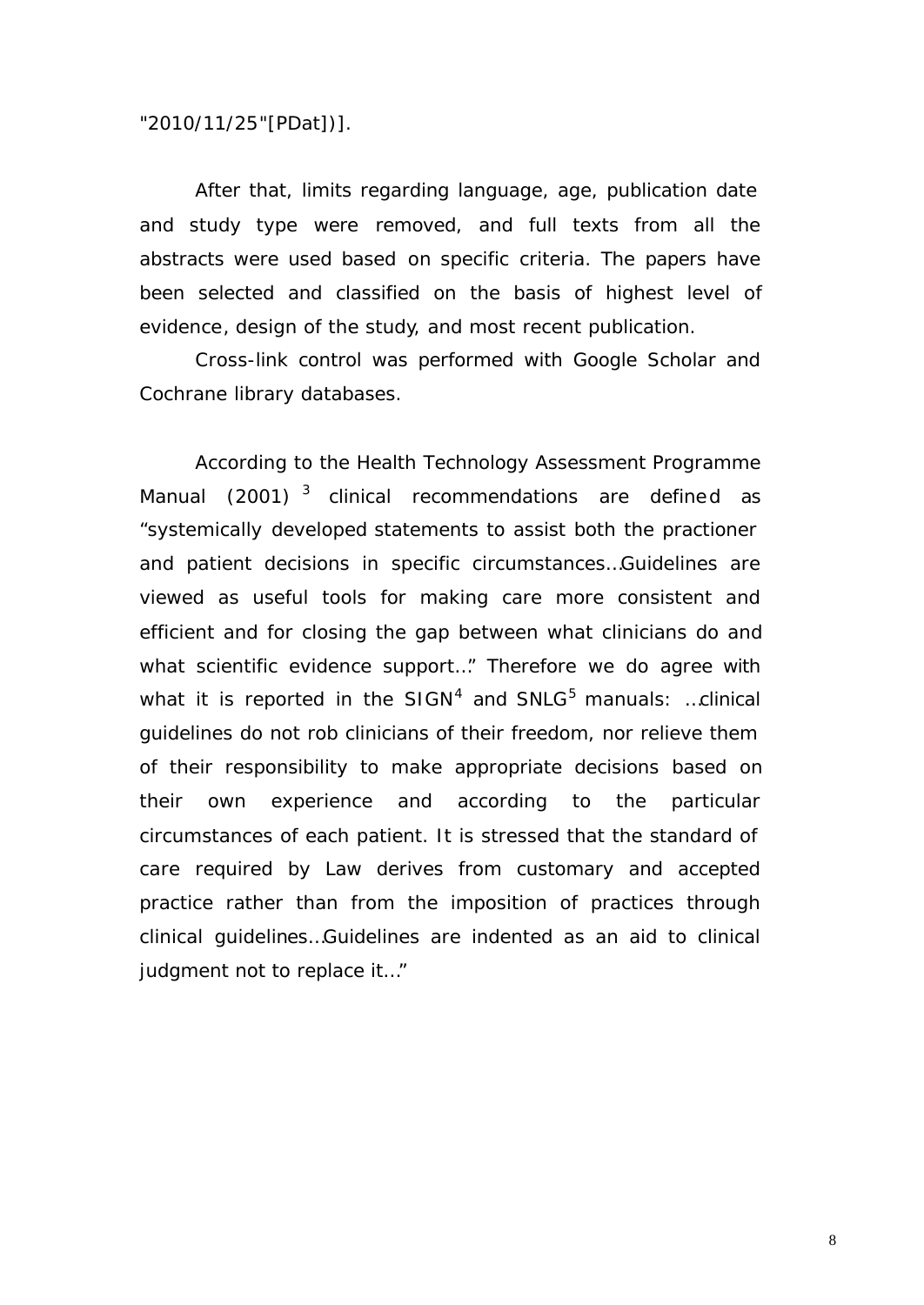"2010/11/25"[PDat])].

After that, limits regarding language, age, publication date and study type were removed, and full texts from all the abstracts were used based on specific criteria. The papers have been selected and classified on the basis of highest level of evidence, design of the study, and most recent publication.

Cross-link control was performed with Google Scholar and Cochrane library databases.

According to the Health Technology Assessment Programme Manual (2001) [3] clinical recommendations are defined as "systemically developed statements to assist both the practioner and patient decisions in specific circumstances…Guidelines are viewed as useful tools for making care more consistent and efficient and for closing the gap between what clinicians do and what scientific evidence support…" Therefore we do agree with what it is reported in the SIGN[4] and SNLG[5] manuals: …clinical guidelines do not rob clinicians of their freedom, nor relieve them of their responsibility to make appropriate decisions based on their own experience and according to the particular circumstances of each patient. It is stressed that the standard of care required by Law derives from customary and accepted practice rather than from the imposition of practices through clinical guidelines…Guidelines are indented as an aid to clinical judgment not to replace it…"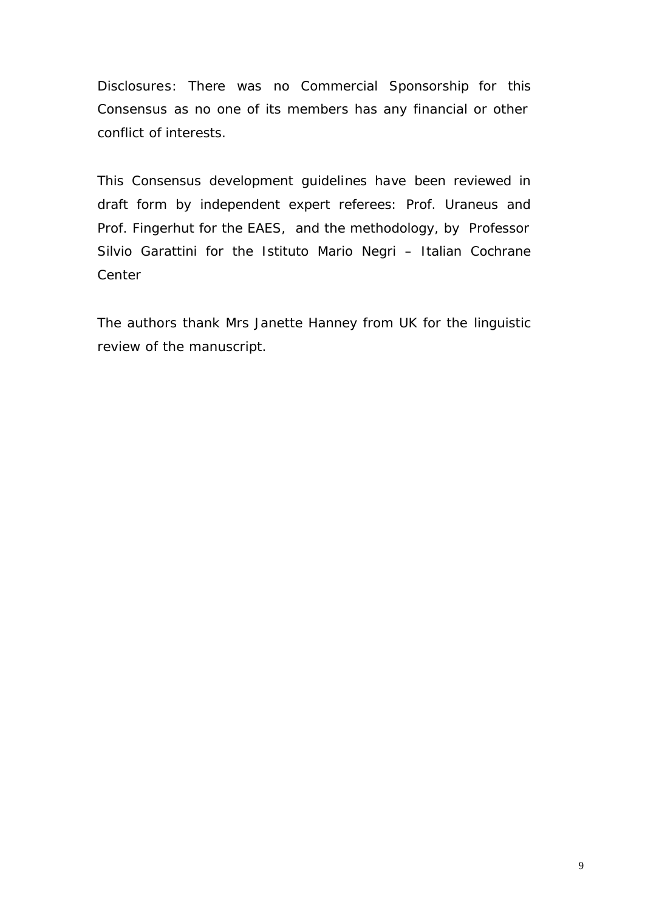Disclosures: There was no Commercial Sponsorship for this Consensus as no one of its members has any financial or other conflict of interests.

This Consensus development guidelines have been reviewed in draft form by independent expert referees: Prof. Uraneus and Prof. Fingerhut for the EAES, and the methodology, by Professor Silvio Garattini for the Istituto Mario Negri – Italian Cochrane Center

The authors thank Mrs Janette Hanney from UK for the linguistic review of the manuscript.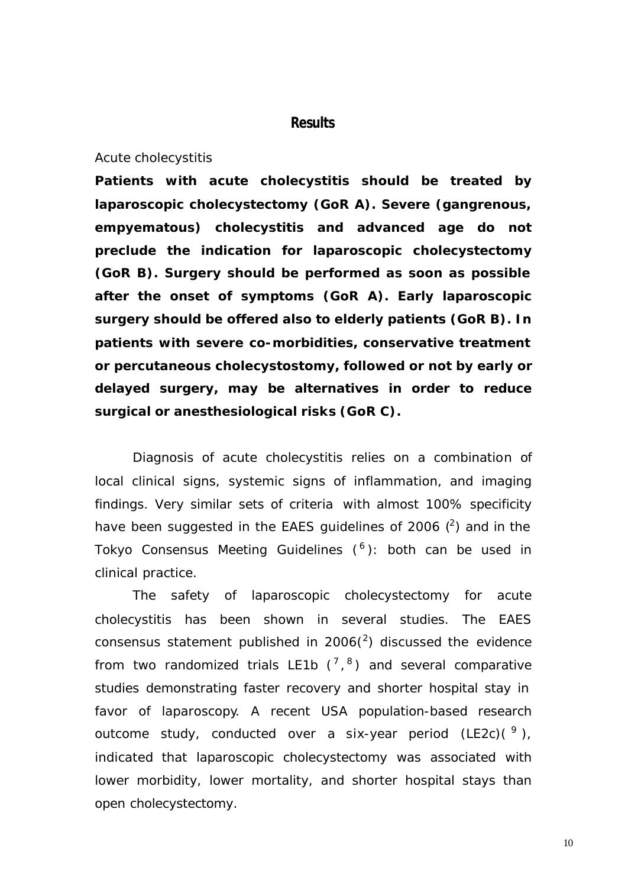## Results

Acute cholecystitis

**Patients with acute cholecystitis should be treated by laparoscopic cholecystectomy (GoR A). Severe (gangrenous, empyematous) cholecystitis and advanced age do not preclude the indication for laparoscopic cholecystectomy (GoR B). Surgery should be performed as soon as possible after the onset of symptoms (GoR A). Early laparoscopic surgery should be offered also to elderly patients (GoR B). In patients with severe co-morbidities, conservative treatment or percutaneous cholecystostomy, followed or not by early or delayed surgery, may be alternatives in order to reduce surgical or anesthesiological risks (GoR C).**

Diagnosis of acute cholecystitis relies on a combination of local clinical signs, systemic signs of inflammation, and imaging findings. Very similar sets of criteria with almost 100% specificity have been suggested in the EAES guidelines of 2006 ([2]) and in the Tokyo Consensus Meeting Guidelines ([6]): both can be used in clinical practice.

The safety of laparoscopic cholecystectomy for acute cholecystitis has been shown in several studies. The EAES consensus statement published in 2006([2]) discussed the evidence from two randomized trials LE1b ([7],[8]) and several comparative studies demonstrating faster recovery and shorter hospital stay in favor of laparoscopy. A recent USA population-based research outcome study, conducted over a six-year period (LE2c)([9]), indicated that laparoscopic cholecystectomy was associated with lower morbidity, lower mortality, and shorter hospital stays than open cholecystectomy.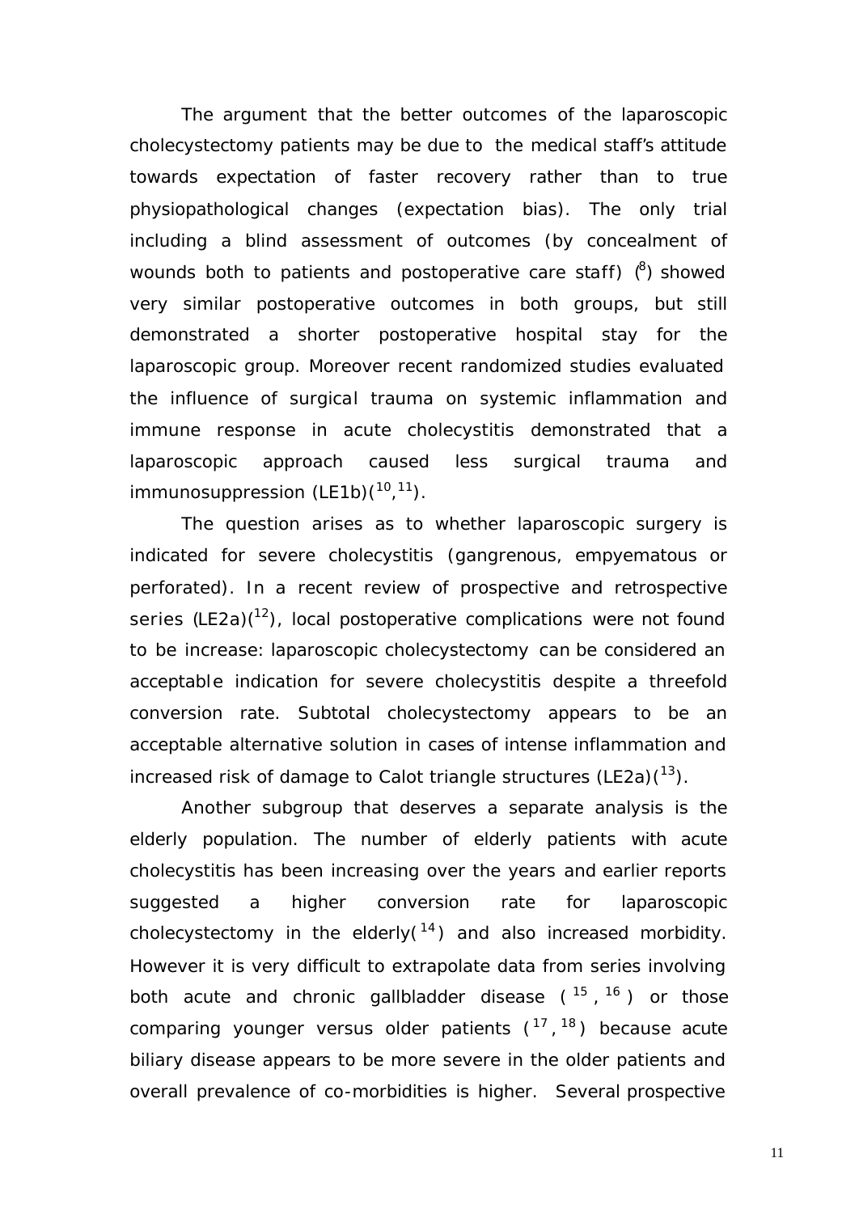The argument that the better outcomes of the laparoscopic cholecystectomy patients may be due to the medical staff's attitude towards expectation of faster recovery rather than to true physiopathological changes (expectation bias). The only trial including a blind assessment of outcomes (by concealment of wounds both to patients and postoperative care staff) ([8]) showed very similar postoperative outcomes in both groups, but still demonstrated a shorter postoperative hospital stay for the laparoscopic group. Moreover recent randomized studies evaluated the influence of surgical trauma on systemic inflammation and immune response in acute cholecystitis demonstrated that a laparoscopic approach caused less surgical trauma and immunosuppression (LE1b)([10],[11]).

The question arises as to whether laparoscopic surgery is indicated for severe cholecystitis (gangrenous, empyematous or perforated). In a recent review of prospective and retrospective series (LE2a)([12]), local postoperative complications were not found to be increase: laparoscopic cholecystectomy can be considered an acceptable indication for severe cholecystitis despite a threefold conversion rate. Subtotal cholecystectomy appears to be an acceptable alternative solution in cases of intense inflammation and increased risk of damage to Calot triangle structures (LE2a)([13]).

Another subgroup that deserves a separate analysis is the elderly population. The number of elderly patients with acute cholecystitis has been increasing over the years and earlier reports suggested a higher conversion rate for laparoscopic cholecystectomy in the elderly([14]) and also increased morbidity. However it is very difficult to extrapolate data from series involving both acute and chronic gallbladder disease ([15], [16]) or those comparing younger versus older patients ([17], [18]) because acute biliary disease appears to be more severe in the older patients and overall prevalence of co-morbidities is higher. Several prospective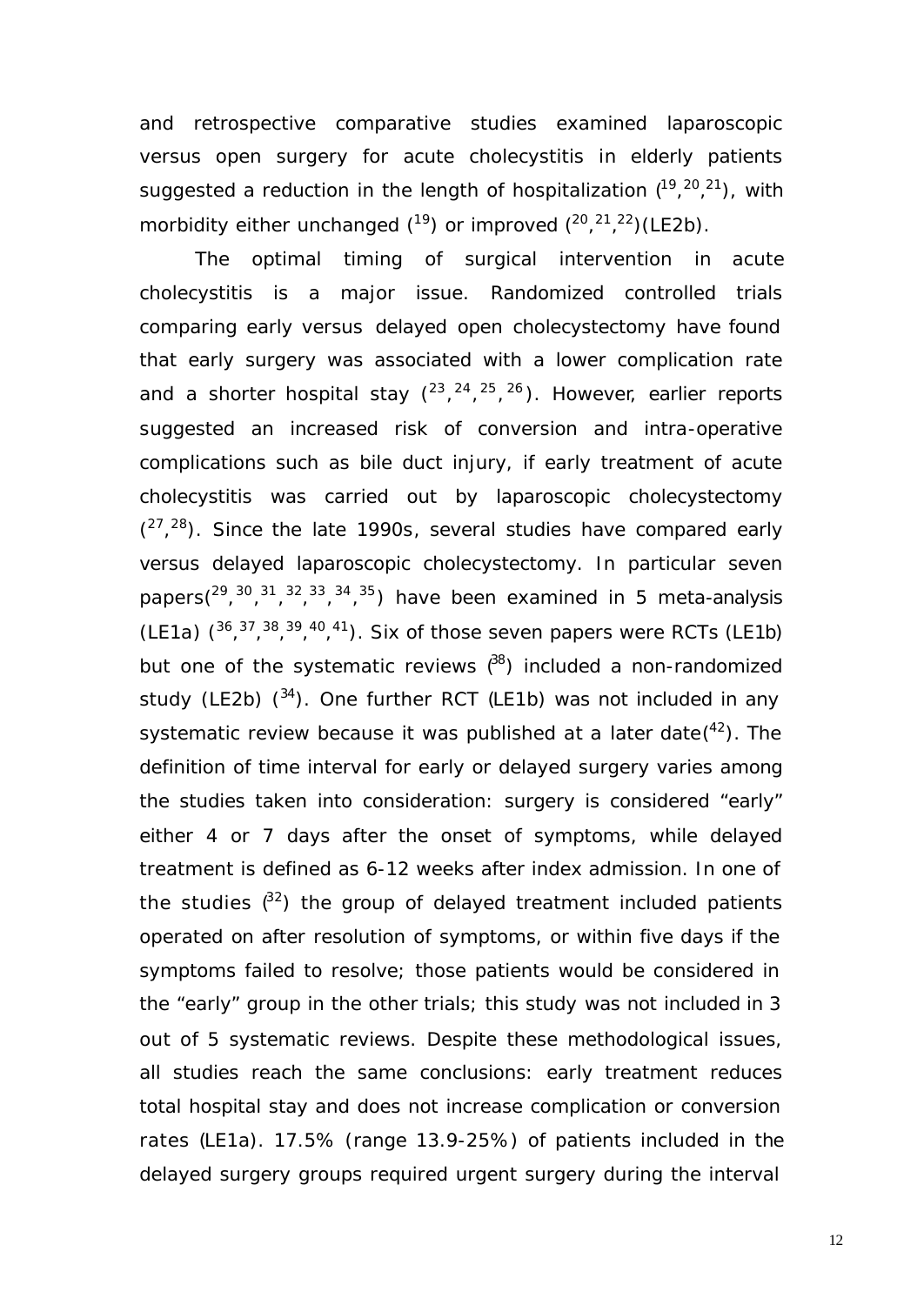and retrospective comparative studies examined laparoscopic versus open surgery for acute cholecystitis in elderly patients suggested a reduction in the length of hospitalization ([19],[20],[21]), with morbidity either unchanged ([19]) or improved ([20],[21],[22])(LE2b).

The optimal timing of surgical intervention in acute cholecystitis is a major issue. Randomized controlled trials comparing early versus delayed open cholecystectomy have found that early surgery was associated with a lower complication rate and a shorter hospital stay ([23],[24],[25],[26]). However, earlier reports suggested an increased risk of conversion and intra-operative complications such as bile duct injury, if early treatment of acute cholecystitis was carried out by laparoscopic cholecystectomy ([27],[28]). Since the late 1990s, several studies have compared early versus delayed laparoscopic cholecystectomy. In particular seven papers([29],[30],[31],[32],[33],[34],[35]) have been examined in 5 meta-analysis (LE1a) ([36],[37],[38],[39],[40],[41]). Six of those seven papers were RCTs (LE1b) but one of the systematic reviews ([38]) included a non-randomized study (LE2b) ([34]). One further RCT (LE1b) was not included in any systematic review because it was published at a later date([42]). The definition of time interval for early or delayed surgery varies among the studies taken into consideration: surgery is considered "early" either 4 or 7 days after the onset of symptoms, while delayed treatment is defined as 6-12 weeks after index admission. In one of the studies ([32]) the group of delayed treatment included patients operated on after resolution of symptoms, or within five days if the symptoms failed to resolve; those patients would be considered in the "early" group in the other trials; this study was not included in 3 out of 5 systematic reviews. Despite these methodological issues, all studies reach the same conclusions: early treatment reduces total hospital stay and does not increase complication or conversion rates (LE1a). 17.5% (range 13.9-25%) of patients included in the delayed surgery groups required urgent surgery during the interval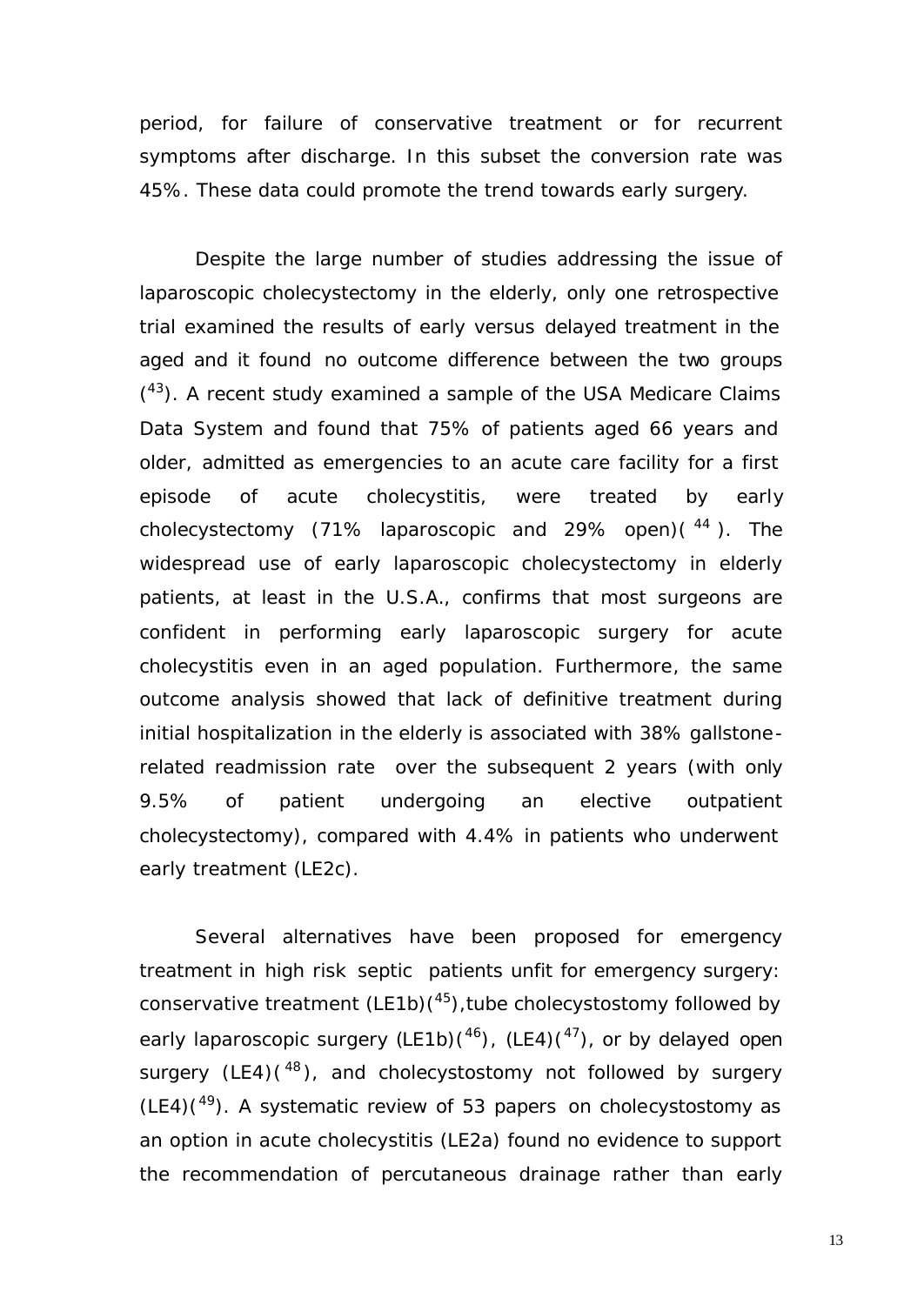period, for failure of conservative treatment or for recurrent symptoms after discharge. In this subset the conversion rate was 45%. These data could promote the trend towards early surgery.

Despite the large number of studies addressing the issue of laparoscopic cholecystectomy in the elderly, only one retrospective trial examined the results of early versus delayed treatment in the aged and it found no outcome difference between the two groups ([43]). A recent study examined a sample of the USA Medicare Claims Data System and found that 75% of patients aged 66 years and older, admitted as emergencies to an acute care facility for a first episode of acute cholecystitis, were treated by early cholecystectomy (71% laparoscopic and 29% open)([44]). The widespread use of early laparoscopic cholecystectomy in elderly patients, at least in the U.S.A., confirms that most surgeons are confident in performing early laparoscopic surgery for acute cholecystitis even in an aged population. Furthermore, the same outcome analysis showed that lack of definitive treatment during initial hospitalization in the elderly is associated with 38% gallstone-related readmission rate over the subsequent 2 years (with only 9.5% of patient undergoing an elective outpatient cholecystectomy), compared with 4.4% in patients who underwent early treatment (LE2c).

Several alternatives have been proposed for emergency treatment in high risk septic patients unfit for emergency surgery: conservative treatment (LE1b)([45]),tube cholecystostomy followed by early laparoscopic surgery (LE1b)([46]), (LE4)([47]), or by delayed open surgery (LE4)([48]), and cholecystostomy not followed by surgery (LE4)([49]). A systematic review of 53 papers on cholecystostomy as an option in acute cholecystitis (LE2a) found no evidence to support the recommendation of percutaneous drainage rather than early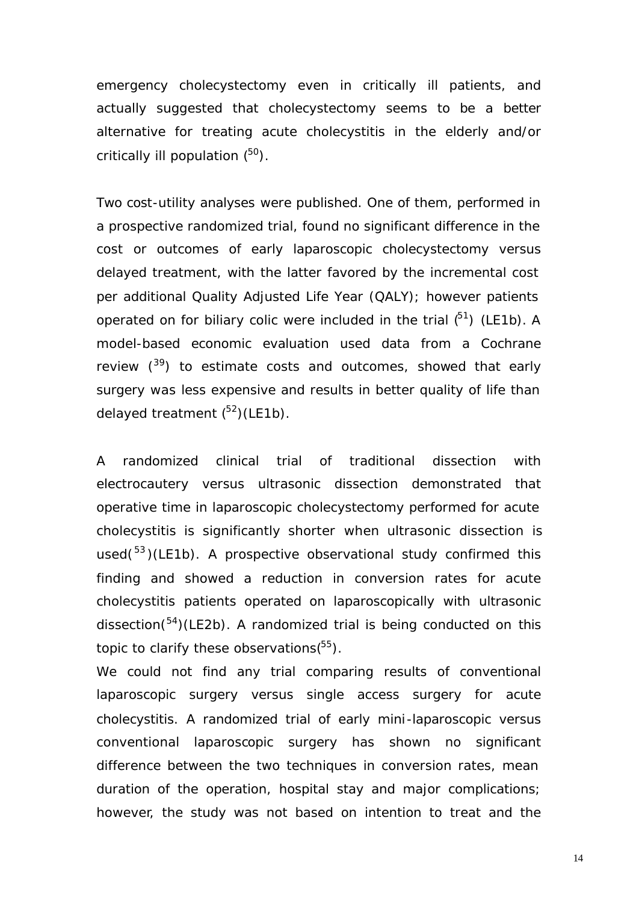emergency cholecystectomy even in critically ill patients, and actually suggested that cholecystectomy seems to be a better alternative for treating acute cholecystitis in the elderly and/or critically ill population ([50]).

Two cost-utility analyses were published. One of them, performed in a prospective randomized trial, found no significant difference in the cost or outcomes of early laparoscopic cholecystectomy versus delayed treatment, with the latter favored by the incremental cost per additional Quality Adjusted Life Year (QALY); however patients operated on for biliary colic were included in the trial ([51]) (LE1b). A model-based economic evaluation used data from a Cochrane review ([39]) to estimate costs and outcomes, showed that early surgery was less expensive and results in better quality of life than delayed treatment ([52])(LE1b).

A randomized clinical trial of traditional dissection with electrocautery versus ultrasonic dissection demonstrated that operative time in laparoscopic cholecystectomy performed for acute cholecystitis is significantly shorter when ultrasonic dissection is used([53])(LE1b). A prospective observational study confirmed this finding and showed a reduction in conversion rates for acute cholecystitis patients operated on laparoscopically with ultrasonic dissection([54])(LE2b). A randomized trial is being conducted on this topic to clarify these observations([55]).

We could not find any trial comparing results of conventional laparoscopic surgery versus single access surgery for acute cholecystitis. A randomized trial of early mini-laparoscopic versus conventional laparoscopic surgery has shown no significant difference between the two techniques in conversion rates, mean duration of the operation, hospital stay and major complications; however, the study was not based on intention to treat and the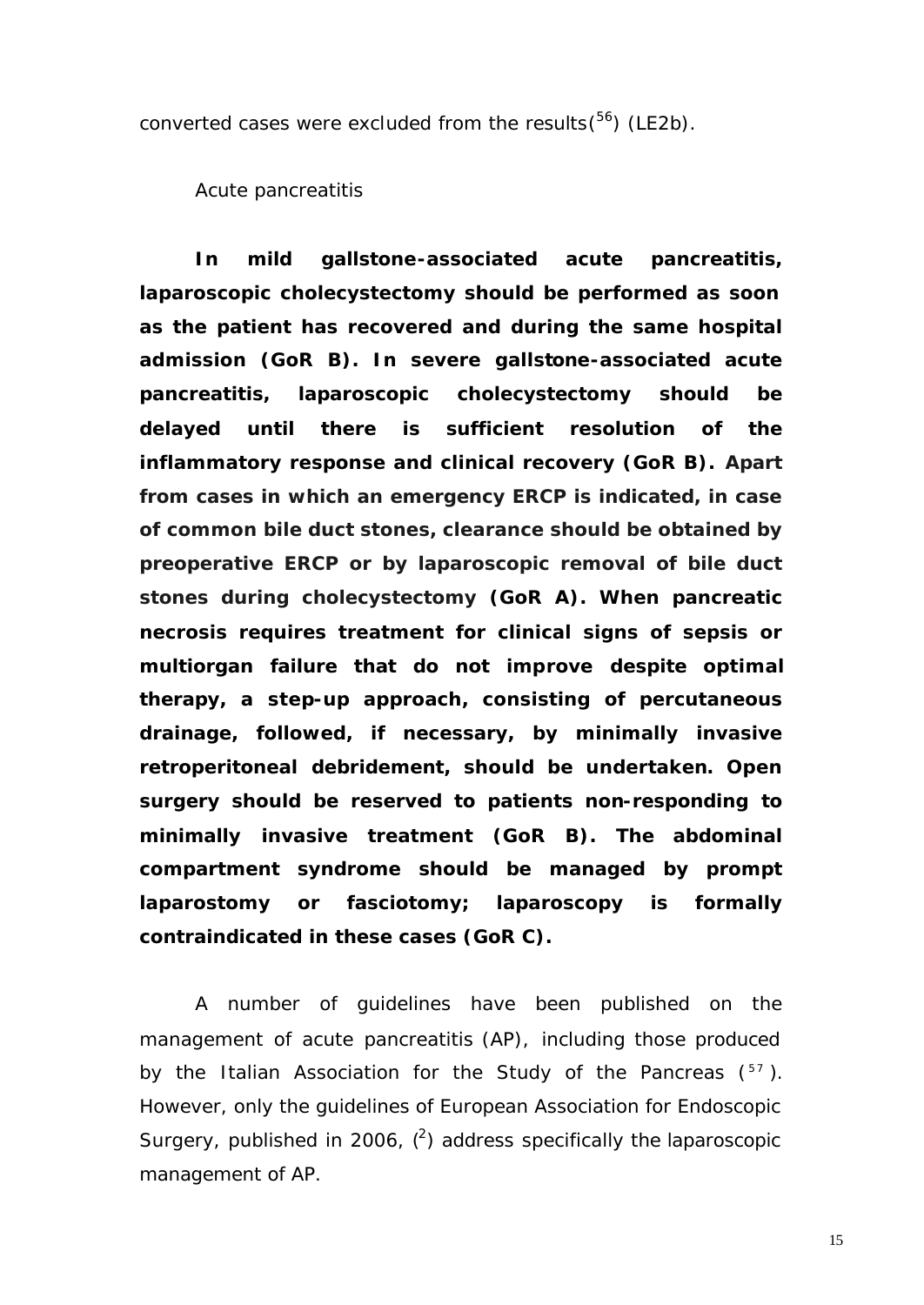converted cases were excluded from the results([56]) (LE2b).

## Acute pancreatitis

**In mild gallstone-associated acute pancreatitis, laparoscopic cholecystectomy should be performed as soon as the patient has recovered and during the same hospital admission (GoR B). In severe gallstone-associated acute pancreatitis, laparoscopic cholecystectomy should be delayed until there is sufficient resolution of the inflammatory response and clinical recovery (GoR B). Apart from cases in which an emergency ERCP is indicated, in case of common bile duct stones, clearance should be obtained by preoperative ERCP or by laparoscopic removal of bile duct stones during cholecystectomy (GoR A). When pancreatic necrosis requires treatment for clinical signs of sepsis or multiorgan failure that do not improve despite optimal therapy, a step-up approach, consisting of percutaneous drainage, followed, if necessary, by minimally invasive retroperitoneal debridement, should be undertaken. Open surgery should be reserved to patients non-responding to minimally invasive treatment (GoR B). The abdominal compartment syndrome should be managed by prompt laparostomy or fasciotomy; laparoscopy is formally contraindicated in these cases (GoR C).**

A number of guidelines have been published on the management of acute pancreatitis (AP), including those produced by the Italian Association for the Study of the Pancreas ([57]). However, only the guidelines of European Association for Endoscopic Surgery, published in 2006, ([2]) address specifically the laparoscopic management of AP.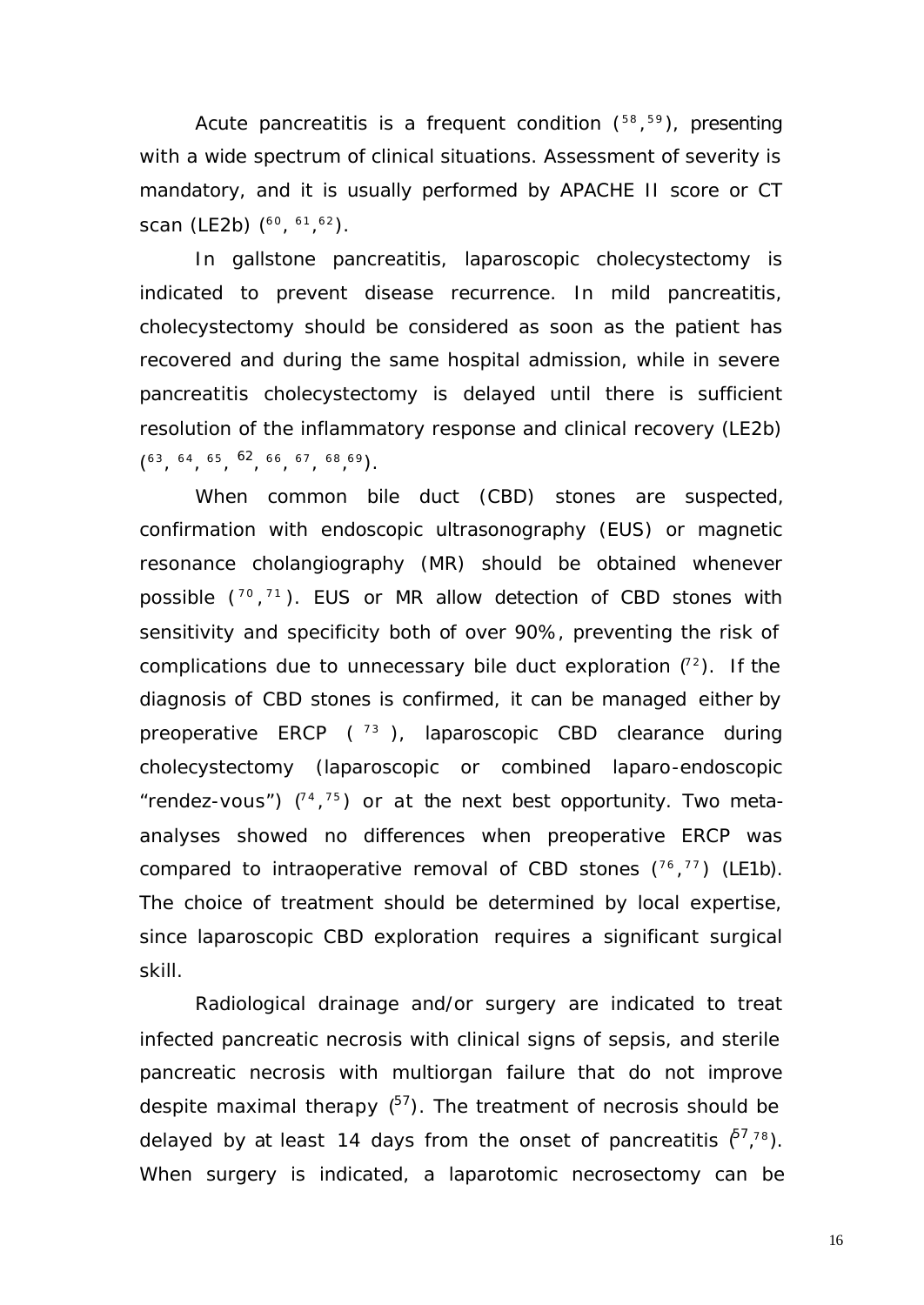Acute pancreatitis is a frequent condition ([58],[59]), presenting with a wide spectrum of clinical situations. Assessment of severity is mandatory, and it is usually performed by APACHE II score or CT scan (LE2b) ([60], [61],[62]).

In gallstone pancreatitis, laparoscopic cholecystectomy is indicated to prevent disease recurrence. In mild pancreatitis, cholecystectomy should be considered as soon as the patient has recovered and during the same hospital admission, while in severe pancreatitis cholecystectomy is delayed until there is sufficient resolution of the inflammatory response and clinical recovery (LE2b) ([63], [64], [65], [62], [66], [67], [68],[69]).

When common bile duct (CBD) stones are suspected, confirmation with endoscopic ultrasonography (EUS) or magnetic resonance cholangiography (MR) should be obtained whenever possible ([70],[71]). EUS or MR allow detection of CBD stones with sensitivity and specificity both of over 90%, preventing the risk of complications due to unnecessary bile duct exploration ([72]). If the diagnosis of CBD stones is confirmed, it can be managed either by preoperative ERCP ( [73] ), laparoscopic CBD clearance during cholecystectomy (laparoscopic or combined laparo-endoscopic "rendez-vous") ([74],[75]) or at the next best opportunity. Two meta-analyses showed no differences when preoperative ERCP was compared to intraoperative removal of CBD stones ([76],[77]) (LE1b). The choice of treatment should be determined by local expertise, since laparoscopic CBD exploration requires a significant surgical skill.

Radiological drainage and/or surgery are indicated to treat infected pancreatic necrosis with clinical signs of sepsis, and sterile pancreatic necrosis with multiorgan failure that do not improve despite maximal therapy ([57]). The treatment of necrosis should be delayed by at least 14 days from the onset of pancreatitis ([57],[78]). When surgery is indicated, a laparotomic necrosectomy can be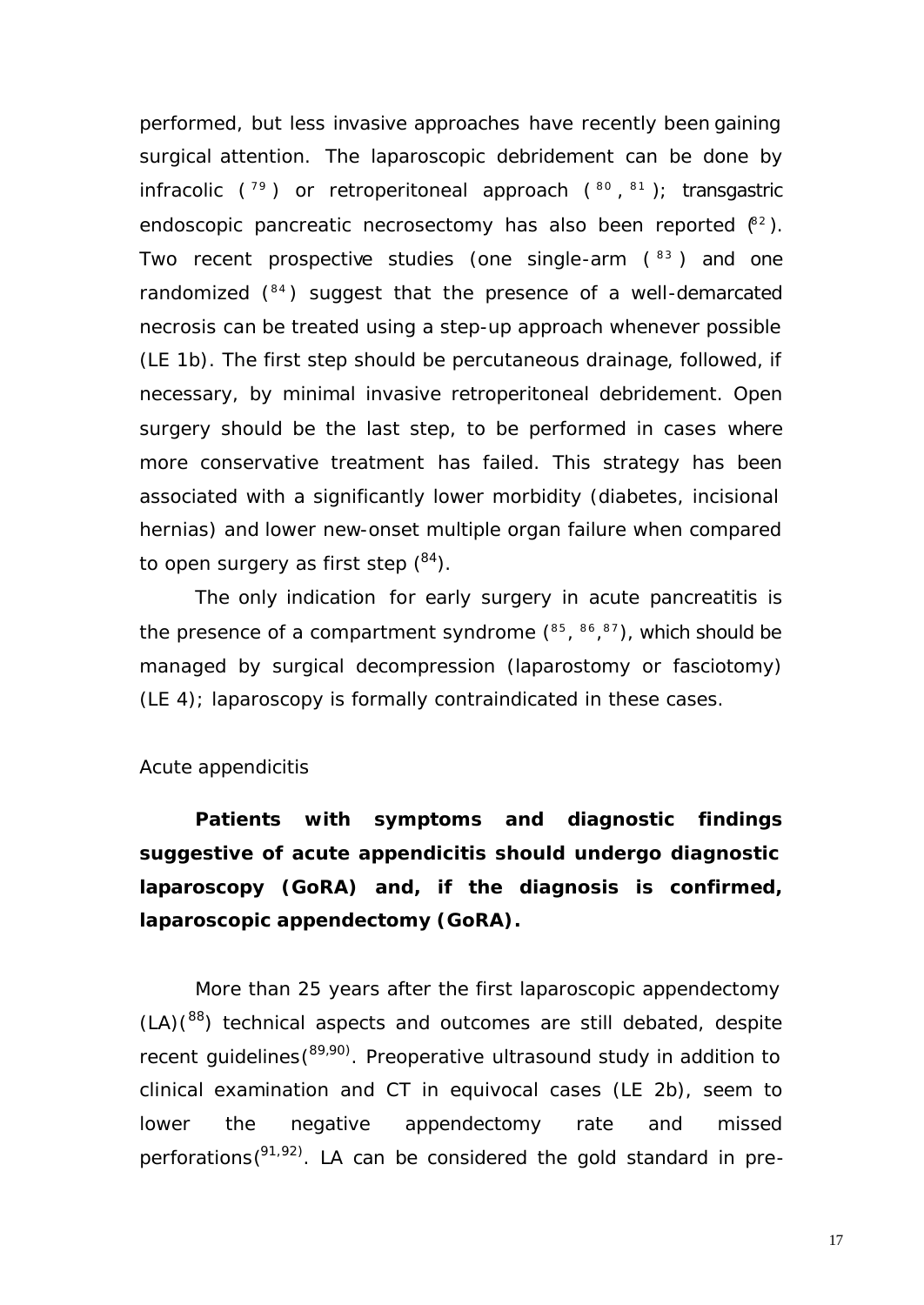performed, but less invasive approaches have recently been gaining surgical attention. The laparoscopic debridement can be done by infracolic ([79]) or retroperitoneal approach ([80], [81]); transgastric endoscopic pancreatic necrosectomy has also been reported ([82]). Two recent prospective studies (one single-arm ([83]) and one randomized ([84]) suggest that the presence of a well-demarcated necrosis can be treated using a step-up approach whenever possible (LE 1b). The first step should be percutaneous drainage, followed, if necessary, by minimal invasive retroperitoneal debridement. Open surgery should be the last step, to be performed in cases where more conservative treatment has failed. This strategy has been associated with a significantly lower morbidity (diabetes, incisional hernias) and lower new-onset multiple organ failure when compared to open surgery as first step ([84]).

The only indication for early surgery in acute pancreatitis is the presence of a compartment syndrome ([85], [86],[87]), which should be managed by surgical decompression (laparostomy or fasciotomy) (LE 4); laparoscopy is formally contraindicated in these cases.

Acute appendicitis

**Patients with symptoms and diagnostic findings suggestive of acute appendicitis should undergo diagnostic laparoscopy (GoRA) and, if the diagnosis is confirmed, laparoscopic appendectomy (GoRA).**

More than 25 years after the first laparoscopic appendectomy (LA)([88]) technical aspects and outcomes are still debated, despite recent guidelines([89,90]). Preoperative ultrasound study in addition to clinical examination and CT in equivocal cases (LE 2b), seem to lower the negative appendectomy rate and missed perforations([91,92]). LA can be considered the gold standard in pre-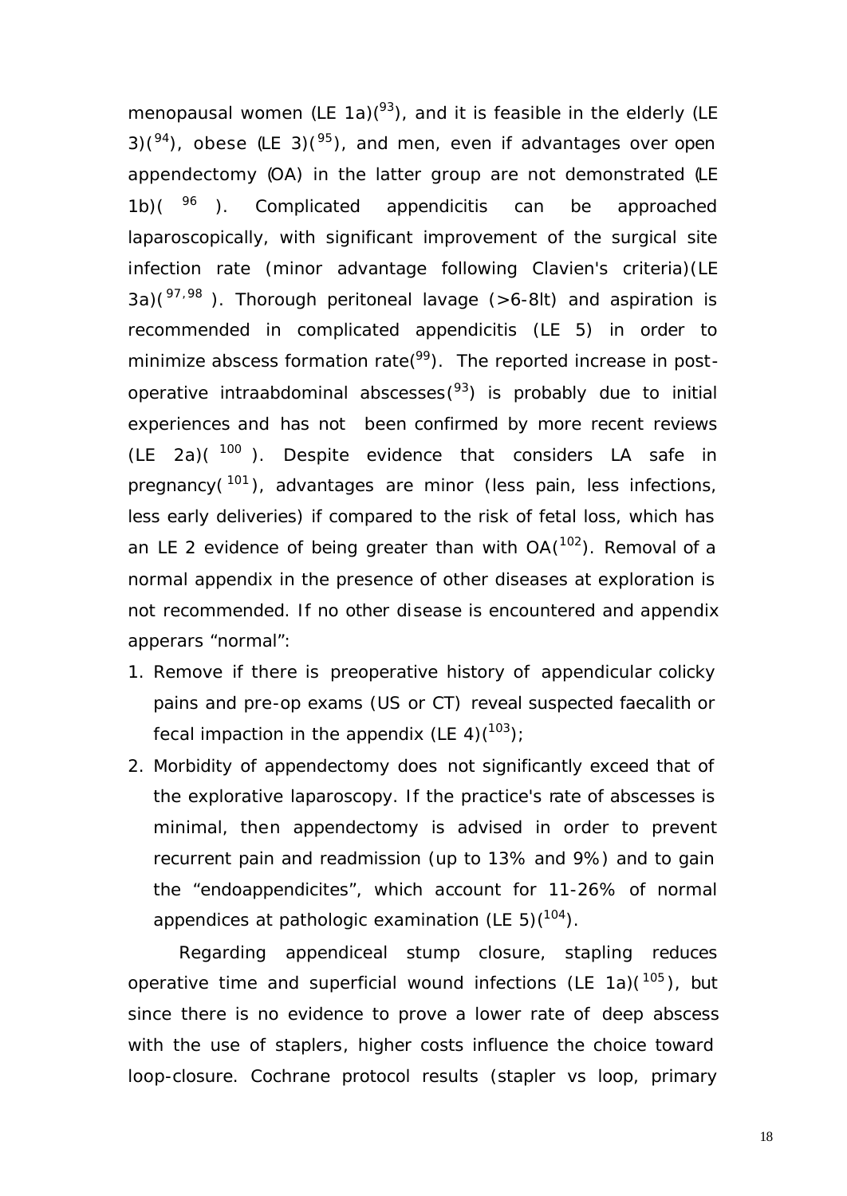menopausal women (LE 1a)([93]), and it is feasible in the elderly (LE 3)([94]), obese (LE 3)([95]), and men, even if advantages over open appendectomy (OA) in the latter group are not demonstrated (LE 1b)([96]). Complicated appendicitis can be approached laparoscopically, with significant improvement of the surgical site infection rate (minor advantage following Clavien's criteria)(LE 3a)([97,98]). Thorough peritoneal lavage (>6-8lt) and aspiration is recommended in complicated appendicitis (LE 5) in order to minimize abscess formation rate([99]). The reported increase in post-operative intraabdominal abscesses([93]) is probably due to initial experiences and has not been confirmed by more recent reviews (LE 2a)([100]). Despite evidence that considers LA safe in pregnancy([101]), advantages are minor (less pain, less infections, less early deliveries) if compared to the risk of fetal loss, which has an LE 2 evidence of being greater than with OA([102]). Removal of a normal appendix in the presence of other diseases at exploration is not recommended. If no other disease is encountered and appendix apperars "normal":

1. Remove if there is preoperative history of appendicular colicky pains and pre-op exams (US or CT) reveal suspected faecalith or fecal impaction in the appendix (LE 4)([103]);
2. Morbidity of appendectomy does not significantly exceed that of the explorative laparoscopy. If the practice's rate of abscesses is minimal, then appendectomy is advised in order to prevent recurrent pain and readmission (up to 13% and 9%) and to gain the "endoappendicites", which account for 11-26% of normal appendices at pathologic examination (LE 5)([104]).

Regarding appendiceal stump closure, stapling reduces operative time and superficial wound infections (LE 1a)([105]), but since there is no evidence to prove a lower rate of deep abscess with the use of staplers, higher costs influence the choice toward loop-closure. Cochrane protocol results (stapler vs loop, primary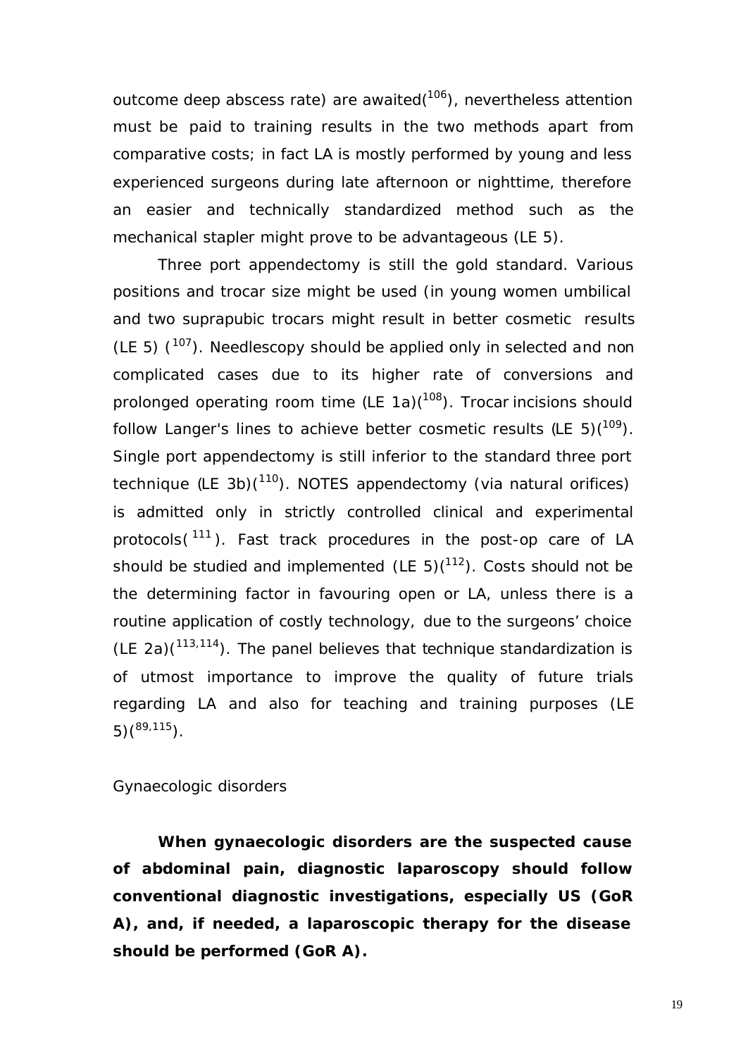outcome deep abscess rate) are awaited([106]), nevertheless attention must be paid to training results in the two methods apart from comparative costs; in fact LA is mostly performed by young and less experienced surgeons during late afternoon or nighttime, therefore an easier and technically standardized method such as the mechanical stapler might prove to be advantageous (LE 5).

Three port appendectomy is still the gold standard. Various positions and trocar size might be used (in young women umbilical and two suprapubic trocars might result in better cosmetic results (LE 5) ([107]). Needlescopy should be applied only in selected and non complicated cases due to its higher rate of conversions and prolonged operating room time (LE 1a)([108]). Trocar incisions should follow Langer's lines to achieve better cosmetic results (LE 5)([109]). Single port appendectomy is still inferior to the standard three port technique (LE 3b)([110]). NOTES appendectomy (via natural orifices) is admitted only in strictly controlled clinical and experimental protocols([111]). Fast track procedures in the post-op care of LA should be studied and implemented (LE 5)([112]). Costs should not be the determining factor in favouring open or LA, unless there is a routine application of costly technology, due to the surgeons' choice (LE 2a)([113,114]). The panel believes that technique standardization is of utmost importance to improve the quality of future trials regarding LA and also for teaching and training purposes (LE 5)([89,115]).

Gynaecologic disorders

**When gynaecologic disorders are the suspected cause of abdominal pain, diagnostic laparoscopy should follow conventional diagnostic investigations, especially US (GoR A), and, if needed, a laparoscopic therapy for the disease should be performed (GoR A).**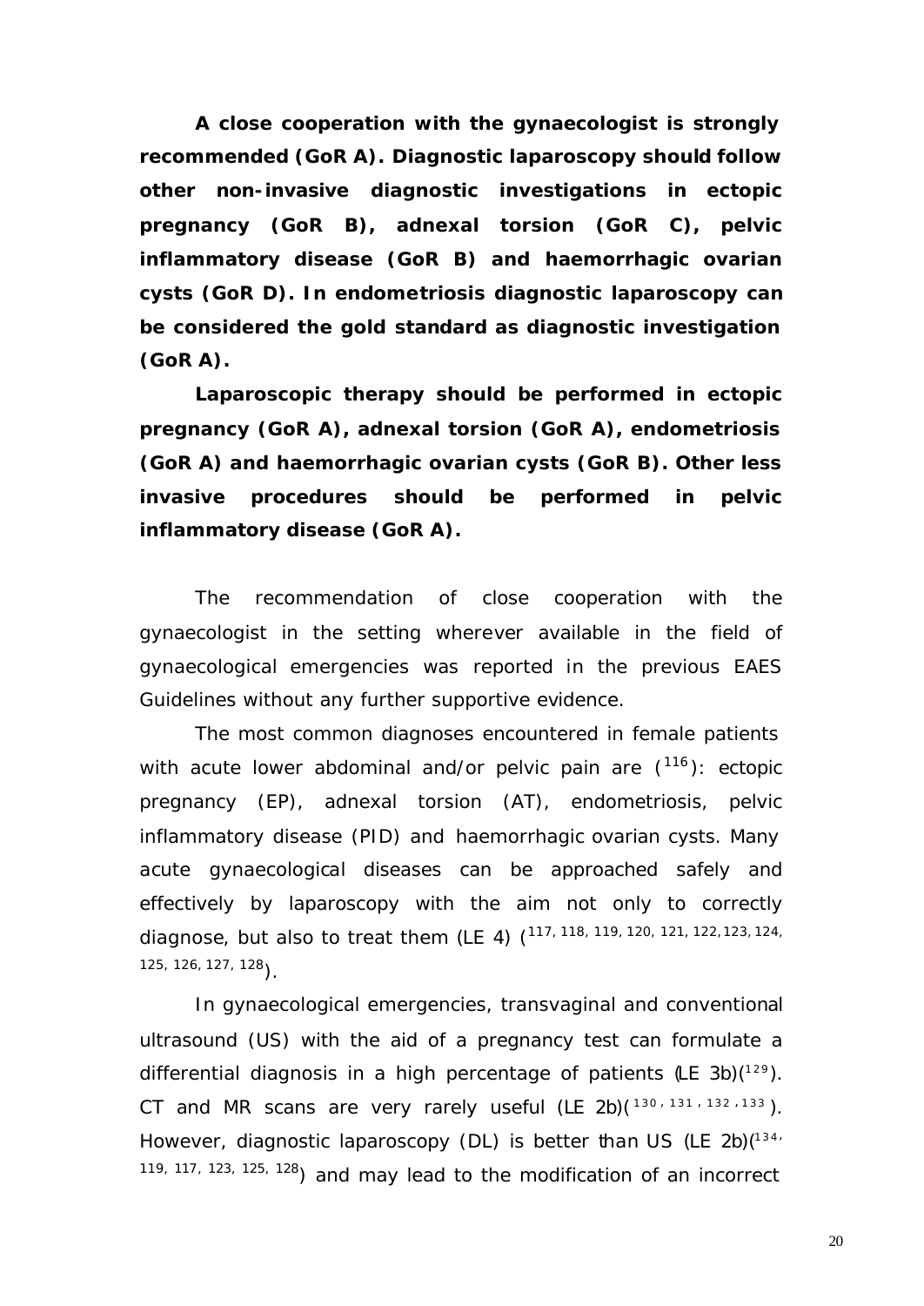**A close cooperation with the gynaecologist is strongly recommended (GoR A). Diagnostic laparoscopy should follow other non-invasive diagnostic investigations in ectopic pregnancy (GoR B), adnexal torsion (GoR C), pelvic inflammatory disease (GoR B) and haemorrhagic ovarian cysts (GoR D). In endometriosis diagnostic laparoscopy can be considered the gold standard as diagnostic investigation (GoR A).**

**Laparoscopic therapy should be performed in ectopic pregnancy (GoR A), adnexal torsion (GoR A), endometriosis (GoR A) and haemorrhagic ovarian cysts (GoR B). Other less invasive procedures should be performed in pelvic inflammatory disease (GoR A).**

The recommendation of close cooperation with the gynaecologist in the setting wherever available in the field of gynaecological emergencies was reported in the previous EAES Guidelines without any further supportive evidence.

The most common diagnoses encountered in female patients with acute lower abdominal and/or pelvic pain are ([116]): ectopic pregnancy (EP), adnexal torsion (AT), endometriosis, pelvic inflammatory disease (PID) and haemorrhagic ovarian cysts. Many acute gynaecological diseases can be approached safely and effectively by laparoscopy with the aim not only to correctly diagnose, but also to treat them (LE 4) ([117, 118, 119, 120, 121, 122, 123, 124, 125, 126, 127, 128]).

In gynaecological emergencies, transvaginal and conventional ultrasound (US) with the aid of a pregnancy test can formulate a differential diagnosis in a high percentage of patients (LE 3b)([129]). CT and MR scans are very rarely useful (LE 2b)([130, 131, 132, 133]). However, diagnostic laparoscopy (DL) is better than US (LE 2b)([134, 119, 117, 123, 125, 128]) and may lead to the modification of an incorrect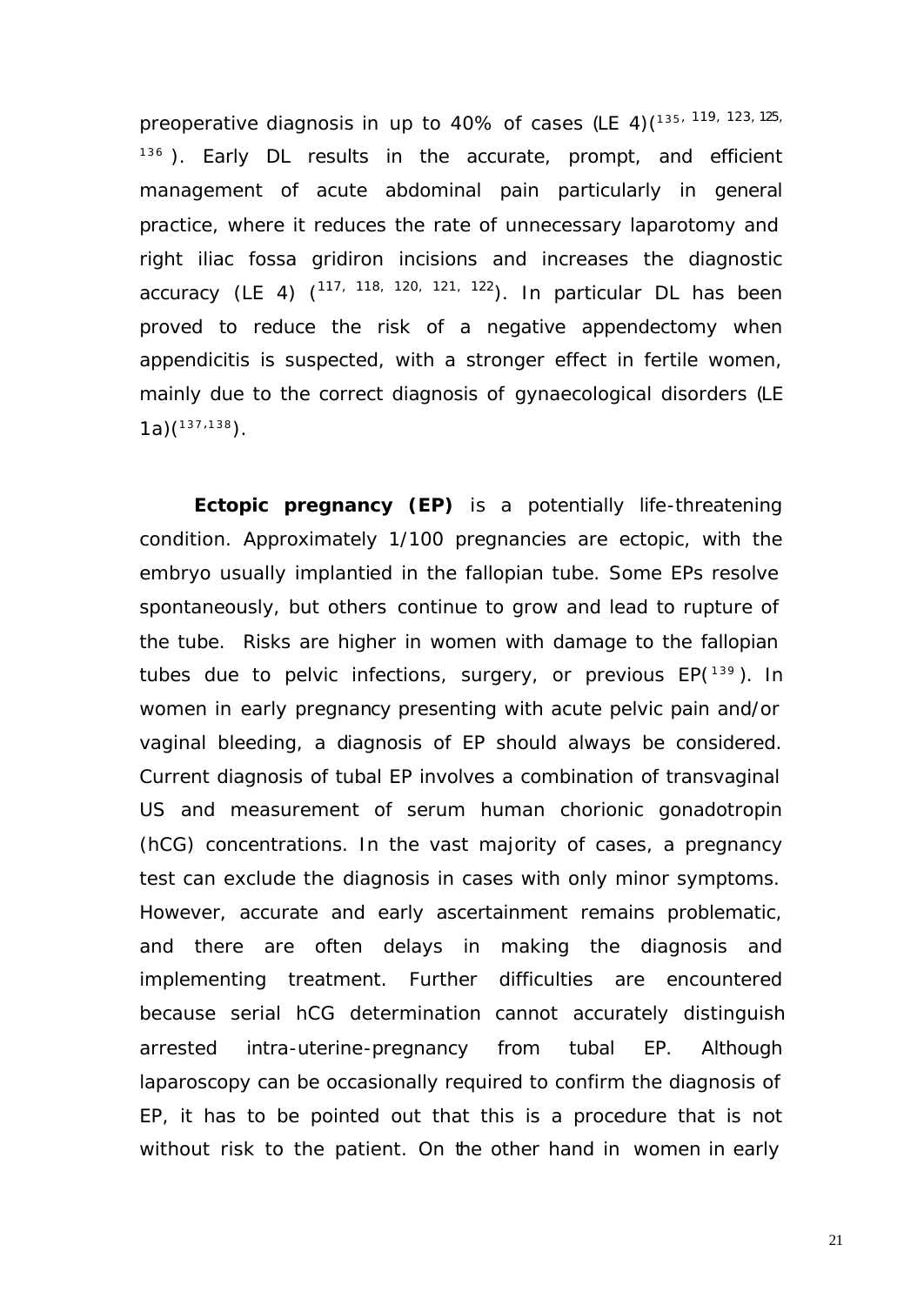preoperative diagnosis in up to 40% of cases (LE 4)([135, 119, 123, 125, 136]). Early DL results in the accurate, prompt, and efficient management of acute abdominal pain particularly in general practice, where it reduces the rate of unnecessary laparotomy and right iliac fossa gridiron incisions and increases the diagnostic accuracy (LE 4) ([117, 118, 120, 121, 122]). In particular DL has been proved to reduce the risk of a negative appendectomy when appendicitis is suspected, with a stronger effect in fertile women, mainly due to the correct diagnosis of gynaecological disorders (LE 1a)([137,138]).

**Ectopic pregnancy (EP)** is a potentially life-threatening condition. Approximately 1/100 pregnancies are ectopic, with the embryo usually implantied in the fallopian tube. Some EPs resolve spontaneously, but others continue to grow and lead to rupture of the tube. Risks are higher in women with damage to the fallopian tubes due to pelvic infections, surgery, or previous EP([139]). In women in early pregnancy presenting with acute pelvic pain and/or vaginal bleeding, a diagnosis of EP should always be considered. Current diagnosis of tubal EP involves a combination of transvaginal US and measurement of serum human chorionic gonadotropin (hCG) concentrations. In the vast majority of cases, a pregnancy test can exclude the diagnosis in cases with only minor symptoms. However, accurate and early ascertainment remains problematic, and there are often delays in making the diagnosis and implementing treatment. Further difficulties are encountered because serial hCG determination cannot accurately distinguish arrested intra-uterine-pregnancy from tubal EP. Although laparoscopy can be occasionally required to confirm the diagnosis of EP, it has to be pointed out that this is a procedure that is not without risk to the patient. On the other hand in women in early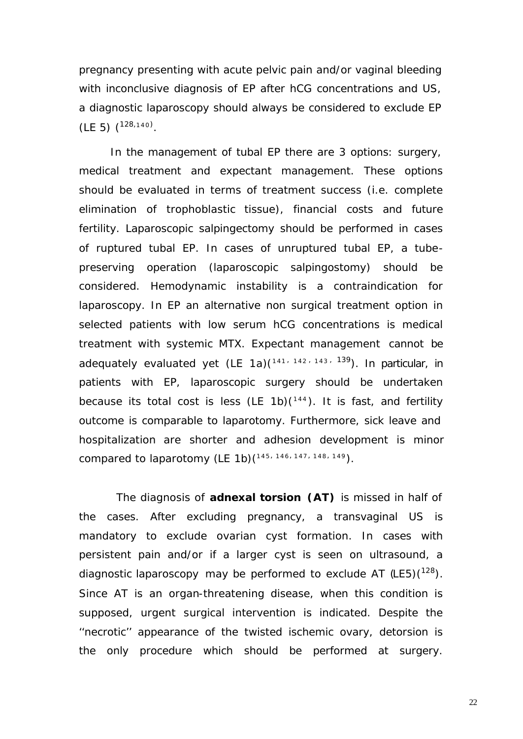pregnancy presenting with acute pelvic pain and/or vaginal bleeding with inconclusive diagnosis of EP after hCG concentrations and US, a diagnostic laparoscopy should always be considered to exclude EP (LE 5) ([128,140]).

In the management of tubal EP there are 3 options: surgery, medical treatment and expectant management. These options should be evaluated in terms of treatment success (i.e. complete elimination of trophoblastic tissue), financial costs and future fertility. Laparoscopic salpingectomy should be performed in cases of ruptured tubal EP. In cases of unruptured tubal EP, a tube-preserving operation (laparoscopic salpingostomy) should be considered. Hemodynamic instability is a contraindication for laparoscopy. In EP an alternative non surgical treatment option in selected patients with low serum hCG concentrations is medical treatment with systemic MTX. Expectant management cannot be adequately evaluated yet (LE 1a)([141, 142, 143, 139]). In particular, in patients with EP, laparoscopic surgery should be undertaken because its total cost is less (LE 1b)([144]). It is fast, and fertility outcome is comparable to laparotomy. Furthermore, sick leave and hospitalization are shorter and adhesion development is minor compared to laparotomy (LE 1b)([145, 146, 147, 148, 149]).

The diagnosis of **adnexal torsion (AT)** is missed in half of the cases. After excluding pregnancy, a transvaginal US is mandatory to exclude ovarian cyst formation. In cases with persistent pain and/or if a larger cyst is seen on ultrasound, a diagnostic laparoscopy may be performed to exclude AT (LE5)([128]). Since AT is an organ-threatening disease, when this condition is supposed, urgent surgical intervention is indicated. Despite the ''necrotic'' appearance of the twisted ischemic ovary, detorsion is the only procedure which should be performed at surgery.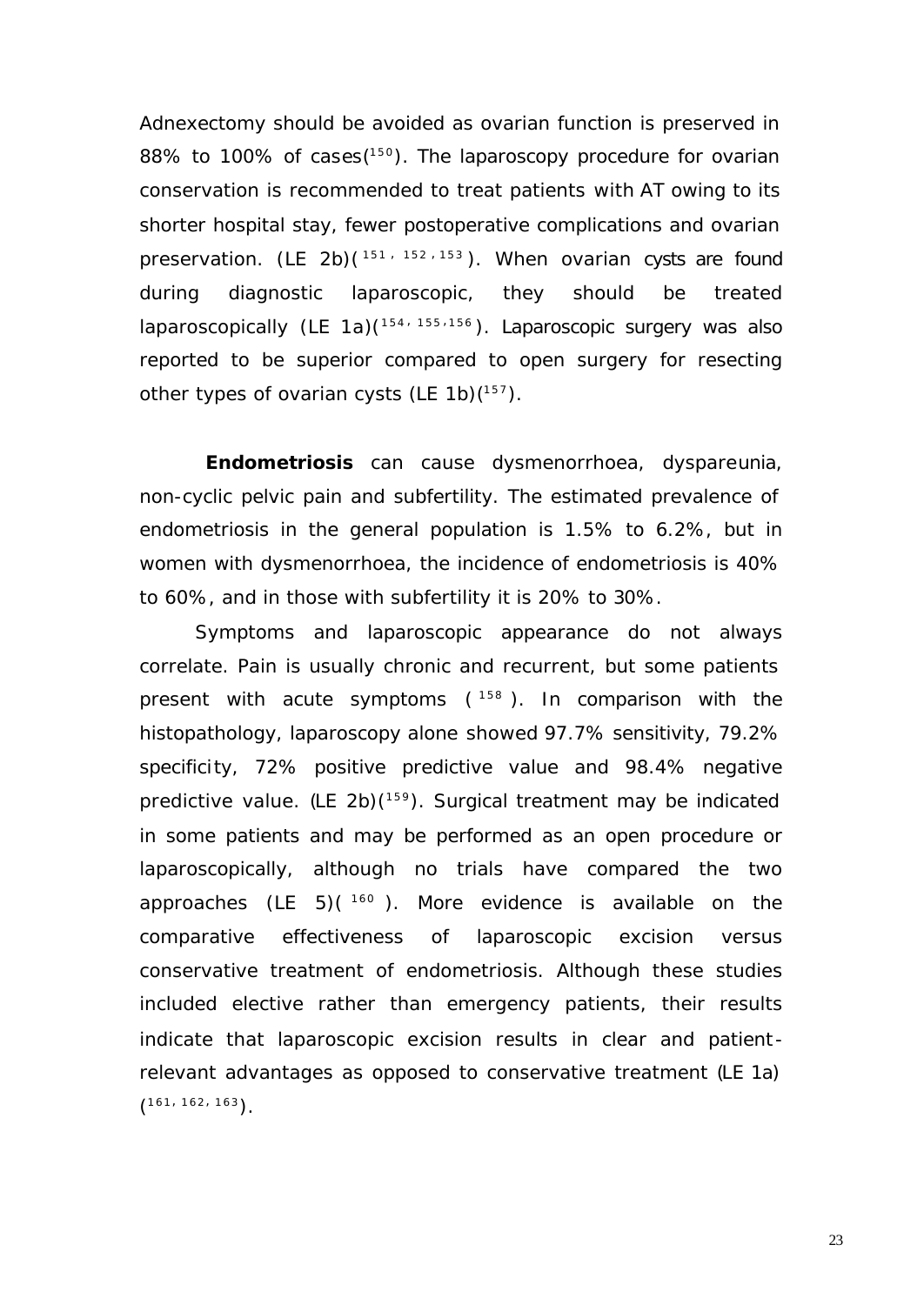Adnexectomy should be avoided as ovarian function is preserved in 88% to 100% of cases[150]. The laparoscopy procedure for ovarian conservation is recommended to treat patients with AT owing to its shorter hospital stay, fewer postoperative complications and ovarian preservation. (LE 2b)[151, 152, 153]. When ovarian cysts are found during diagnostic laparoscopic, they should be treated laparoscopically (LE 1a)[154, 155,156]. Laparoscopic surgery was also reported to be superior compared to open surgery for resecting other types of ovarian cysts (LE 1b)[157].

**Endometriosis** can cause dysmenorrhoea, dyspareunia, non-cyclic pelvic pain and subfertility. The estimated prevalence of endometriosis in the general population is 1.5% to 6.2%, but in women with dysmenorrhoea, the incidence of endometriosis is 40% to 60%, and in those with subfertility it is 20% to 30%.

Symptoms and laparoscopic appearance do not always correlate. Pain is usually chronic and recurrent, but some patients present with acute symptoms ([158]). In comparison with the histopathology, laparoscopy alone showed 97.7% sensitivity, 79.2% specificity, 72% positive predictive value and 98.4% negative predictive value. (LE 2b)[159]. Surgical treatment may be indicated in some patients and may be performed as an open procedure or laparoscopically, although no trials have compared the two approaches (LE 5)([160]). More evidence is available on the comparative effectiveness of laparoscopic excision versus conservative treatment of endometriosis. Although these studies included elective rather than emergency patients, their results indicate that laparoscopic excision results in clear and patient-relevant advantages as opposed to conservative treatment (LE 1a) [161, 162, 163].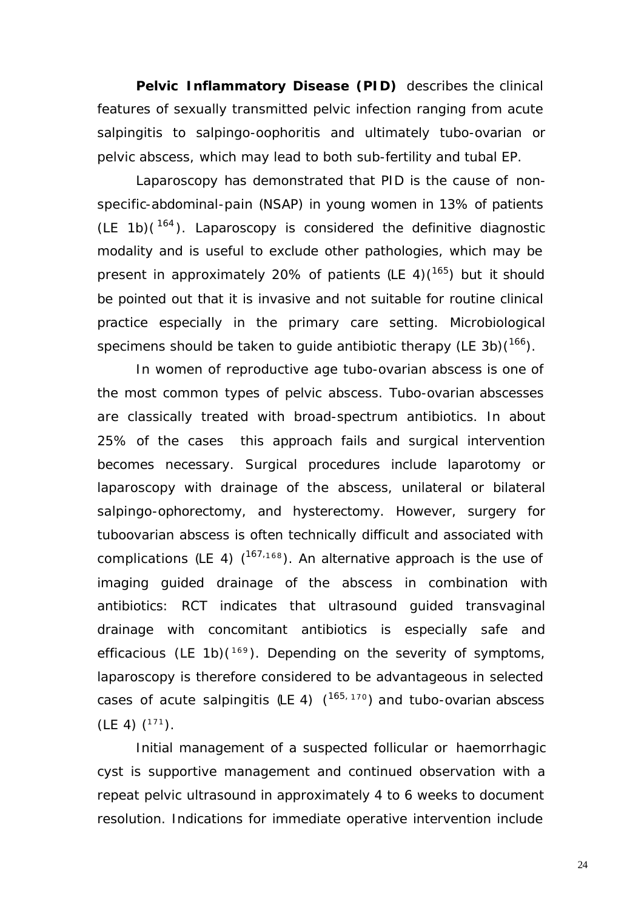**Pelvic Inflammatory Disease (PID)** describes the clinical features of sexually transmitted pelvic infection ranging from acute salpingitis to salpingo-oophoritis and ultimately tubo-ovarian or pelvic abscess, which may lead to both sub-fertility and tubal EP.

Laparoscopy has demonstrated that PID is the cause of non-specific-abdominal-pain (NSAP) in young women in 13% of patients (LE 1b)([164]). Laparoscopy is considered the definitive diagnostic modality and is useful to exclude other pathologies, which may be present in approximately 20% of patients (LE 4)([165]) but it should be pointed out that it is invasive and not suitable for routine clinical practice especially in the primary care setting. Microbiological specimens should be taken to guide antibiotic therapy (LE 3b)([166]).

In women of reproductive age tubo-ovarian abscess is one of the most common types of pelvic abscess. Tubo-ovarian abscesses are classically treated with broad-spectrum antibiotics. In about 25% of the cases this approach fails and surgical intervention becomes necessary. Surgical procedures include laparotomy or laparoscopy with drainage of the abscess, unilateral or bilateral salpingo-ophorectomy, and hysterectomy. However, surgery for tuboovarian abscess is often technically difficult and associated with complications (LE 4) ([167,168]). An alternative approach is the use of imaging guided drainage of the abscess in combination with antibiotics: RCT indicates that ultrasound guided transvaginal drainage with concomitant antibiotics is especially safe and efficacious (LE 1b)([169]). Depending on the severity of symptoms, laparoscopy is therefore considered to be advantageous in selected cases of acute salpingitis (LE 4) ([165, 170]) and tubo-ovarian abscess (LE 4) ([171]).

Initial management of a suspected follicular or haemorrhagic cyst is supportive management and continued observation with a repeat pelvic ultrasound in approximately 4 to 6 weeks to document resolution. Indications for immediate operative intervention include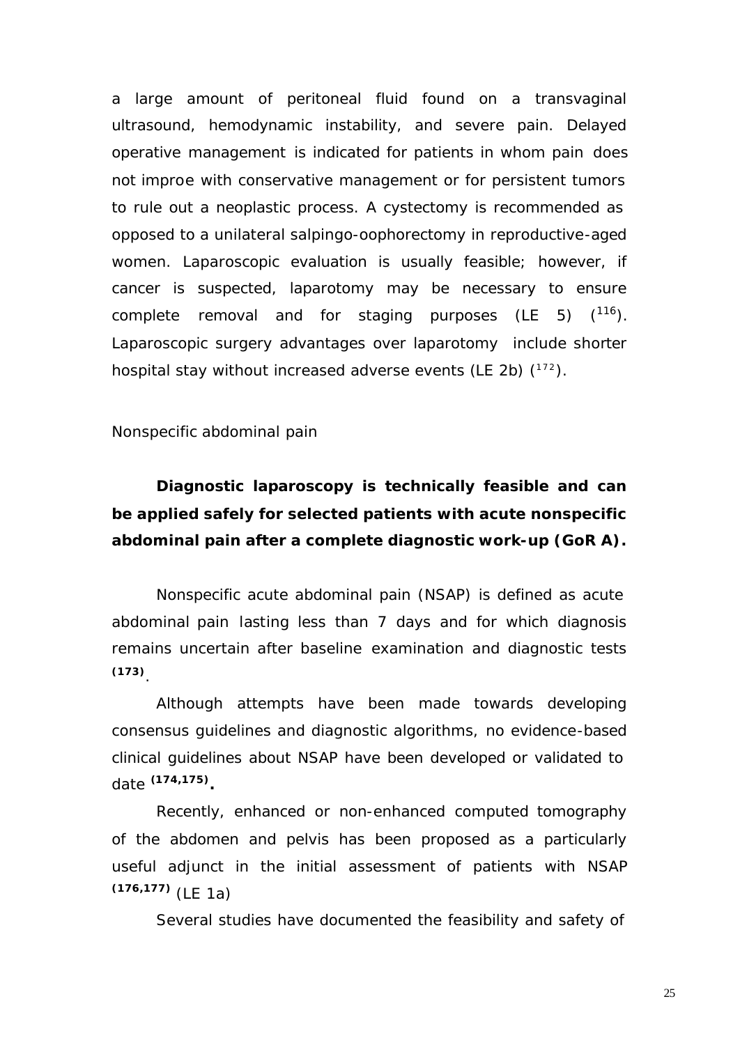a large amount of peritoneal fluid found on a transvaginal ultrasound, hemodynamic instability, and severe pain. Delayed operative management is indicated for patients in whom pain does not improe with conservative management or for persistent tumors to rule out a neoplastic process. A cystectomy is recommended as opposed to a unilateral salpingo-oophorectomy in reproductive-aged women. Laparoscopic evaluation is usually feasible; however, if cancer is suspected, laparotomy may be necessary to ensure complete removal and for staging purposes (LE 5) ([116]). Laparoscopic surgery advantages over laparotomy include shorter hospital stay without increased adverse events (LE 2b) ([172]).

Nonspecific abdominal pain

**Diagnostic laparoscopy is technically feasible and can be applied safely for selected patients with acute nonspecific abdominal pain after a complete diagnostic work-up (GoR A).**

Nonspecific acute abdominal pain (NSAP) is defined as acute abdominal pain lasting less than 7 days and for which diagnosis remains uncertain after baseline examination and diagnostic tests [(173)].

Although attempts have been made towards developing consensus guidelines and diagnostic algorithms, no evidence-based clinical guidelines about NSAP have been developed or validated to date [(174,175)].

Recently, enhanced or non-enhanced computed tomography of the abdomen and pelvis has been proposed as a particularly useful adjunct in the initial assessment of patients with NSAP [(176,177)] (LE 1a)

Several studies have documented the feasibility and safety of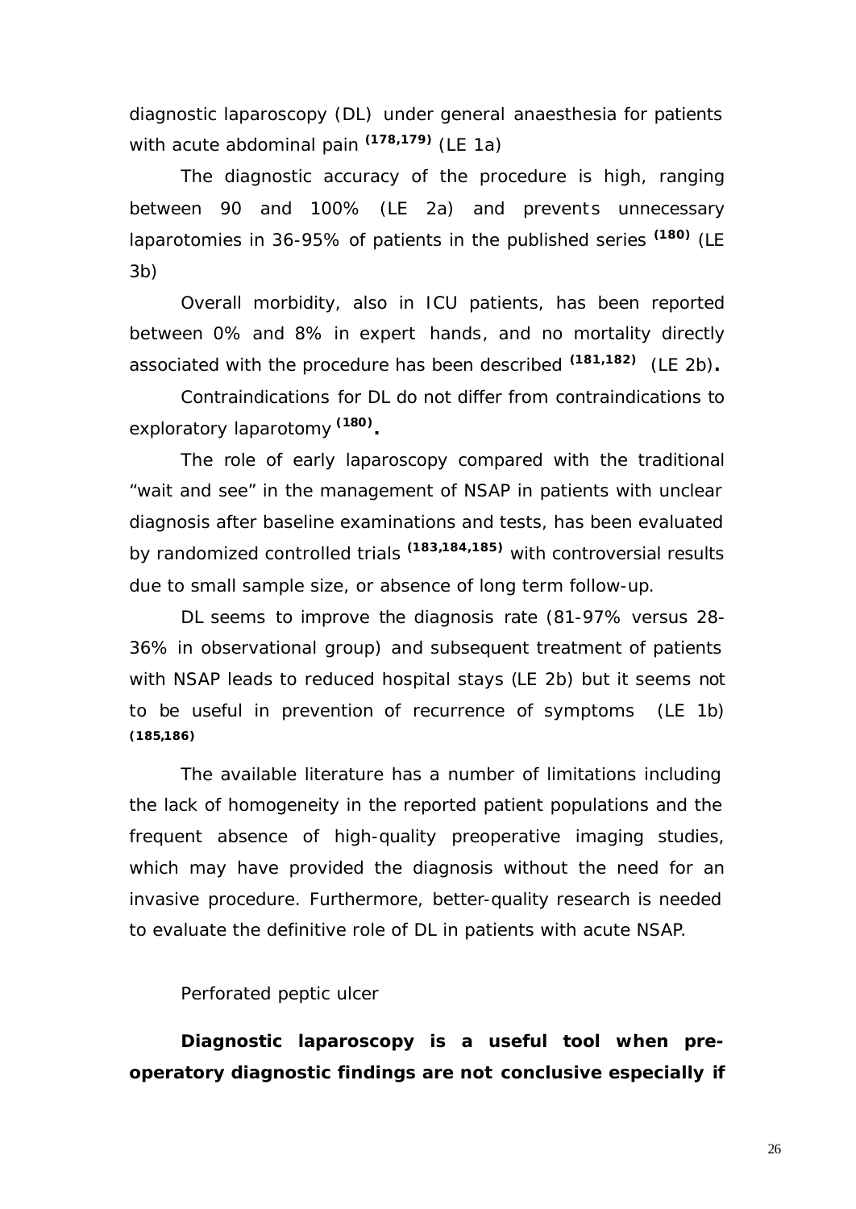diagnostic laparoscopy (DL) under general anaesthesia for patients with acute abdominal pain [178,179] (LE 1a)

The diagnostic accuracy of the procedure is high, ranging between 90 and 100% (LE 2a) and prevents unnecessary laparotomies in 36-95% of patients in the published series [180] (LE 3b)

Overall morbidity, also in ICU patients, has been reported between 0% and 8% in expert hands, and no mortality directly associated with the procedure has been described [181,182] (LE 2b).

Contraindications for DL do not differ from contraindications to exploratory laparotomy [180].

The role of early laparoscopy compared with the traditional "wait and see" in the management of NSAP in patients with unclear diagnosis after baseline examinations and tests, has been evaluated by randomized controlled trials [183,184,185] with controversial results due to small sample size, or absence of long term follow-up.

DL seems to improve the diagnosis rate (81-97% versus 28-36% in observational group) and subsequent treatment of patients with NSAP leads to reduced hospital stays (LE 2b) but it seems not to be useful in prevention of recurrence of symptoms (LE 1b) [185,186]

The available literature has a number of limitations including the lack of homogeneity in the reported patient populations and the frequent absence of high-quality preoperative imaging studies, which may have provided the diagnosis without the need for an invasive procedure. Furthermore, better-quality research is needed to evaluate the definitive role of DL in patients with acute NSAP.

*Perforated peptic ulcer*

**Diagnostic laparoscopy is a useful tool when pre-operatory diagnostic findings are not conclusive especially if**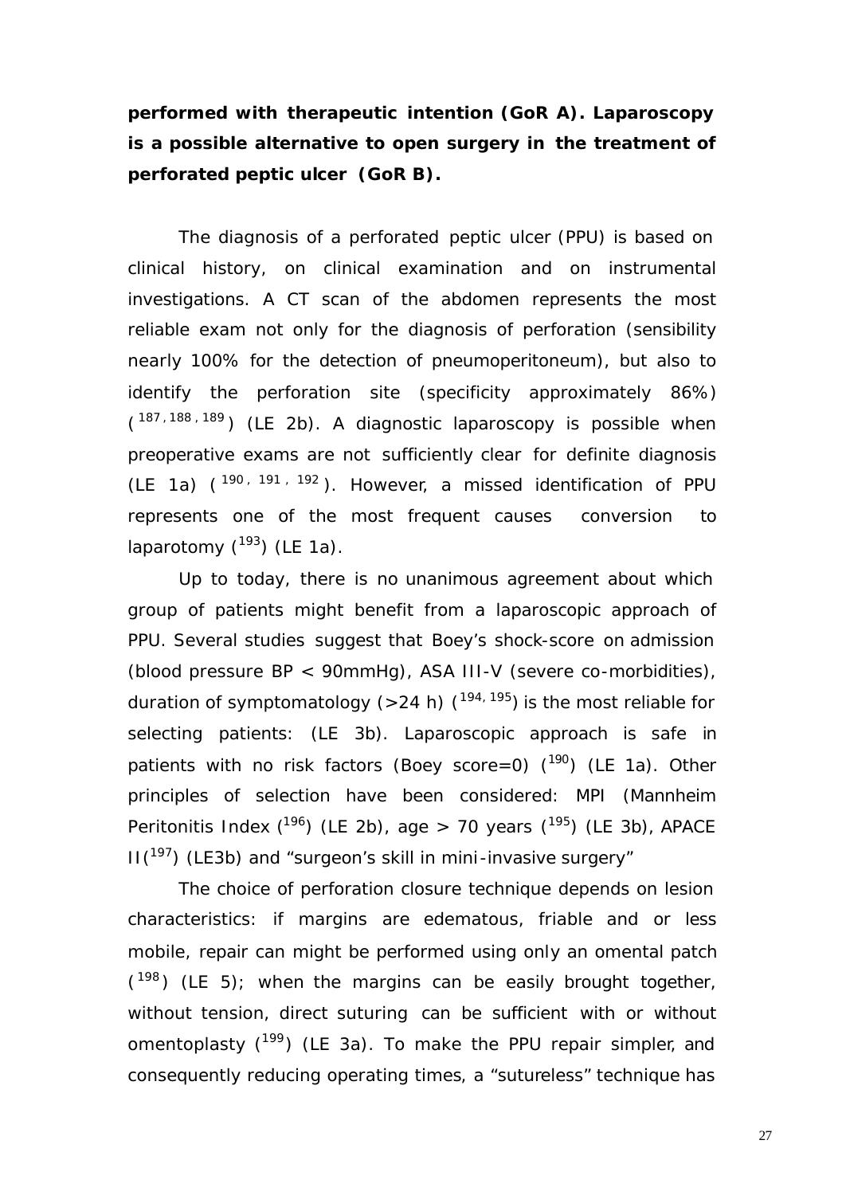**performed with therapeutic intention (GoR A). Laparoscopy is a possible alternative to open surgery in the treatment of perforated peptic ulcer (GoR B).**

The diagnosis of a perforated peptic ulcer (PPU) is based on clinical history, on clinical examination and on instrumental investigations. A CT scan of the abdomen represents the most reliable exam not only for the diagnosis of perforation (sensibility nearly 100% for the detection of pneumoperitoneum), but also to identify the perforation site (specificity approximately 86%) ([187,188,189]) (LE 2b). A diagnostic laparoscopy is possible when preoperative exams are not sufficiently clear for definite diagnosis (LE 1a) ([190, 191, 192]). However, a missed identification of PPU represents one of the most frequent causes conversion to laparotomy ([193]) (LE 1a).

Up to today, there is no unanimous agreement about which group of patients might benefit from a laparoscopic approach of PPU. Several studies suggest that Boey's shock-score on admission (blood pressure BP < 90mmHg), ASA III-V (severe co-morbidities), duration of symptomatology (>24 h) ([194, 195]) is the most reliable for selecting patients: (LE 3b). Laparoscopic approach is safe in patients with no risk factors (Boey score=0) ([190]) (LE 1a). Other principles of selection have been considered: MPI (Mannheim Peritonitis Index ([196]) (LE 2b), age > 70 years ([195]) (LE 3b), APACE II([197]) (LE3b) and "surgeon's skill in mini-invasive surgery"

The choice of perforation closure technique depends on lesion characteristics: if margins are edematous, friable and or less mobile, repair can might be performed using only an omental patch ([198]) (LE 5); when the margins can be easily brought together, without tension, direct suturing can be sufficient with or without omentoplasty ([199]) (LE 3a). To make the PPU repair simpler, and consequently reducing operating times, a "sutureless" technique has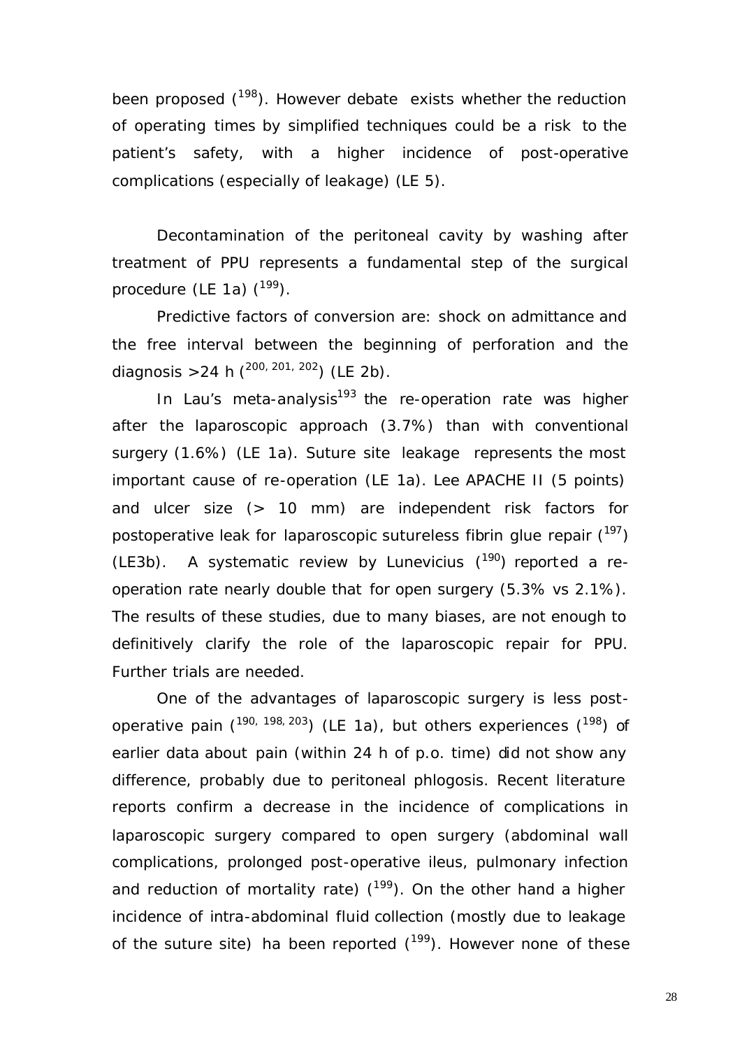been proposed ([198]). However debate exists whether the reduction of operating times by simplified techniques could be a risk to the patient's safety, with a higher incidence of post-operative complications (especially of leakage) (LE 5).

Decontamination of the peritoneal cavity by washing after treatment of PPU represents a fundamental step of the surgical procedure (LE 1a) ([199]).

Predictive factors of conversion are: shock on admittance and the free interval between the beginning of perforation and the diagnosis >24 h ([200, 201, 202]) (LE 2b).

In Lau's meta-analysis[193] the re-operation rate was higher after the laparoscopic approach (3.7%) than with conventional surgery (1.6%) (LE 1a). Suture site leakage represents the most important cause of re-operation (LE 1a). Lee APACHE II (5 points) and ulcer size (> 10 mm) are independent risk factors for postoperative leak for laparoscopic sutureless fibrin glue repair ([197]) (LE3b). A systematic review by Lunevicius ([190]) reported a re-operation rate nearly double that for open surgery (5.3% vs 2.1%). The results of these studies, due to many biases, are not enough to definitively clarify the role of the laparoscopic repair for PPU. Further trials are needed.

One of the advantages of laparoscopic surgery is less post-operative pain ([190, 198, 203]) (LE 1a), but others experiences ([198]) of earlier data about pain (within 24 h of p.o. time) did not show any difference, probably due to peritoneal phlogosis. Recent literature reports confirm a decrease in the incidence of complications in laparoscopic surgery compared to open surgery (abdominal wall complications, prolonged post-operative ileus, pulmonary infection and reduction of mortality rate) ([199]). On the other hand a higher incidence of intra-abdominal fluid collection (mostly due to leakage of the suture site) ha been reported ([199]). However none of these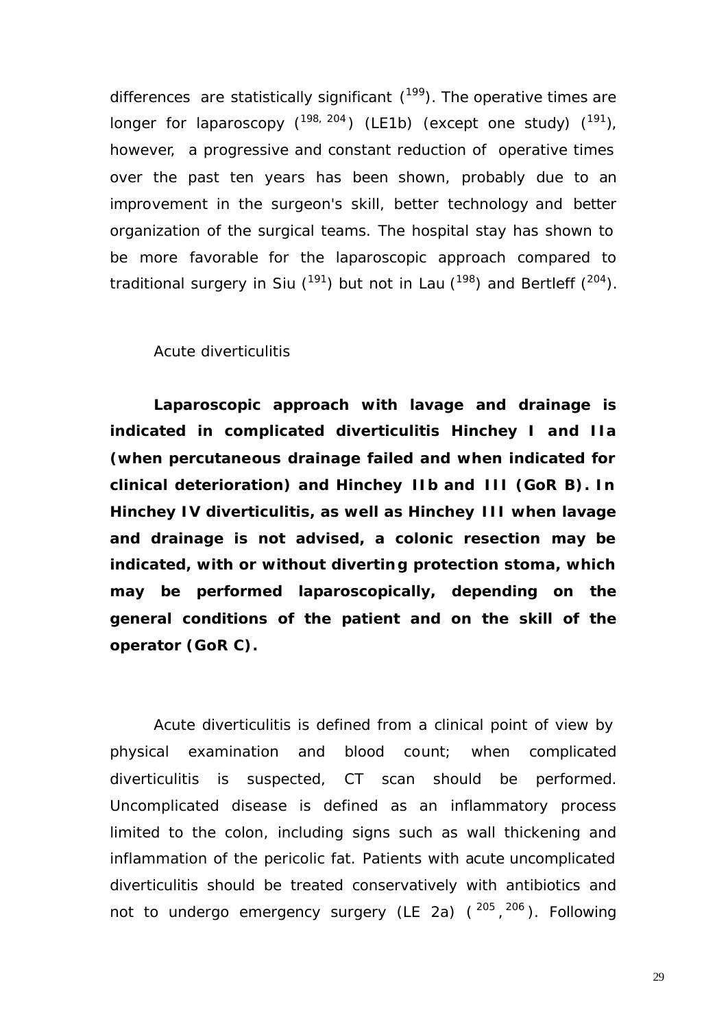differences are statistically significant ([199]). The operative times are longer for laparoscopy ([198, 204]) (LE1b) (except one study) ([191]), however, a progressive and constant reduction of operative times over the past ten years has been shown, probably due to an improvement in the surgeon's skill, better technology and better organization of the surgical teams. The hospital stay has shown to be more favorable for the laparoscopic approach compared to traditional surgery in Siu ([191]) but not in Lau ([198]) and Bertleff ([204]).

Acute diverticulitis

**Laparoscopic approach with lavage and drainage is indicated in complicated diverticulitis Hinchey I and IIa (when percutaneous drainage failed and when indicated for clinical deterioration) and Hinchey IIb and III (GoR B). In Hinchey IV diverticulitis, as well as Hinchey III when lavage and drainage is not advised, a colonic resection may be indicated, with or without diverting protection stoma, which may be performed laparoscopically, depending on the general conditions of the patient and on the skill of the operator (GoR C).**

Acute diverticulitis is defined from a clinical point of view by physical examination and blood count; when complicated diverticulitis is suspected, CT scan should be performed. Uncomplicated disease is defined as an inflammatory process limited to the colon, including signs such as wall thickening and inflammation of the pericolic fat. Patients with acute uncomplicated diverticulitis should be treated conservatively with antibiotics and not to undergo emergency surgery (LE 2a) ([205], [206]). Following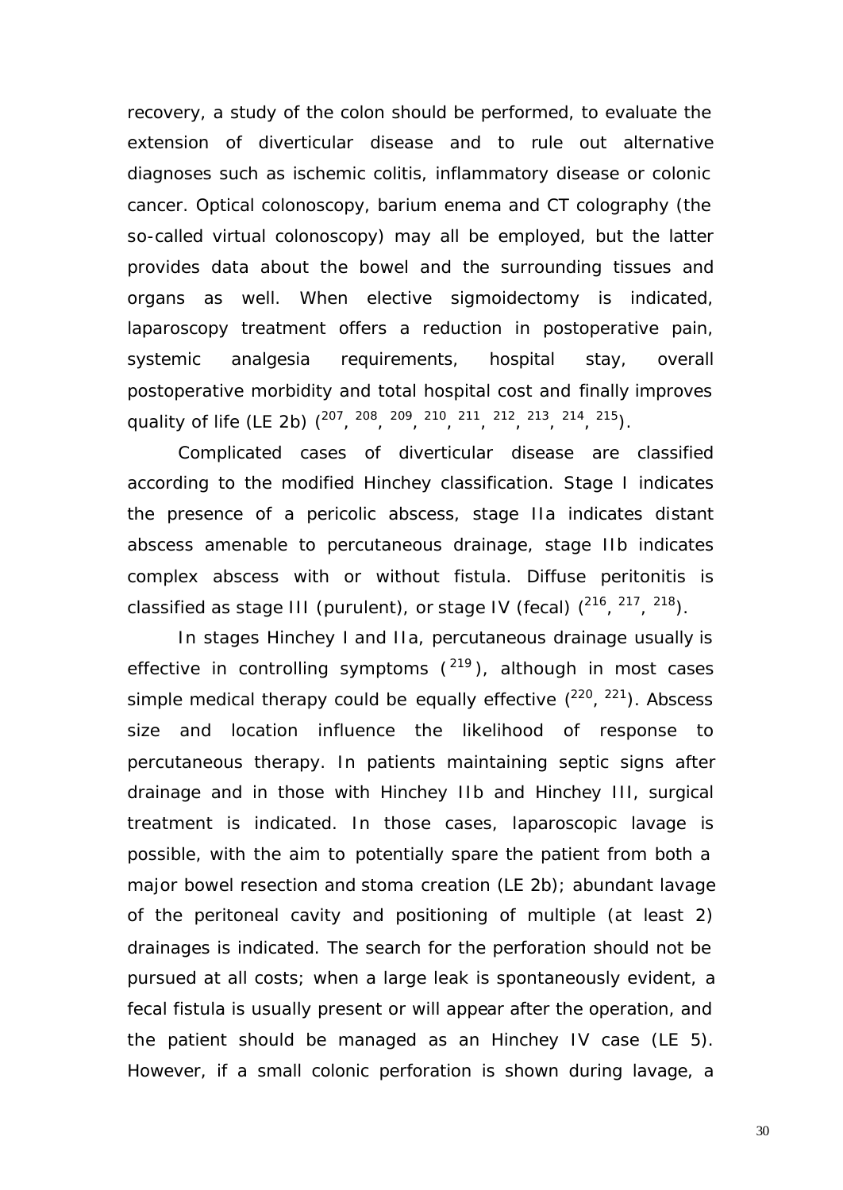recovery, a study of the colon should be performed, to evaluate the extension of diverticular disease and to rule out alternative diagnoses such as ischemic colitis, inflammatory disease or colonic cancer. Optical colonoscopy, barium enema and CT colography (the so-called virtual colonoscopy) may all be employed, but the latter provides data about the bowel and the surrounding tissues and organs as well. When elective sigmoidectomy is indicated, laparoscopy treatment offers a reduction in postoperative pain, systemic analgesia requirements, hospital stay, overall postoperative morbidity and total hospital cost and finally improves quality of life (LE 2b) ([207], [208], [209], [210], [211], [212], [213], [214], [215]).

Complicated cases of diverticular disease are classified according to the modified Hinchey classification. Stage I indicates the presence of a pericolic abscess, stage IIa indicates distant abscess amenable to percutaneous drainage, stage IIb indicates complex abscess with or without fistula. Diffuse peritonitis is classified as stage III (purulent), or stage IV (fecal) ([216], [217], [218]).

In stages Hinchey I and IIa, percutaneous drainage usually is effective in controlling symptoms ([219]), although in most cases simple medical therapy could be equally effective ([220], [221]). Abscess size and location influence the likelihood of response to percutaneous therapy. In patients maintaining septic signs after drainage and in those with Hinchey IIb and Hinchey III, surgical treatment is indicated. In those cases, laparoscopic lavage is possible, with the aim to potentially spare the patient from both a major bowel resection and stoma creation (LE 2b); abundant lavage of the peritoneal cavity and positioning of multiple (at least 2) drainages is indicated. The search for the perforation should not be pursued at all costs; when a large leak is spontaneously evident, a fecal fistula is usually present or will appear after the operation, and the patient should be managed as an Hinchey IV case (LE 5). However, if a small colonic perforation is shown during lavage, a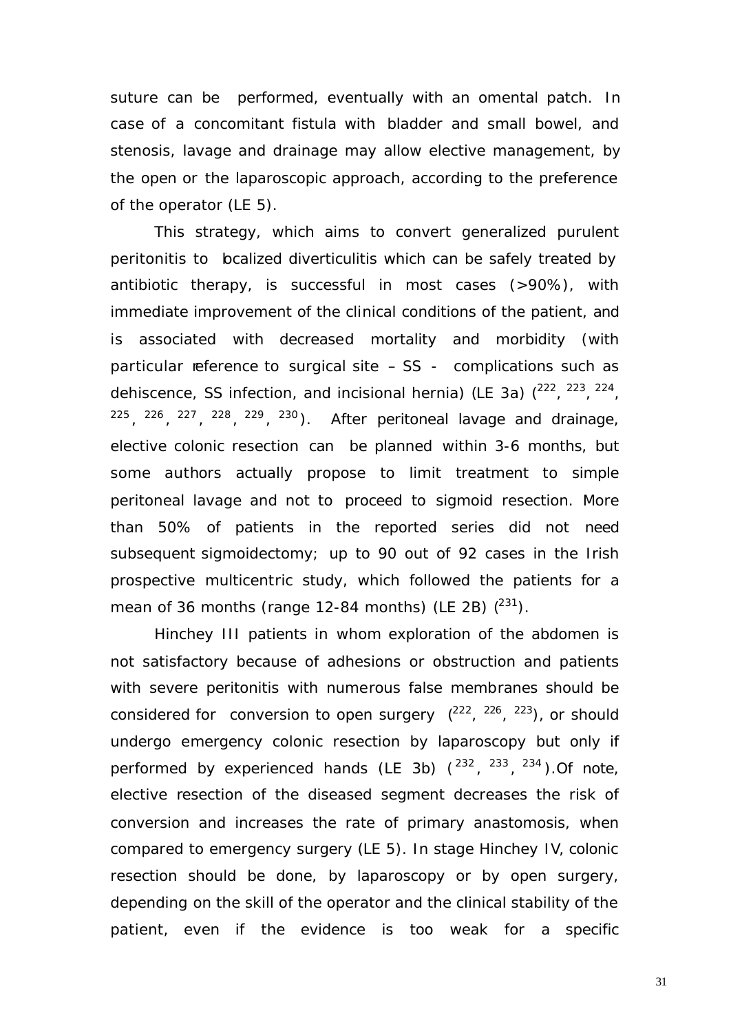suture can be performed, eventually with an omental patch. In case of a concomitant fistula with bladder and small bowel, and stenosis, lavage and drainage may allow elective management, by the open or the laparoscopic approach, according to the preference of the operator (LE 5).

This strategy, which aims to convert generalized purulent peritonitis to localized diverticulitis which can be safely treated by antibiotic therapy, is successful in most cases (>90%), with immediate improvement of the clinical conditions of the patient, and is associated with decreased mortality and morbidity (with particular reference to surgical site – SS - complications such as dehiscence, SS infection, and incisional hernia) (LE 3a) ([222], [223], [224], [225], [226], [227], [228], [229], [230]). After peritoneal lavage and drainage, elective colonic resection can be planned within 3-6 months, but some authors actually propose to limit treatment to simple peritoneal lavage and not to proceed to sigmoid resection. More than 50% of patients in the reported series did not need subsequent sigmoidectomy; up to 90 out of 92 cases in the Irish prospective multicentric study, which followed the patients for a mean of 36 months (range 12-84 months) (LE 2B) ([231]).

Hinchey III patients in whom exploration of the abdomen is not satisfactory because of adhesions or obstruction and patients with severe peritonitis with numerous false membranes should be considered for conversion to open surgery ([222], [226], [223]), or should undergo emergency colonic resection by laparoscopy but only if performed by experienced hands (LE 3b) ([232], [233], [234]).Of note, elective resection of the diseased segment decreases the risk of conversion and increases the rate of primary anastomosis, when compared to emergency surgery (LE 5). In stage Hinchey IV, colonic resection should be done, by laparoscopy or by open surgery, depending on the skill of the operator and the clinical stability of the patient, even if the evidence is too weak for a specific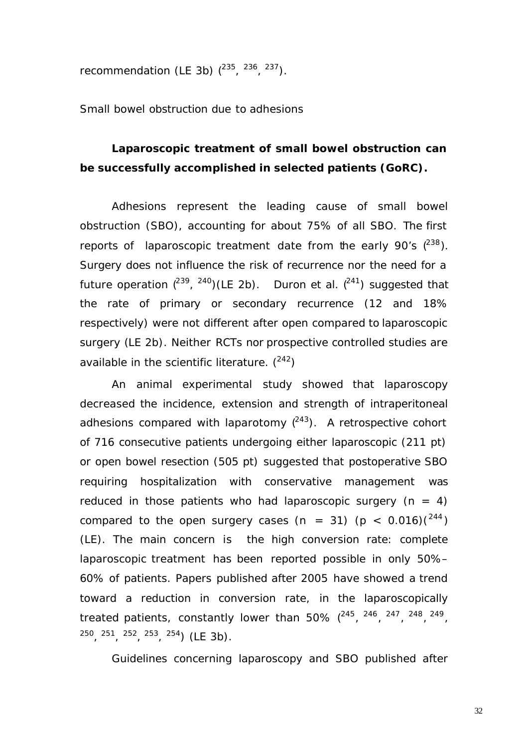recommendation (LE 3b) ([235], [236], [237]).

Small bowel obstruction due to adhesions

**Laparoscopic treatment of small bowel obstruction can be successfully accomplished in selected patients (GoRC).**

Adhesions represent the leading cause of small bowel obstruction (SBO), accounting for about 75% of all SBO. The first reports of laparoscopic treatment date from the early 90's ([238]). Surgery does not influence the risk of recurrence nor the need for a future operation ([239], [240])(LE 2b). Duron et al. ([241]) suggested that the rate of primary or secondary recurrence (12 and 18% respectively) were not different after open compared to laparoscopic surgery (LE 2b). Neither RCTs nor prospective controlled studies are available in the scientific literature. ([242])

An animal experimental study showed that laparoscopy decreased the incidence, extension and strength of intraperitoneal adhesions compared with laparotomy ([243]). A retrospective cohort of 716 consecutive patients undergoing either laparoscopic (211 pt) or open bowel resection (505 pt) suggested that postoperative SBO requiring hospitalization with conservative management was reduced in those patients who had laparoscopic surgery ($n = 4$) compared to the open surgery cases ($n = 31$) ($p < 0.016$)([244]) (LE). The main concern is the high conversion rate: complete laparoscopic treatment has been reported possible in only 50%–60% of patients. Papers published after 2005 have showed a trend toward a reduction in conversion rate, in the laparoscopically treated patients, constantly lower than 50% ([245], [246], [247], [248], [249], [250], [251], [252], [253], [254]) (LE 3b).

Guidelines concerning laparoscopy and SBO published after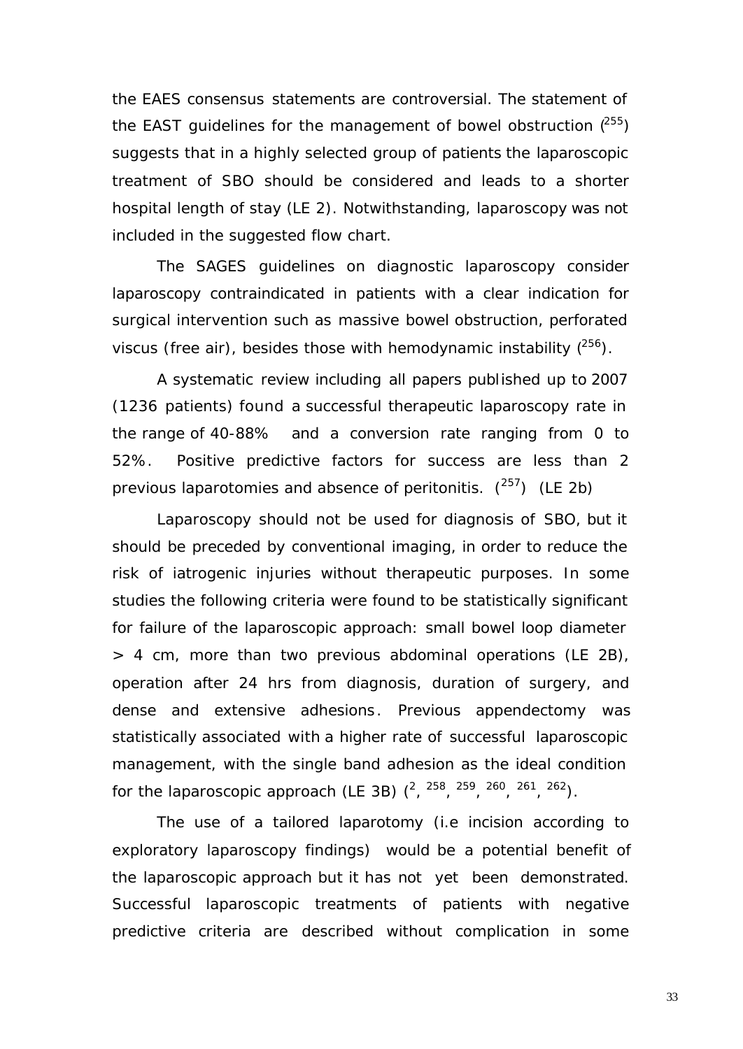the EAES consensus statements are controversial. The statement of the EAST guidelines for the management of bowel obstruction ([255]) suggests that in a highly selected group of patients the laparoscopic treatment of SBO should be considered and leads to a shorter hospital length of stay (LE 2). Notwithstanding, laparoscopy was not included in the suggested flow chart.

The SAGES guidelines on diagnostic laparoscopy consider laparoscopy contraindicated in patients with a clear indication for surgical intervention such as massive bowel obstruction, perforated viscus (free air), besides those with hemodynamic instability ([256]).

A systematic review including all papers published up to 2007 (1236 patients) found a successful therapeutic laparoscopy rate in the range of 40-88% and a conversion rate ranging from 0 to 52%. Positive predictive factors for success are less than 2 previous laparotomies and absence of peritonitis. ([257]) (LE 2b)

Laparoscopy should not be used for diagnosis of SBO, but it should be preceded by conventional imaging, in order to reduce the risk of iatrogenic injuries without therapeutic purposes. In some studies the following criteria were found to be statistically significant for failure of the laparoscopic approach: small bowel loop diameter > 4 cm, more than two previous abdominal operations (LE 2B), operation after 24 hrs from diagnosis, duration of surgery, and dense and extensive adhesions. Previous appendectomy was statistically associated with a higher rate of successful laparoscopic management, with the single band adhesion as the ideal condition for the laparoscopic approach (LE 3B) ([2], [258], [259], [260], [261], [262]).

The use of a tailored laparotomy (i.e incision according to exploratory laparoscopy findings) would be a potential benefit of the laparoscopic approach but it has not yet been demonstrated. Successful laparoscopic treatments of patients with negative predictive criteria are described without complication in some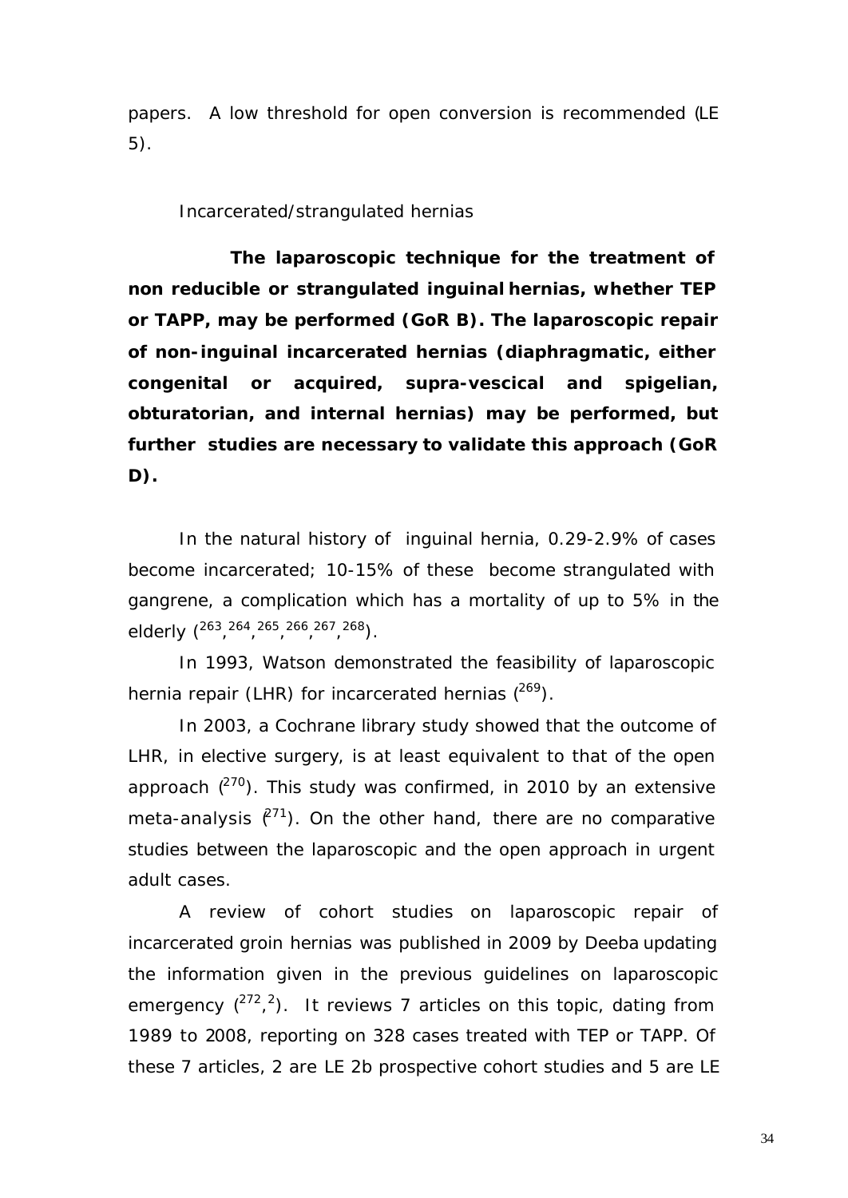papers. A low threshold for open conversion is recommended (LE 5).

Incarcerated/strangulated hernias

**The laparoscopic technique for the treatment of non reducible or strangulated inguinal hernias, whether TEP or TAPP, may be performed (GoR B). The laparoscopic repair of non-inguinal incarcerated hernias (diaphragmatic, either congenital or acquired, supra-vescical and spigelian, obturatorian, and internal hernias) may be performed, but further studies are necessary to validate this approach (GoR D).**

In the natural history of inguinal hernia, 0.29-2.9% of cases become incarcerated; 10-15% of these become strangulated with gangrene, a complication which has a mortality of up to 5% in the elderly ([263],[264],[265],[266],[267],[268]).

In 1993, Watson demonstrated the feasibility of laparoscopic hernia repair (LHR) for incarcerated hernias ([269]).

In 2003, a Cochrane library study showed that the outcome of LHR, in elective surgery, is at least equivalent to that of the open approach ([270]). This study was confirmed, in 2010 by an extensive meta-analysis ([271]). On the other hand, there are no comparative studies between the laparoscopic and the open approach in urgent adult cases.

A review of cohort studies on laparoscopic repair of incarcerated groin hernias was published in 2009 by Deeba updating the information given in the previous guidelines on laparoscopic emergency ([272],[2]). It reviews 7 articles on this topic, dating from 1989 to 2008, reporting on 328 cases treated with TEP or TAPP. Of these 7 articles, 2 are LE 2b prospective cohort studies and 5 are LE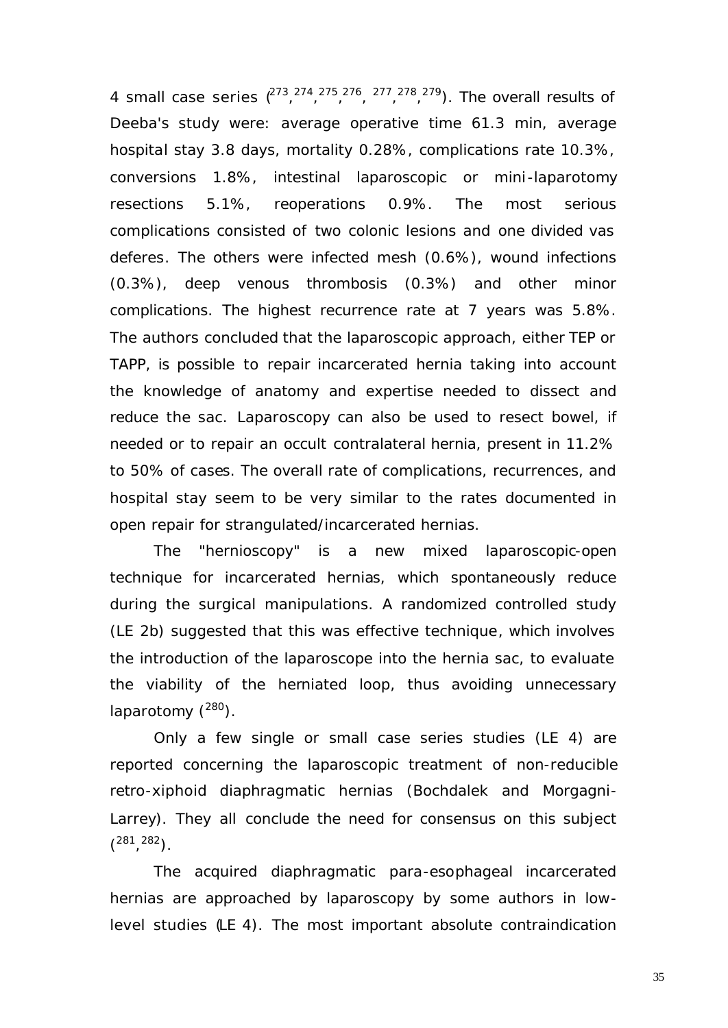4 small case series ([273],[274],[275],[276], [277],[278],[279]). The overall results of Deeba's study were: average operative time 61.3 min, average hospital stay 3.8 days, mortality 0.28%, complications rate 10.3%, conversions 1.8%, intestinal laparoscopic or mini-laparotomy resections 5.1%, reoperations 0.9%. The most serious complications consisted of two colonic lesions and one divided vas deferes. The others were infected mesh (0.6%), wound infections (0.3%), deep venous thrombosis (0.3%) and other minor complications. The highest recurrence rate at 7 years was 5.8%. The authors concluded that the laparoscopic approach, either TEP or TAPP, is possible to repair incarcerated hernia taking into account the knowledge of anatomy and expertise needed to dissect and reduce the sac. Laparoscopy can also be used to resect bowel, if needed or to repair an occult contralateral hernia, present in 11.2% to 50% of cases. The overall rate of complications, recurrences, and hospital stay seem to be very similar to the rates documented in open repair for strangulated/incarcerated hernias.

The "hernioscopy" is a new mixed laparoscopic-open technique for incarcerated hernias, which spontaneously reduce during the surgical manipulations. A randomized controlled study (LE 2b) suggested that this was effective technique, which involves the introduction of the laparoscope into the hernia sac, to evaluate the viability of the herniated loop, thus avoiding unnecessary laparotomy ([280]).

Only a few single or small case series studies (LE 4) are reported concerning the laparoscopic treatment of non-reducible retro-xiphoid diaphragmatic hernias (Bochdalek and Morgagni-Larrey). They all conclude the need for consensus on this subject ([281],[282]).

The acquired diaphragmatic para-esophageal incarcerated hernias are approached by laparoscopy by some authors in low-level studies (LE 4). The most important absolute contraindication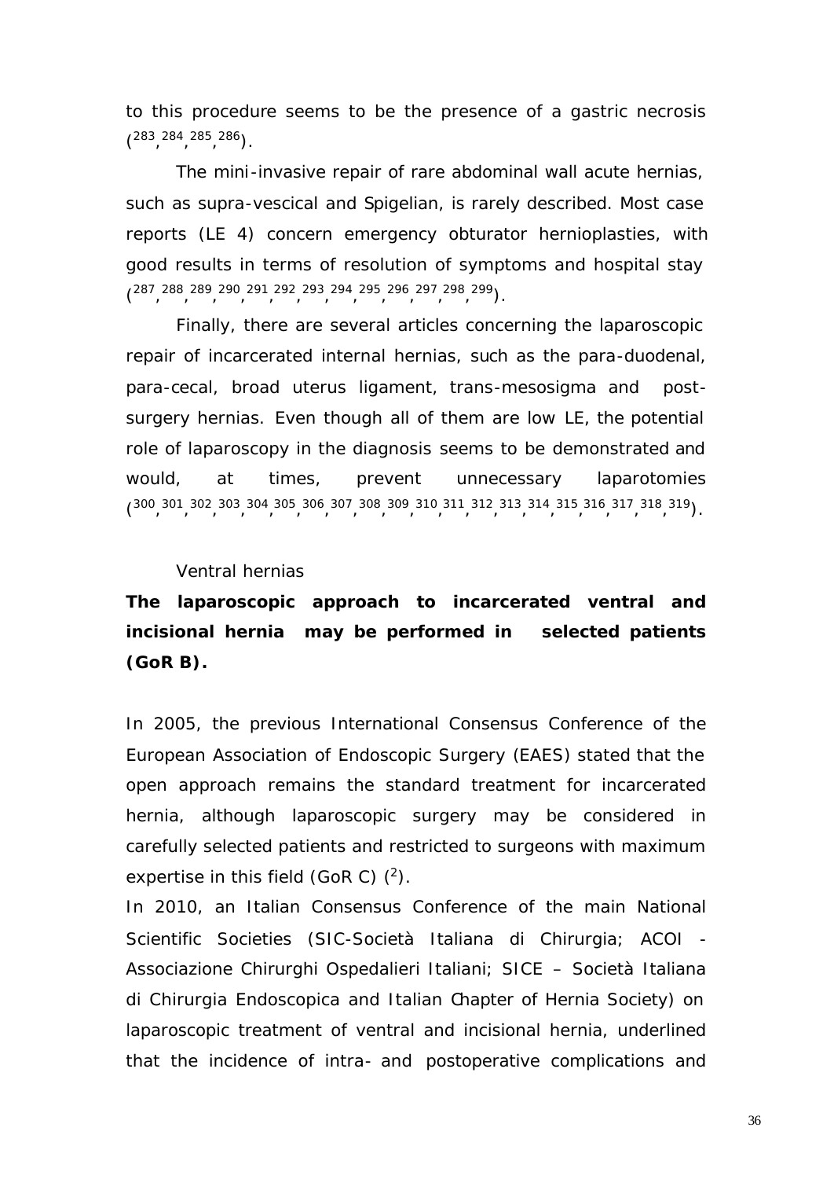to this procedure seems to be the presence of a gastric necrosis ([283],[284],[285],[286]).

The mini-invasive repair of rare abdominal wall acute hernias, such as supra-vescical and Spigelian, is rarely described. Most case reports (LE 4) concern emergency obturator hernioplasties, with good results in terms of resolution of symptoms and hospital stay ([287],[288],[289],[290],[291],[292],[293],[294],[295],[296],[297],[298],[299]).

Finally, there are several articles concerning the laparoscopic repair of incarcerated internal hernias, such as the para-duodenal, para-cecal, broad uterus ligament, trans-mesosigma and post-surgery hernias. Even though all of them are low LE, the potential role of laparoscopy in the diagnosis seems to be demonstrated and would, at times, prevent unnecessary laparotomies ([300],[301],[302],[303],[304],[305],[306],[307],[308],[309],[310],[311],[312],[313],[314],[315],[316],[317],[318],[319]).

*Ventral hernias*

***The laparoscopic approach to incarcerated ventral and incisional hernia may be performed in selected patients (GoR B).***

In 2005, the previous International Consensus Conference of the European Association of Endoscopic Surgery (EAES) stated that the open approach remains the standard treatment for incarcerated hernia, although laparoscopic surgery may be considered in carefully selected patients and restricted to surgeons with maximum expertise in this field (GoR C) ([2]).

In 2010, an Italian Consensus Conference of the main National Scientific Societies (SIC-Società Italiana di Chirurgia; ACOI - Associazione Chirurghi Ospedalieri Italiani; SICE – Società Italiana di Chirurgia Endoscopica and Italian Chapter of Hernia Society) on laparoscopic treatment of ventral and incisional hernia, underlined that the incidence of intra- and postoperative complications and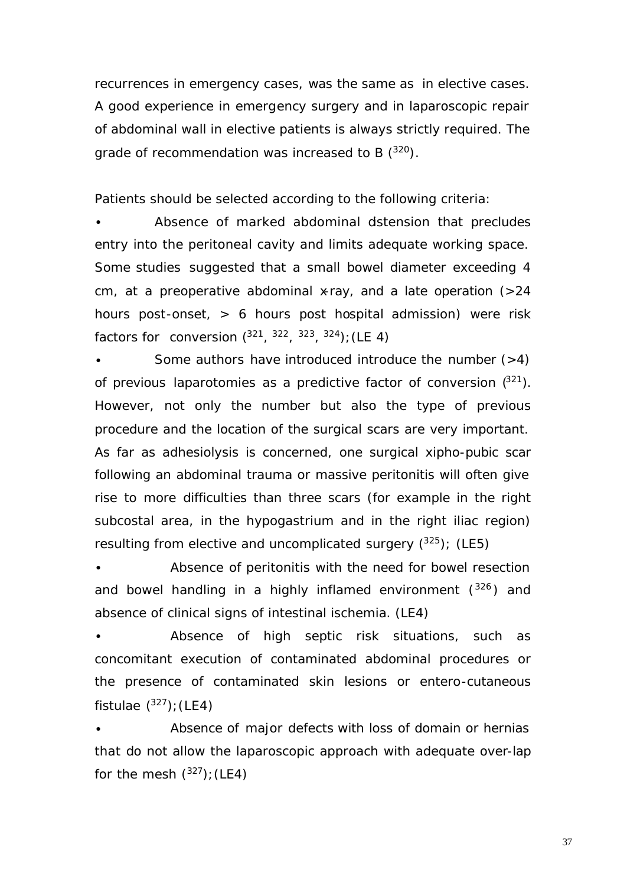recurrences in emergency cases, was the same as in elective cases. A good experience in emergency surgery and in laparoscopic repair of abdominal wall in elective patients is always strictly required. The grade of recommendation was increased to B ([320]).

Patients should be selected according to the following criteria:

- Absence of marked abdominal distension that precludes entry into the peritoneal cavity and limits adequate working space. Some studies suggested that a small bowel diameter exceeding 4 cm, at a preoperative abdominal x-ray, and a late operation (>24 hours post-onset, > 6 hours post hospital admission) were risk factors for conversion ([321], [322], [323], [324]); (LE 4)
- Some authors have introduced introduce the number (>4) of previous laparotomies as a predictive factor of conversion ([321]). However, not only the number but also the type of previous procedure and the location of the surgical scars are very important. As far as adhesiolysis is concerned, one surgical xipho-pubic scar following an abdominal trauma or massive peritonitis will often give rise to more difficulties than three scars (for example in the right subcostal area, in the hypogastrium and in the right iliac region) resulting from elective and uncomplicated surgery ([325]); (LE5)
- Absence of peritonitis with the need for bowel resection and bowel handling in a highly inflamed environment ([326]) and absence of clinical signs of intestinal ischemia. (LE4)
- Absence of high septic risk situations, such as concomitant execution of contaminated abdominal procedures or the presence of contaminated skin lesions or entero-cutaneous fistulae ([327]); (LE4)
- Absence of major defects with loss of domain or hernias that do not allow the laparoscopic approach with adequate over-lap for the mesh ([327]); (LE4)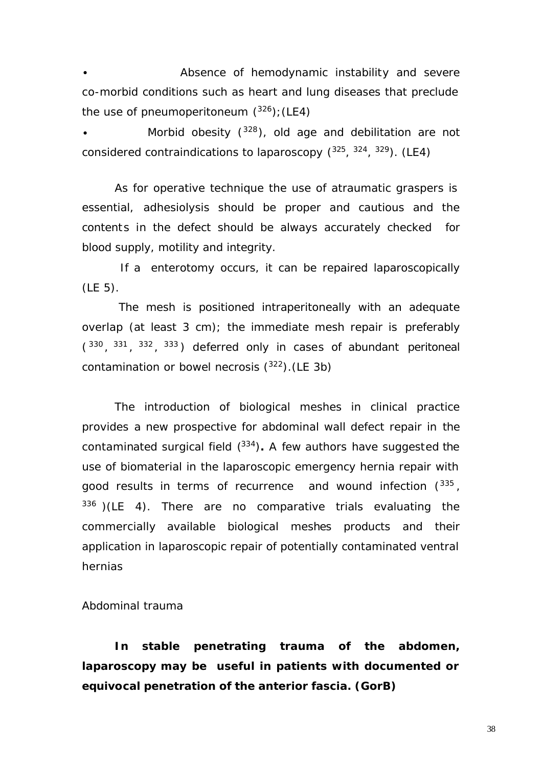- Absence of hemodynamic instability and severe co-morbid conditions such as heart and lung diseases that preclude the use of pneumoperitoneum ([326]);(LE4)
- Morbid obesity ([328]), old age and debilitation are not considered contraindications to laparoscopy ([325], [324], [329]). (LE4)

As for operative technique the use of atraumatic graspers is essential, adhesiolysis should be proper and cautious and the contents in the defect should be always accurately checked for blood supply, motility and integrity.

If a enterotomy occurs, it can be repaired laparoscopically (LE 5).

The mesh is positioned intraperitoneally with an adequate overlap (at least 3 cm); the immediate mesh repair is preferably ([330], [331], [332], [333]) deferred only in cases of abundant peritoneal contamination or bowel necrosis ([322]).(LE 3b)

The introduction of biological meshes in clinical practice provides a new prospective for abdominal wall defect repair in the contaminated surgical field ([334])**.** A few authors have suggested the use of biomaterial in the laparoscopic emergency hernia repair with good results in terms of recurrence and wound infection ([335], [336] )(LE 4). There are no comparative trials evaluating the commercially available biological meshes products and their application in laparoscopic repair of potentially contaminated ventral hernias

Abdominal trauma

**In stable penetrating trauma of the abdomen, laparoscopy may be useful in patients with documented or equivocal penetration of the anterior fascia. (GorB)**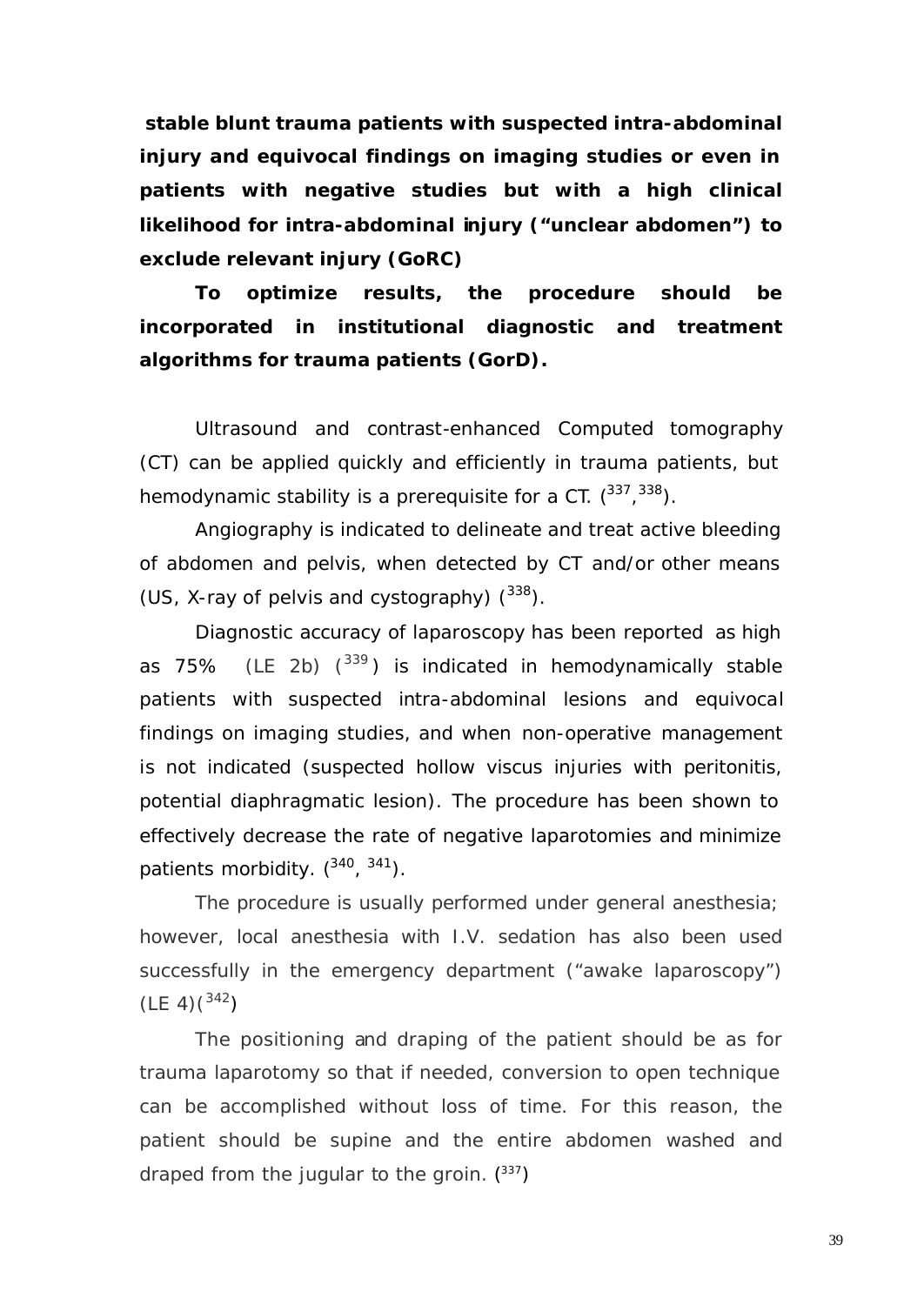**stable blunt trauma patients with suspected intra-abdominal injury and equivocal findings on imaging studies or even in patients with negative studies but with a high clinical likelihood for intra-abdominal injury ("unclear abdomen") to exclude relevant injury (GoRC)**

**To optimize results, the procedure should be incorporated in institutional diagnostic and treatment algorithms for trauma patients (GorD).**

Ultrasound and contrast-enhanced Computed tomography (CT) can be applied quickly and efficiently in trauma patients, but hemodynamic stability is a prerequisite for a CT. ([337],[338]).

Angiography is indicated to delineate and treat active bleeding of abdomen and pelvis, when detected by CT and/or other means (US, X-ray of pelvis and cystography) ([338]).

Diagnostic accuracy of laparoscopy has been reported as high as 75% (LE 2b) ([339]) is indicated in hemodynamically stable patients with suspected intra-abdominal lesions and equivocal findings on imaging studies, and when non-operative management is not indicated (suspected hollow viscus injuries with peritonitis, potential diaphragmatic lesion). The procedure has been shown to effectively decrease the rate of negative laparotomies and minimize patients morbidity. ([340], [341]).

The procedure is usually performed under general anesthesia; however, local anesthesia with I.V. sedation has also been used successfully in the emergency department ("awake laparoscopy") (LE 4)([342])

The positioning and draping of the patient should be as for trauma laparotomy so that if needed, conversion to open technique can be accomplished without loss of time. For this reason, the patient should be supine and the entire abdomen washed and draped from the jugular to the groin. ([337])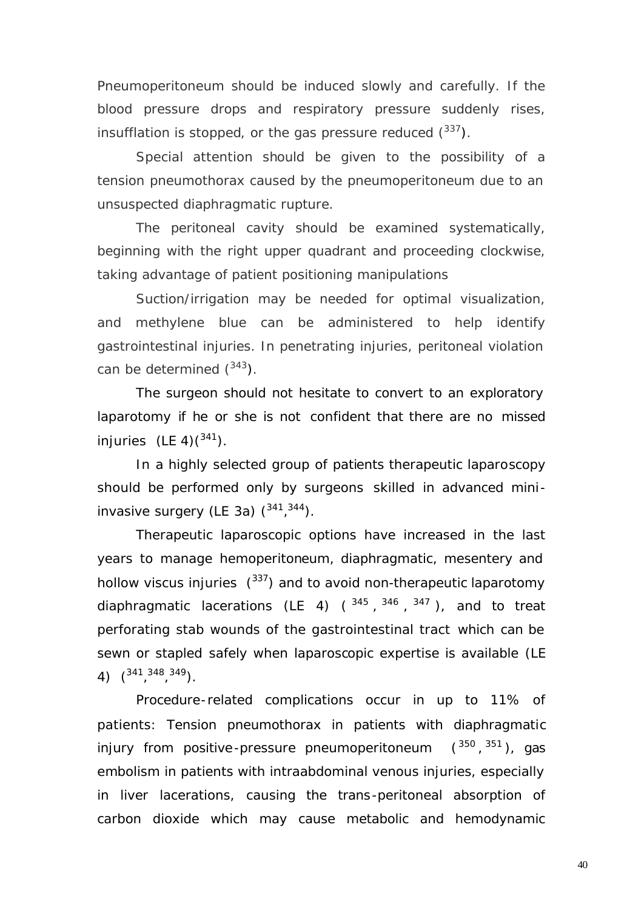Pneumoperitoneum should be induced slowly and carefully. If the blood pressure drops and respiratory pressure suddenly rises, insufflation is stopped, or the gas pressure reduced ([337]).

Special attention should be given to the possibility of a tension pneumothorax caused by the pneumoperitoneum due to an unsuspected diaphragmatic rupture.

The peritoneal cavity should be examined systematically, beginning with the right upper quadrant and proceeding clockwise, taking advantage of patient positioning manipulations

Suction/irrigation may be needed for optimal visualization, and methylene blue can be administered to help identify gastrointestinal injuries. In penetrating injuries, peritoneal violation can be determined ([343]).

The surgeon should not hesitate to convert to an exploratory laparotomy if he or she is not confident that there are no missed injuries (LE 4)([341]).

In a highly selected group of patients therapeutic laparoscopy should be performed only by surgeons skilled in advanced mini-invasive surgery (LE 3a) ([341],[344]).

Therapeutic laparoscopic options have increased in the last years to manage hemoperitoneum, diaphragmatic, mesentery and hollow viscus injuries ([337]) and to avoid non-therapeutic laparotomy diaphragmatic lacerations (LE 4) ([345], [346], [347]), and to treat perforating stab wounds of the gastrointestinal tract which can be sewn or stapled safely when laparoscopic expertise is available (LE 4) ([341],[348],[349]).

Procedure-related complications occur in up to 11% of patients: Tension pneumothorax in patients with diaphragmatic injury from positive-pressure pneumoperitoneum ([350], [351]), gas embolism in patients with intraabdominal venous injuries, especially in liver lacerations, causing the trans-peritoneal absorption of carbon dioxide which may cause metabolic and hemodynamic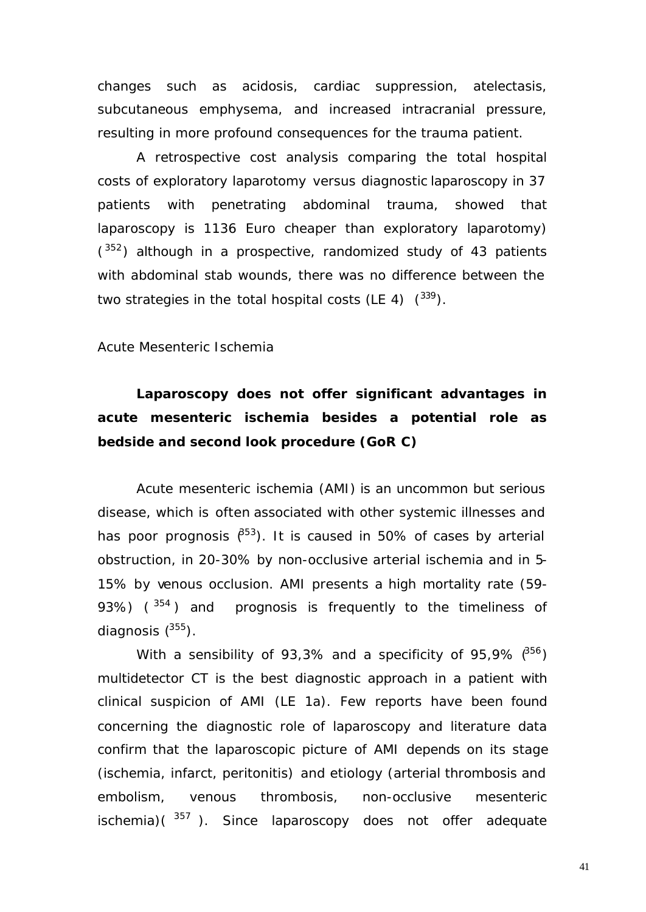changes such as acidosis, cardiac suppression, atelectasis, subcutaneous emphysema, and increased intracranial pressure, resulting in more profound consequences for the trauma patient.

A retrospective cost analysis comparing the total hospital costs of exploratory laparotomy versus diagnostic laparoscopy in 37 patients with penetrating abdominal trauma, showed that laparoscopy is 1136 Euro cheaper than exploratory laparotomy) ([352]) although in a prospective, randomized study of 43 patients with abdominal stab wounds, there was no difference between the two strategies in the total hospital costs (LE 4) ([339]).

Acute Mesenteric Ischemia

**Laparoscopy does not offer significant advantages in acute mesenteric ischemia besides a potential role as bedside and second look procedure (GoR C)**

Acute mesenteric ischemia (AMI) is an uncommon but serious disease, which is often associated with other systemic illnesses and has poor prognosis ([353]). It is caused in 50% of cases by arterial obstruction, in 20-30% by non-occlusive arterial ischemia and in 5-15% by venous occlusion. AMI presents a high mortality rate (59-93%) ([354]) and prognosis is frequently to the timeliness of diagnosis ([355]).

With a sensibility of 93,3% and a specificity of 95,9% ([356]) multidetector CT is the best diagnostic approach in a patient with clinical suspicion of AMI (LE 1a). Few reports have been found concerning the diagnostic role of laparoscopy and literature data confirm that the laparoscopic picture of AMI depends on its stage (ischemia, infarct, peritonitis) and etiology (arterial thrombosis and embolism, venous thrombosis, non-occlusive mesenteric ischemia)([357]). Since laparoscopy does not offer adequate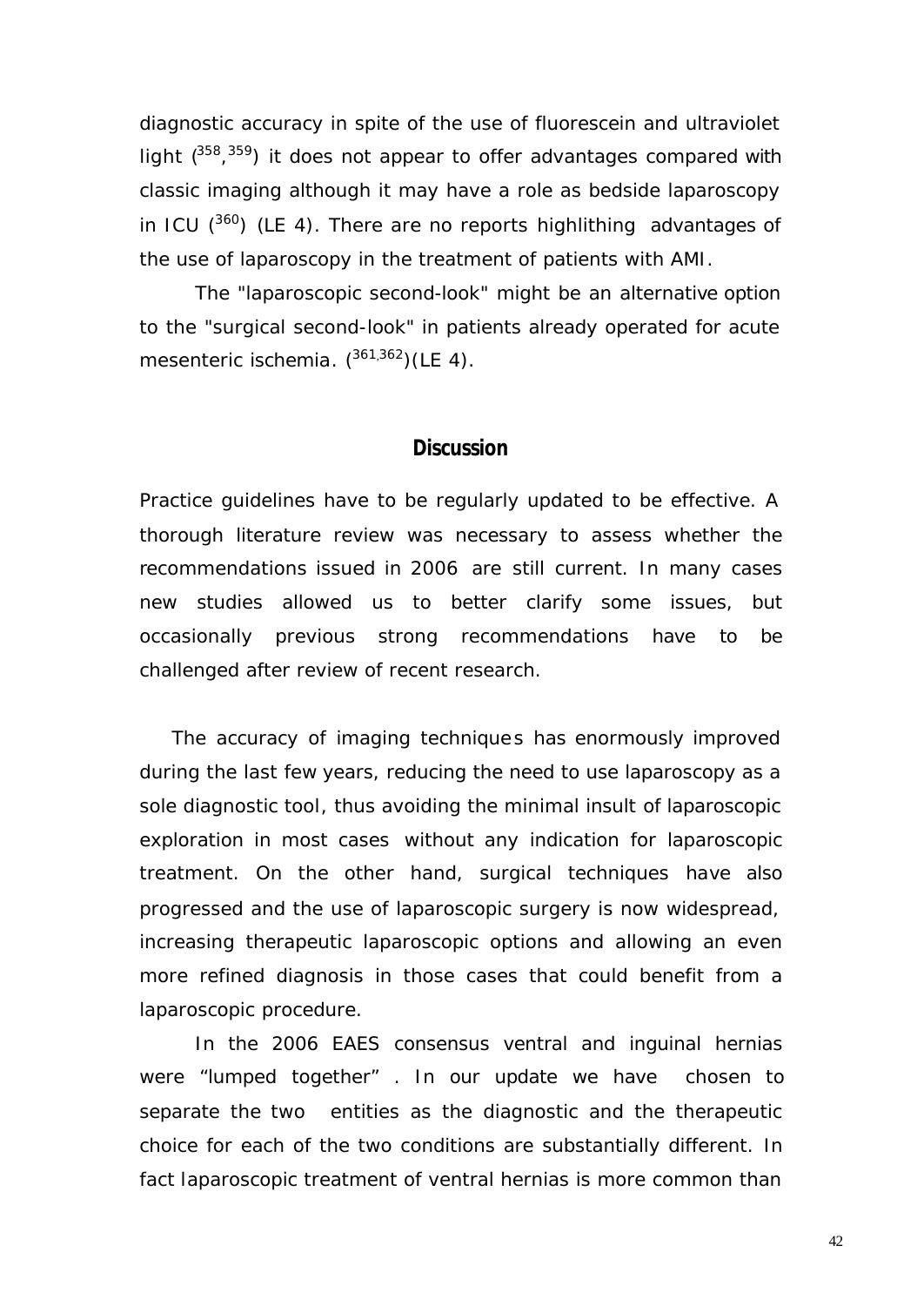diagnostic accuracy in spite of the use of fluorescein and ultraviolet light ([358],[359]) it does not appear to offer advantages compared with classic imaging although it may have a role as bedside laparoscopy in ICU ([360]) (LE 4). There are no reports highlithing advantages of the use of laparoscopy in the treatment of patients with AMI.

The "laparoscopic second-look" might be an alternative option to the "surgical second-look" in patients already operated for acute mesenteric ischemia. ([361,362])(LE 4).

## Discussion

Practice guidelines have to be regularly updated to be effective. A thorough literature review was necessary to assess whether the recommendations issued in 2006 are still current. In many cases new studies allowed us to better clarify some issues, but occasionally previous strong recommendations have to be challenged after review of recent research.

The accuracy of imaging techniques has enormously improved during the last few years, reducing the need to use laparoscopy as a sole diagnostic tool, thus avoiding the minimal insult of laparoscopic exploration in most cases without any indication for laparoscopic treatment. On the other hand, surgical techniques have also progressed and the use of laparoscopic surgery is now widespread, increasing therapeutic laparoscopic options and allowing an even more refined diagnosis in those cases that could benefit from a laparoscopic procedure.

In the 2006 EAES consensus ventral and inguinal hernias were "lumped together" . In our update we have chosen to separate the two entities as the diagnostic and the therapeutic choice for each of the two conditions are substantially different. In fact laparoscopic treatment of ventral hernias is more common than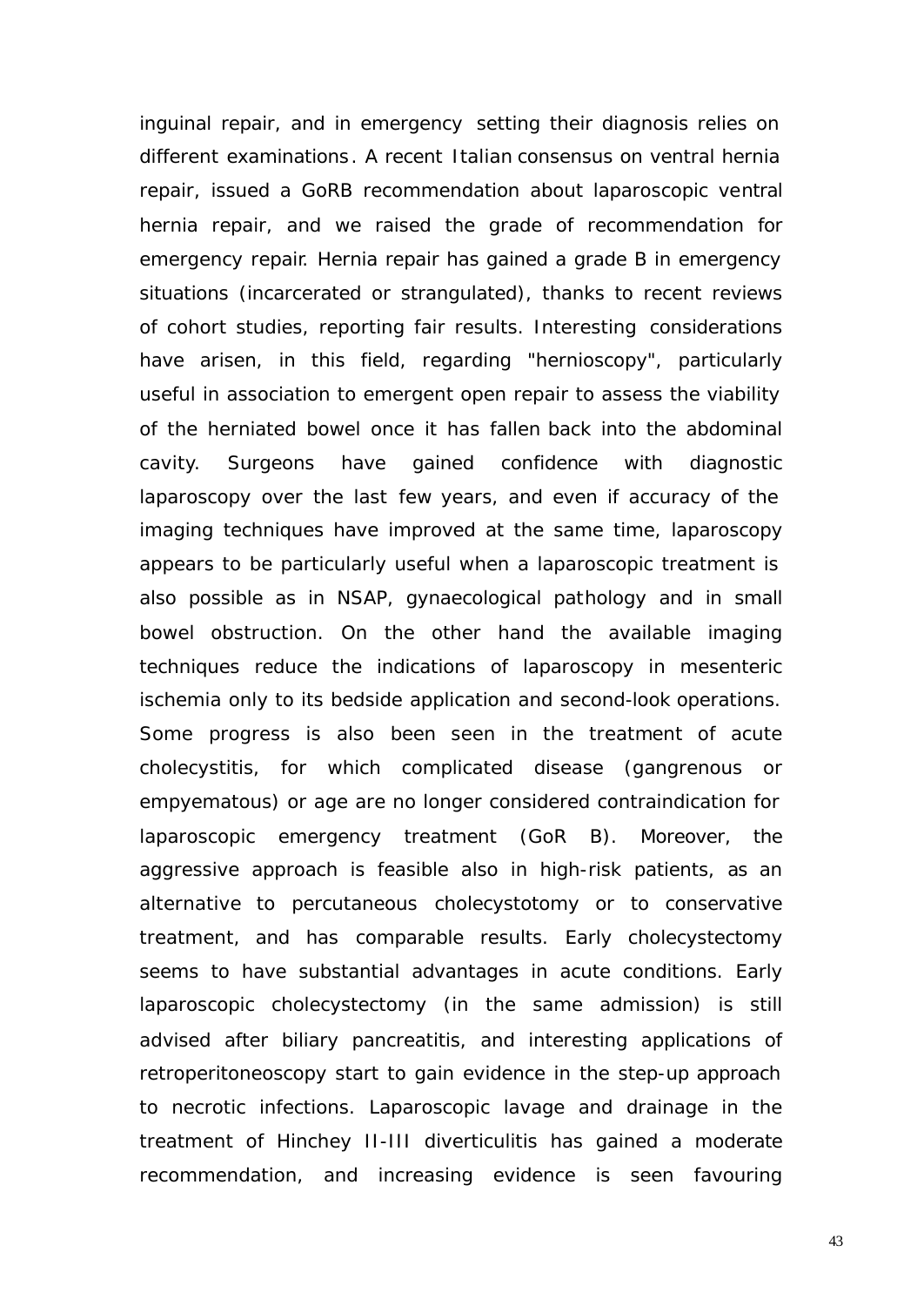inguinal repair, and in emergency setting their diagnosis relies on different examinations. A recent Italian consensus on ventral hernia repair, issued a GoRB recommendation about laparoscopic ventral hernia repair, and we raised the grade of recommendation for emergency repair. Hernia repair has gained a grade B in emergency situations (incarcerated or strangulated), thanks to recent reviews of cohort studies, reporting fair results. Interesting considerations have arisen, in this field, regarding "hernioscopy", particularly useful in association to emergent open repair to assess the viability of the herniated bowel once it has fallen back into the abdominal cavity. Surgeons have gained confidence with diagnostic laparoscopy over the last few years, and even if accuracy of the imaging techniques have improved at the same time, laparoscopy appears to be particularly useful when a laparoscopic treatment is also possible as in NSAP, gynaecological pathology and in small bowel obstruction. On the other hand the available imaging techniques reduce the indications of laparoscopy in mesenteric ischemia only to its bedside application and second-look operations. Some progress is also been seen in the treatment of acute cholecystitis, for which complicated disease (gangrenous or empyematous) or age are no longer considered contraindication for laparoscopic emergency treatment (GoR B). Moreover, the aggressive approach is feasible also in high-risk patients, as an alternative to percutaneous cholecystotomy or to conservative treatment, and has comparable results. Early cholecystectomy seems to have substantial advantages in acute conditions. Early laparoscopic cholecystectomy (in the same admission) is still advised after biliary pancreatitis, and interesting applications of retroperitoneoscopy start to gain evidence in the step-up approach to necrotic infections. Laparoscopic lavage and drainage in the treatment of Hinchey II-III diverticulitis has gained a moderate recommendation, and increasing evidence is seen favouring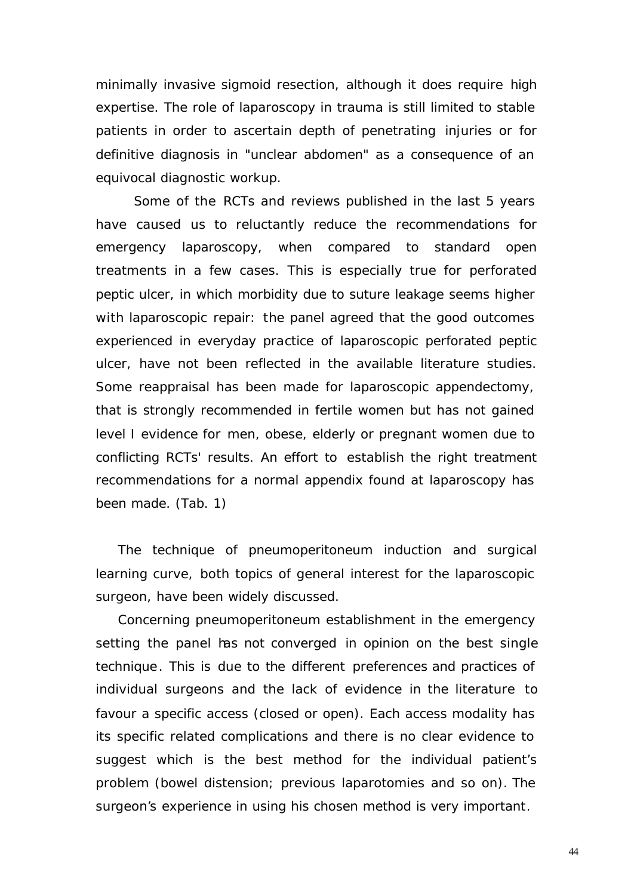minimally invasive sigmoid resection, although it does require high expertise. The role of laparoscopy in trauma is still limited to stable patients in order to ascertain depth of penetrating injuries or for definitive diagnosis in "unclear abdomen" as a consequence of an equivocal diagnostic workup.

Some of the RCTs and reviews published in the last 5 years have caused us to reluctantly reduce the recommendations for emergency laparoscopy, when compared to standard open treatments in a few cases. This is especially true for perforated peptic ulcer, in which morbidity due to suture leakage seems higher with laparoscopic repair: the panel agreed that the good outcomes experienced in everyday practice of laparoscopic perforated peptic ulcer, have not been reflected in the available literature studies. Some reappraisal has been made for laparoscopic appendectomy, that is strongly recommended in fertile women but has not gained level I evidence for men, obese, elderly or pregnant women due to conflicting RCTs' results. An effort to establish the right treatment recommendations for a normal appendix found at laparoscopy has been made. (Tab. 1)

The technique of pneumoperitoneum induction and surgical learning curve, both topics of general interest for the laparoscopic surgeon, have been widely discussed.

Concerning pneumoperitoneum establishment in the emergency setting the panel has not converged in opinion on the best single technique. This is due to the different preferences and practices of individual surgeons and the lack of evidence in the literature to favour a specific access (closed or open). Each access modality has its specific related complications and there is no clear evidence to suggest which is the best method for the individual patient's problem (bowel distension; previous laparotomies and so on). The surgeon's experience in using his chosen method is very important.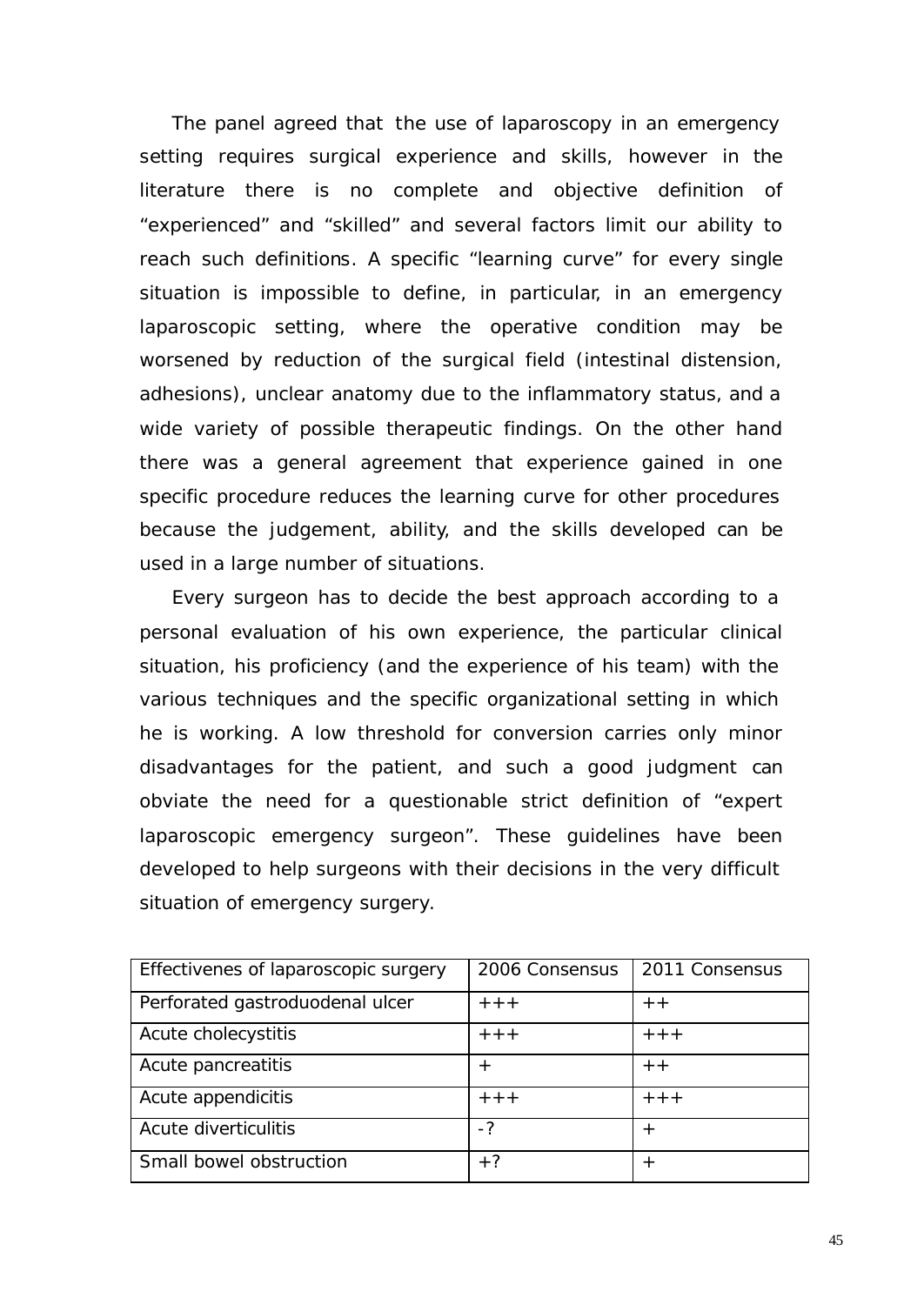The panel agreed that the use of laparoscopy in an emergency setting requires surgical experience and skills, however in the literature there is no complete and objective definition of "experienced" and "skilled" and several factors limit our ability to reach such definitions. A specific "learning curve" for every single situation is impossible to define, in particular, in an emergency laparoscopic setting, where the operative condition may be worsened by reduction of the surgical field (intestinal distension, adhesions), unclear anatomy due to the inflammatory status, and a wide variety of possible therapeutic findings. On the other hand there was a general agreement that experience gained in one specific procedure reduces the learning curve for other procedures because the judgement, ability, and the skills developed can be used in a large number of situations.

Every surgeon has to decide the best approach according to a personal evaluation of his own experience, the particular clinical situation, his proficiency (and the experience of his team) with the various techniques and the specific organizational setting in which he is working. A low threshold for conversion carries only minor disadvantages for the patient, and such a good judgment can obviate the need for a questionable strict definition of "expert laparoscopic emergency surgeon". These guidelines have been developed to help surgeons with their decisions in the very difficult situation of emergency surgery.

| Effectivenes of laparoscopic surgery | 2006 Consensus | 2011 Consensus |
|---|---|---|
| Perforated gastroduodenal ulcer | +++ | ++ |
| Acute cholecystitis | +++ | +++ |
| Acute pancreatitis | + | ++ |
| Acute appendicitis | +++ | +++ |
| Acute diverticulitis | -? | + |
| Small bowel obstruction | +? | + |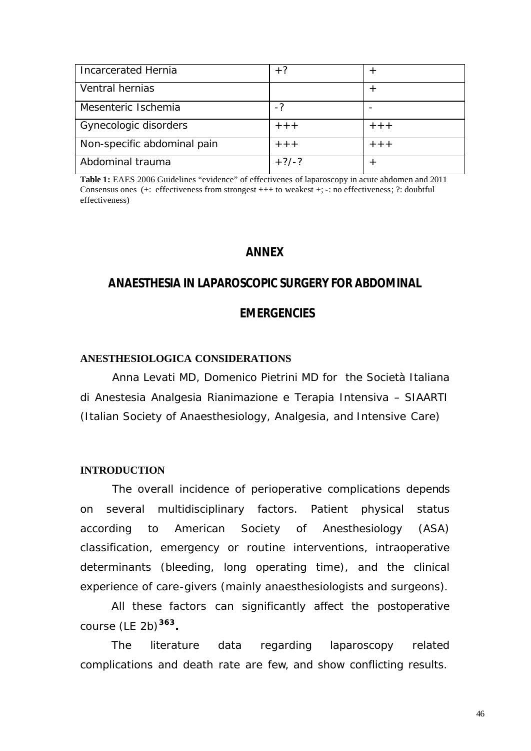| | | |
|---|---|---|
| Incarcerated Hernia | +? | + |
| Ventral hernias | | + |
| Mesenteric Ischemia | -? | - |
| Gynecologic disorders | +++ | +++ |
| Non-specific abdominal pain | +++ | +++ |
| Abdominal trauma | +?/-? | + |

**Table 1:** EAES 2006 Guidelines "evidence" of effectivenes of laparoscopy in acute abdomen and 2011 Consensus ones (+: effectiveness from strongest +++ to weakest +; -: no effectiveness; ?: doubtful effectiveness)

# ANNEX

# ANAESTHESIA IN LAPAROSCOPIC SURGERY FOR ABDOMINAL EMERGENCIES

## ANESTHESIOLOGICA CONSIDERATIONS

Anna Levati MD, Domenico Pietrini MD for the Società Italiana di Anestesia Analgesia Rianimazione e Terapia Intensiva – SIAARTI (Italian Society of Anaesthesiology, Analgesia, and Intensive Care)

## INTRODUCTION

The overall incidence of perioperative complications depends on several multidisciplinary factors. Patient physical status according to American Society of Anesthesiology (ASA) classification, emergency or routine interventions, intraoperative determinants (bleeding, long operating time), and the clinical experience of care-givers (mainly anaesthesiologists and surgeons).

All these factors can significantly affect the postoperative course (LE 2b)[363].

The literature data regarding laparoscopy related complications and death rate are few, and show conflicting results.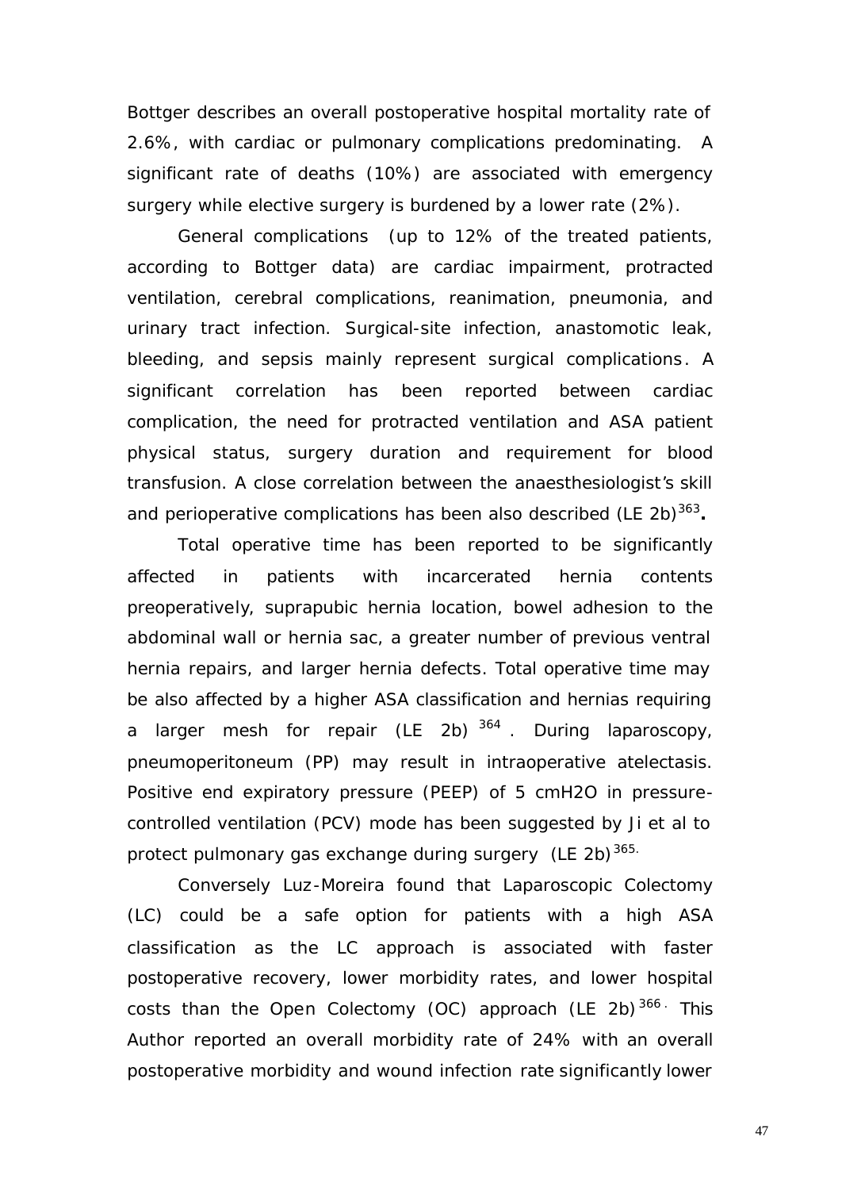Bottger describes an overall postoperative hospital mortality rate of 2.6%, with cardiac or pulmonary complications predominating. A significant rate of deaths (10%) are associated with emergency surgery while elective surgery is burdened by a lower rate (2%).

General complications (up to 12% of the treated patients, according to Bottger data) are cardiac impairment, protracted ventilation, cerebral complications, reanimation, pneumonia, and urinary tract infection. Surgical-site infection, anastomotic leak, bleeding, and sepsis mainly represent surgical complications. A significant correlation has been reported between cardiac complication, the need for protracted ventilation and ASA patient physical status, surgery duration and requirement for blood transfusion. A close correlation between the anaesthesiologist's skill and perioperative complications has been also described (LE 2b)[363]**.**

Total operative time has been reported to be significantly affected in patients with incarcerated hernia contents preoperatively, suprapubic hernia location, bowel adhesion to the abdominal wall or hernia sac, a greater number of previous ventral hernia repairs, and larger hernia defects. Total operative time may be also affected by a higher ASA classification and hernias requiring a larger mesh for repair (LE 2b) [364]. During laparoscopy, pneumoperitoneum (PP) may result in intraoperative atelectasis. Positive end expiratory pressure (PEEP) of 5 cmH2O in pressure-controlled ventilation (PCV) mode has been suggested by Ji et al to protect pulmonary gas exchange during surgery (LE 2b)[365].

Conversely Luz-Moreira found that Laparoscopic Colectomy (LC) could be a safe option for patients with a high ASA classification as the LC approach is associated with faster postoperative recovery, lower morbidity rates, and lower hospital costs than the Open Colectomy (OC) approach (LE 2b)[366]. This Author reported an overall morbidity rate of 24% with an overall postoperative morbidity and wound infection rate significantly lower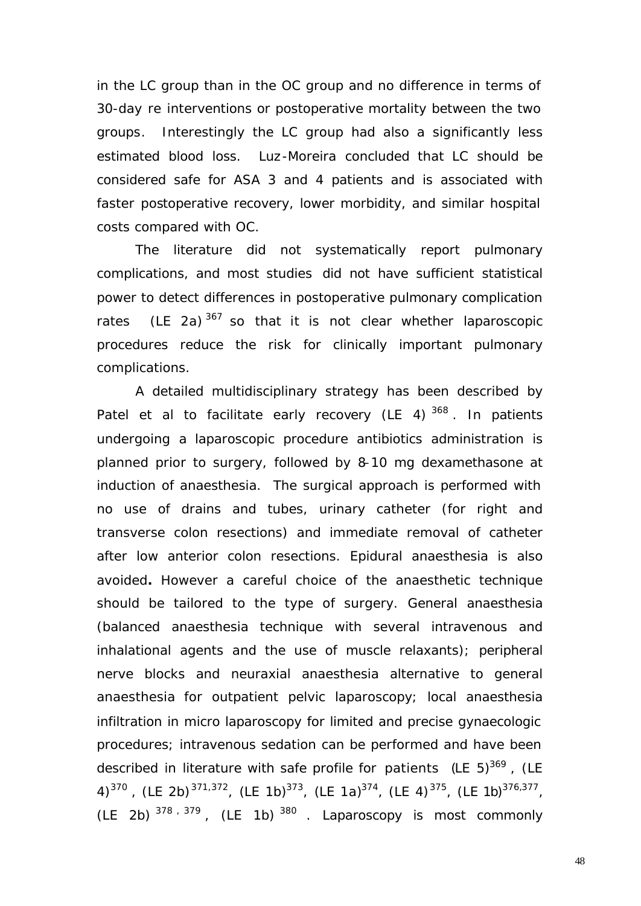in the LC group than in the OC group and no difference in terms of 30-day re interventions or postoperative mortality between the two groups. Interestingly the LC group had also a significantly less estimated blood loss. Luz-Moreira concluded that LC should be considered safe for ASA 3 and 4 patients and is associated with faster postoperative recovery, lower morbidity, and similar hospital costs compared with OC.

The literature did not systematically report pulmonary complications, and most studies did not have sufficient statistical power to detect differences in postoperative pulmonary complication rates (LE 2a)[367] so that it is not clear whether laparoscopic procedures reduce the risk for clinically important pulmonary complications.

A detailed multidisciplinary strategy has been described by Patel et al to facilitate early recovery (LE 4)[368]. In patients undergoing a laparoscopic procedure antibiotics administration is planned prior to surgery, followed by 8-10 mg dexamethasone at induction of anaesthesia. The surgical approach is performed with no use of drains and tubes, urinary catheter (for right and transverse colon resections) and immediate removal of catheter after low anterior colon resections. Epidural anaesthesia is also avoided**.** However a careful choice of the anaesthetic technique should be tailored to the type of surgery. General anaesthesia (balanced anaesthesia technique with several intravenous and inhalational agents and the use of muscle relaxants); peripheral nerve blocks and neuraxial anaesthesia alternative to general anaesthesia for outpatient pelvic laparoscopy; local anaesthesia infiltration in micro laparoscopy for limited and precise gynaecologic procedures; intravenous sedation can be performed and have been described in literature with safe profile for patients (LE 5)[369], (LE 4)[370], (LE 2b)[371,372], (LE 1b)[373], (LE 1a)[374], (LE 4)[375], (LE 1b)[376,377], (LE 2b)[378, 379], (LE 1b)[380]. Laparoscopy is most commonly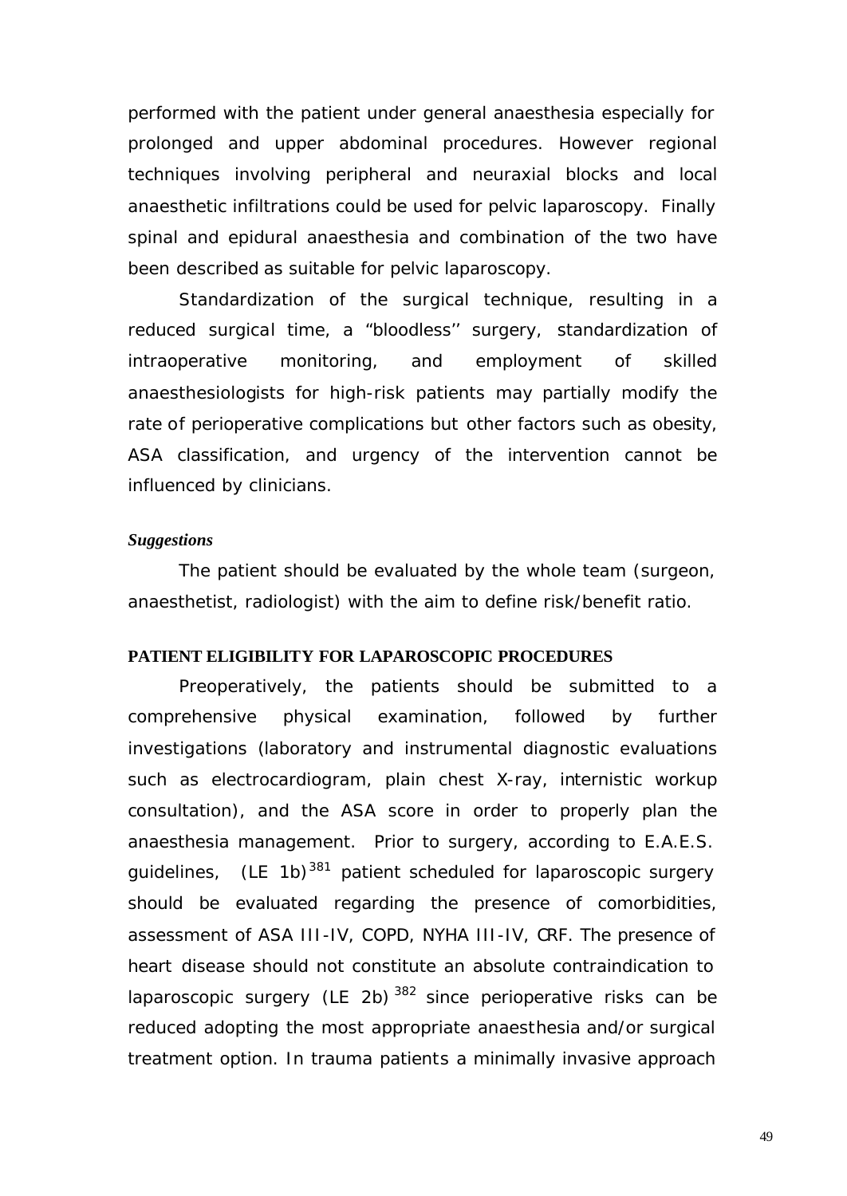performed with the patient under general anaesthesia especially for prolonged and upper abdominal procedures. However regional techniques involving peripheral and neuraxial blocks and local anaesthetic infiltrations could be used for pelvic laparoscopy. Finally spinal and epidural anaesthesia and combination of the two have been described as suitable for pelvic laparoscopy.

Standardization of the surgical technique, resulting in a reduced surgical time, a "bloodless'' surgery, standardization of intraoperative monitoring, and employment of skilled anaesthesiologists for high-risk patients may partially modify the rate of perioperative complications but other factors such as obesity, ASA classification, and urgency of the intervention cannot be influenced by clinicians.

***Suggestions***

The patient should be evaluated by the whole team (surgeon, anaesthetist, radiologist) with the aim to define risk/benefit ratio.

**PATIENT ELIGIBILITY FOR LAPAROSCOPIC PROCEDURES**

Preoperatively, the patients should be submitted to a comprehensive physical examination, followed by further investigations (laboratory and instrumental diagnostic evaluations such as electrocardiogram, plain chest X-ray, internistic workup consultation), and the ASA score in order to properly plan the anaesthesia management. Prior to surgery, according to E.A.E.S. guidelines, (LE 1b)[381] patient scheduled for laparoscopic surgery should be evaluated regarding the presence of comorbidities, assessment of ASA III-IV, COPD, NYHA III-IV, CRF. The presence of heart disease should not constitute an absolute contraindication to laparoscopic surgery (LE 2b)[382] since perioperative risks can be reduced adopting the most appropriate anaesthesia and/or surgical treatment option. In trauma patients a minimally invasive approach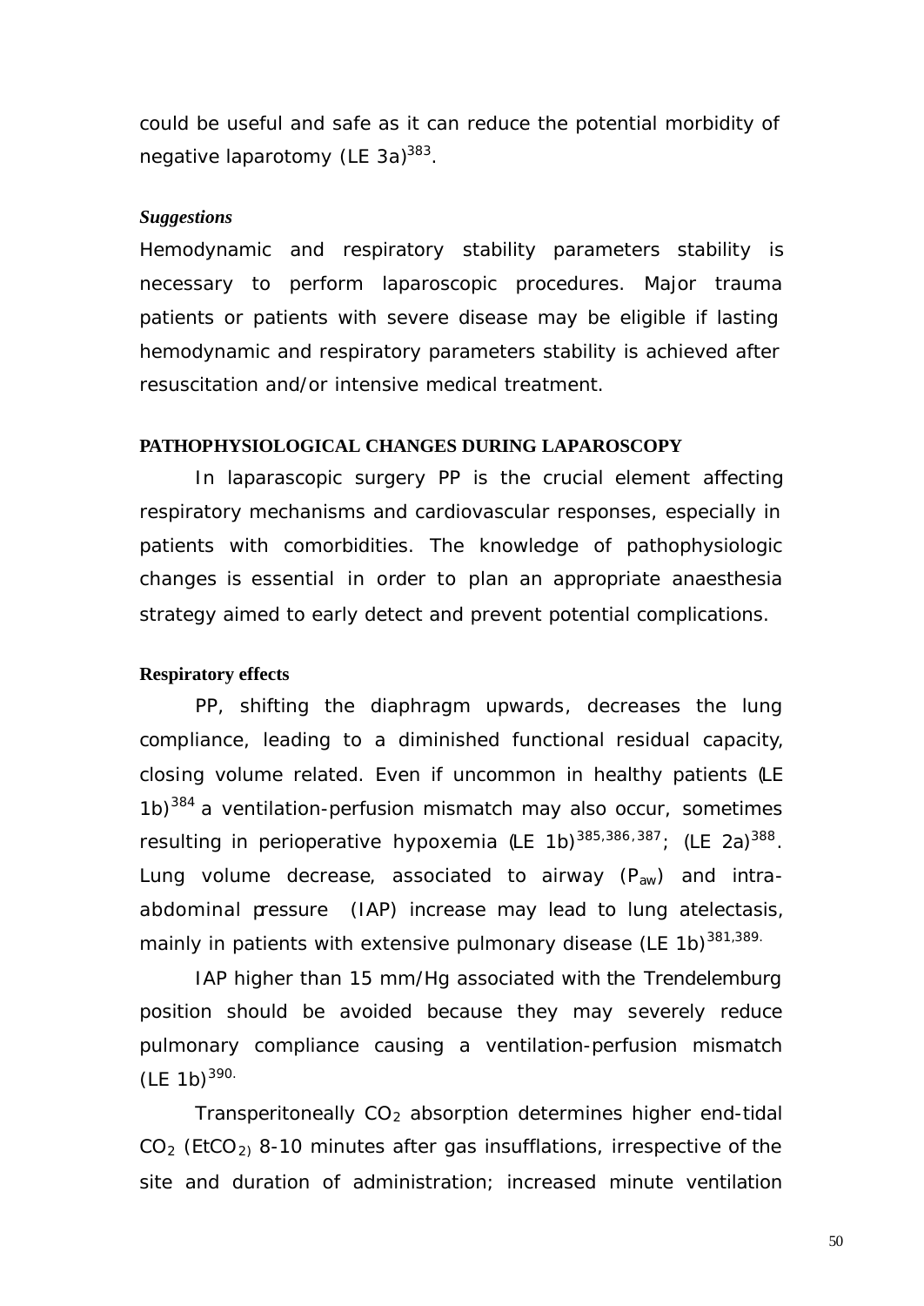could be useful and safe as it can reduce the potential morbidity of negative laparotomy (LE 3a)[383].

***Suggestions***

Hemodynamic and respiratory stability parameters stability is necessary to perform laparoscopic procedures. Major trauma patients or patients with severe disease may be eligible if lasting hemodynamic and respiratory parameters stability is achieved after resuscitation and/or intensive medical treatment.

## PATHOPHYSIOLOGICAL CHANGES DURING LAPAROSCOPY

In laparascopic surgery PP is the crucial element affecting respiratory mechanisms and cardiovascular responses, especially in patients with comorbidities. The knowledge of pathophysiologic changes is essential in order to plan an appropriate anaesthesia strategy aimed to early detect and prevent potential complications.

### Respiratory effects

PP, shifting the diaphragm upwards, decreases the lung compliance, leading to a diminished functional residual capacity, closing volume related. Even if uncommon in healthy patients (LE 1b)[384] a ventilation-perfusion mismatch may also occur, sometimes resulting in perioperative hypoxemia (LE 1b)[385,386,387]; (LE 2a)[388]. Lung volume decrease, associated to airway ($P_{aw}$) and intra-abdominal pressure (IAP) increase may lead to lung atelectasis, mainly in patients with extensive pulmonary disease (LE 1b)[381,389].

IAP higher than 15 mm/Hg associated with the Trendelemburg position should be avoided because they may severely reduce pulmonary compliance causing a ventilation-perfusion mismatch (LE 1b)[390].

Transperitoneally $CO_2$ absorption determines higher end-tidal $CO_2$ ($EtCO_2$) 8-10 minutes after gas insufflations, irrespective of the site and duration of administration; increased minute ventilation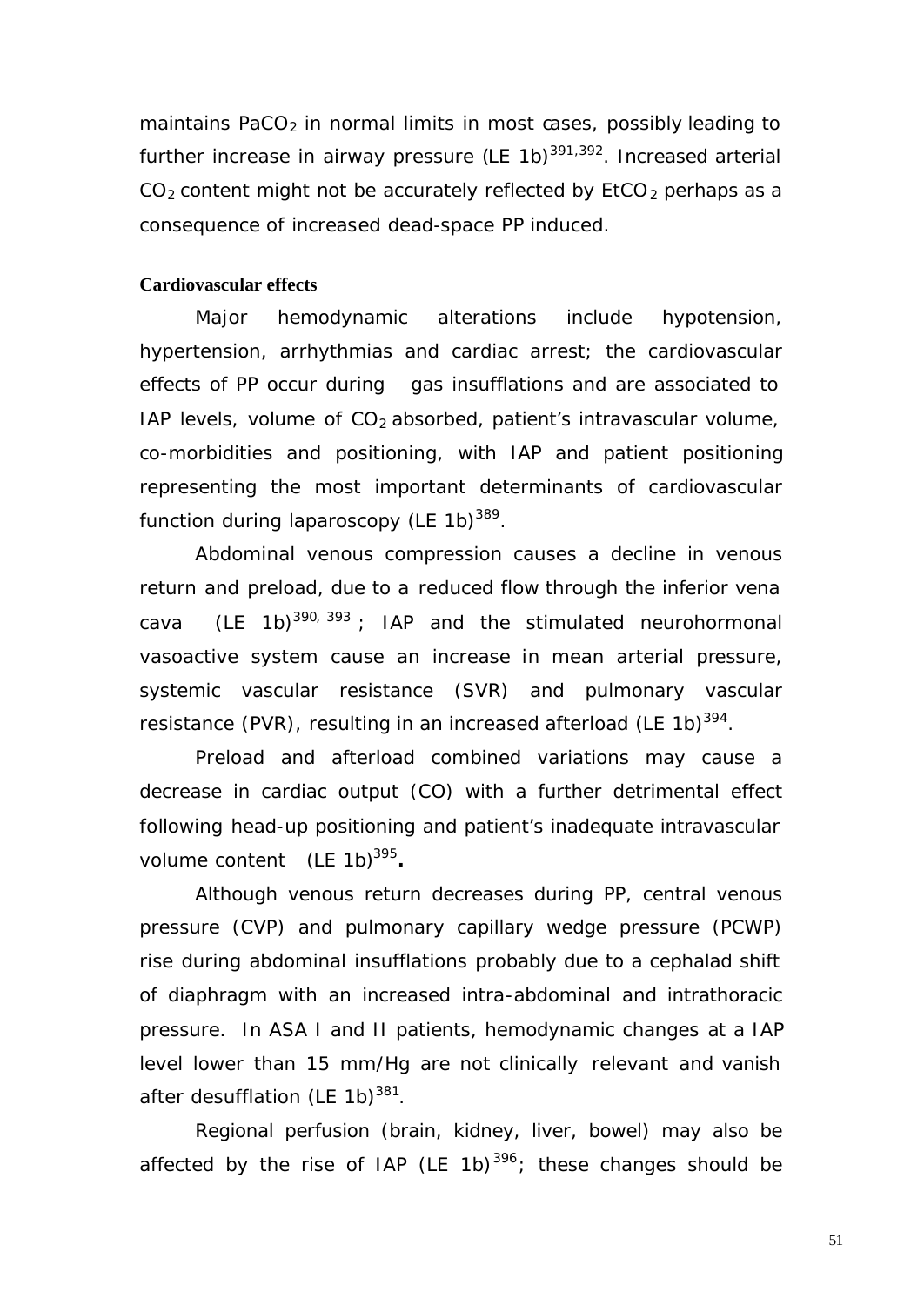maintains $PaCO_2$ in normal limits in most cases, possibly leading to further increase in airway pressure (LE 1b)[391,392]. Increased arterial $CO_2$ content might not be accurately reflected by $EtCO_2$ perhaps as a consequence of increased dead-space PP induced.

**Cardiovascular effects**

Major hemodynamic alterations include hypotension, hypertension, arrhythmias and cardiac arrest; the cardiovascular effects of PP occur during gas insufflations and are associated to IAP levels, volume of $CO_2$ absorbed, patient's intravascular volume, co-morbidities and positioning, with IAP and patient positioning representing the most important determinants of cardiovascular function during laparoscopy (LE 1b)[389].

Abdominal venous compression causes a decline in venous return and preload, due to a reduced flow through the inferior vena cava (LE 1b)[390, 393]; IAP and the stimulated neurohormonal vasoactive system cause an increase in mean arterial pressure, systemic vascular resistance (SVR) and pulmonary vascular resistance (PVR), resulting in an increased afterload (LE 1b)[394].

Preload and afterload combined variations may cause a decrease in cardiac output (CO) with a further detrimental effect following head-up positioning and patient's inadequate intravascular volume content (LE 1b)[395].

Although venous return decreases during PP, central venous pressure (CVP) and pulmonary capillary wedge pressure (PCWP) rise during abdominal insufflations probably due to a cephalad shift of diaphragm with an increased intra-abdominal and intrathoracic pressure. In ASA I and II patients, hemodynamic changes at a IAP level lower than 15 mm/Hg are not clinically relevant and vanish after desufflation (LE 1b)[381].

Regional perfusion (brain, kidney, liver, bowel) may also be affected by the rise of IAP (LE 1b)[396]; these changes should be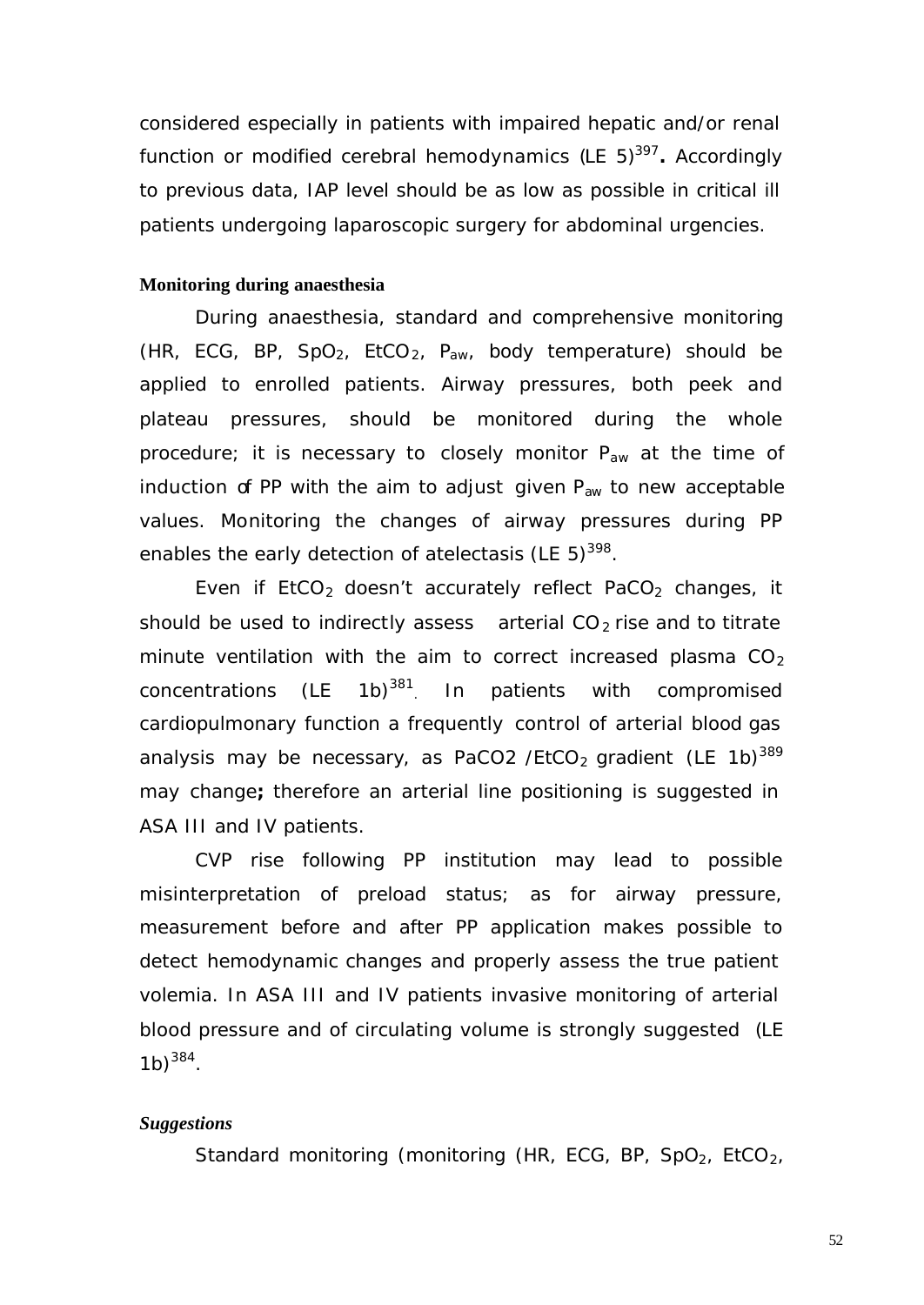considered especially in patients with impaired hepatic and/or renal function or modified cerebral hemodynamics (LE 5)[397]**.** Accordingly to previous data, IAP level should be as low as possible in critical ill patients undergoing laparoscopic surgery for abdominal urgencies.

**Monitoring during anaesthesia**

During anaesthesia, standard and comprehensive monitoring (HR, ECG, BP, $SpO_2$, $EtCO_2$, $P_{aw}$, body temperature) should be applied to enrolled patients. Airway pressures, both peek and plateau pressures, should be monitored during the whole procedure; it is necessary to closely monitor $P_{aw}$ at the time of induction of PP with the aim to adjust given $P_{aw}$ to new acceptable values. Monitoring the changes of airway pressures during PP enables the early detection of atelectasis (LE 5)[398].

Even if $EtCO_2$ doesn't accurately reflect $PaCO_2$ changes, it should be used to indirectly assess arterial $CO_2$ rise and to titrate minute ventilation with the aim to correct increased plasma $CO_2$ concentrations (LE 1b)[381]. In patients with compromised cardiopulmonary function a frequently control of arterial blood gas analysis may be necessary, as PaCO2 /$EtCO_2$ gradient (LE 1b)[389] may change**;** therefore an arterial line positioning is suggested in ASA III and IV patients.

CVP rise following PP institution may lead to possible misinterpretation of preload status; as for airway pressure, measurement before and after PP application makes possible to detect hemodynamic changes and properly assess the true patient volemia. In ASA III and IV patients invasive monitoring of arterial blood pressure and of circulating volume is strongly suggested (LE 1b)[384].

***Suggestions***

Standard monitoring (monitoring (HR, ECG, BP, $SpO_2$, $EtCO_2$,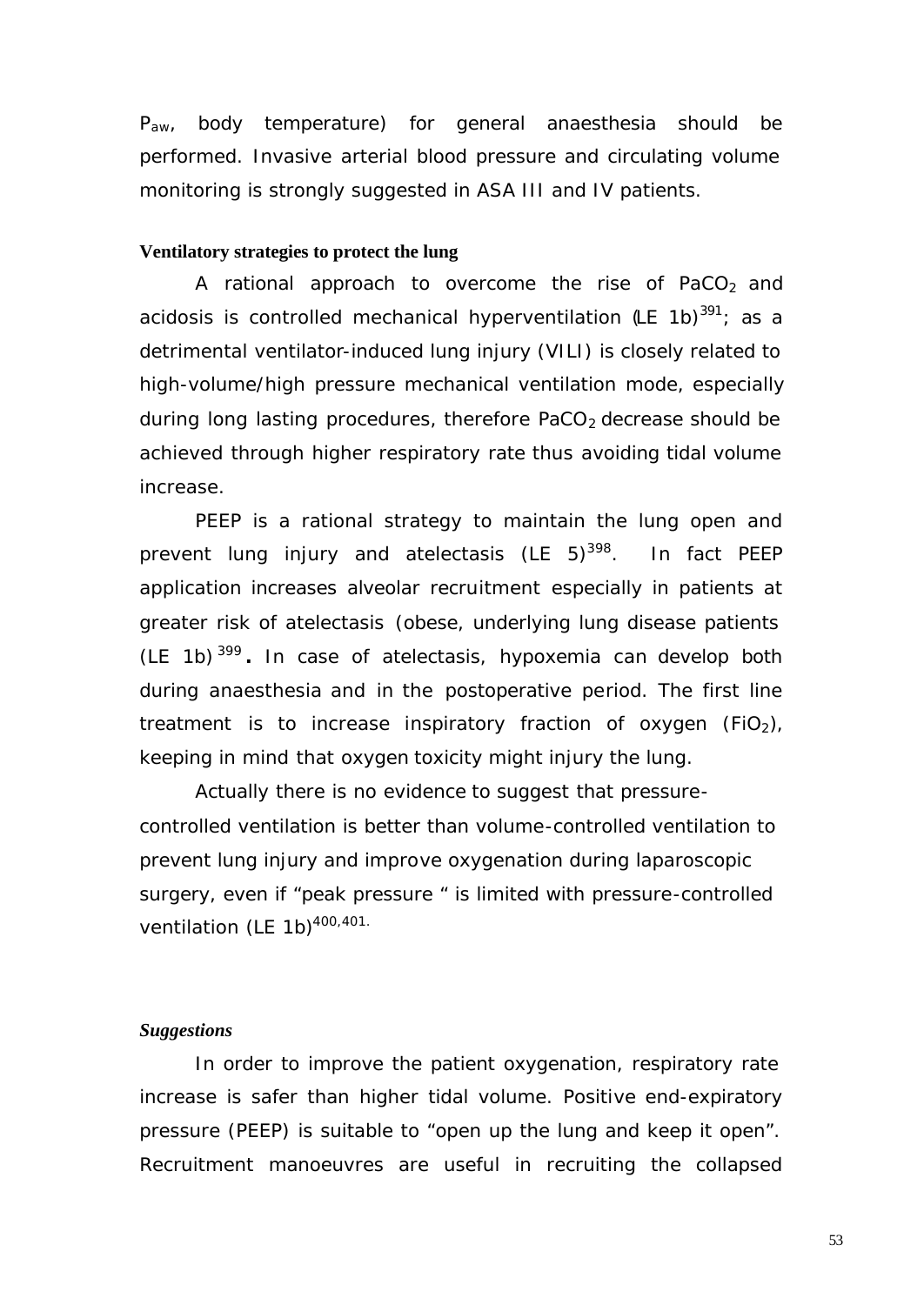$P_{aw}$, body temperature) for general anaesthesia should be performed. Invasive arterial blood pressure and circulating volume monitoring is strongly suggested in ASA III and IV patients.

**Ventilatory strategies to protect the lung**

A rational approach to overcome the rise of $PaCO_2$ and acidosis is controlled mechanical hyperventilation (LE 1b)[391]; as a detrimental ventilator-induced lung injury (VILI) is closely related to high-volume/high pressure mechanical ventilation mode, especially during long lasting procedures, therefore $PaCO_2$ decrease should be achieved through higher respiratory rate thus avoiding tidal volume increase.

PEEP is a rational strategy to maintain the lung open and prevent lung injury and atelectasis (LE 5)[398]. In fact PEEP application increases alveolar recruitment especially in patients at greater risk of atelectasis (obese, underlying lung disease patients (LE 1b)[399]. In case of atelectasis, hypoxemia can develop both during anaesthesia and in the postoperative period. The first line treatment is to increase inspiratory fraction of oxygen ($FiO_2$), keeping in mind that oxygen toxicity might injury the lung.

Actually there is no evidence to suggest that pressure-controlled ventilation is better than volume-controlled ventilation to prevent lung injury and improve oxygenation during laparoscopic surgery, even if "peak pressure " is limited with pressure-controlled ventilation (LE 1b)[400,401.]

***Suggestions***

In order to improve the patient oxygenation, respiratory rate increase is safer than higher tidal volume. Positive end-expiratory pressure (PEEP) is suitable to "open up the lung and keep it open". Recruitment manoeuvres are useful in recruiting the collapsed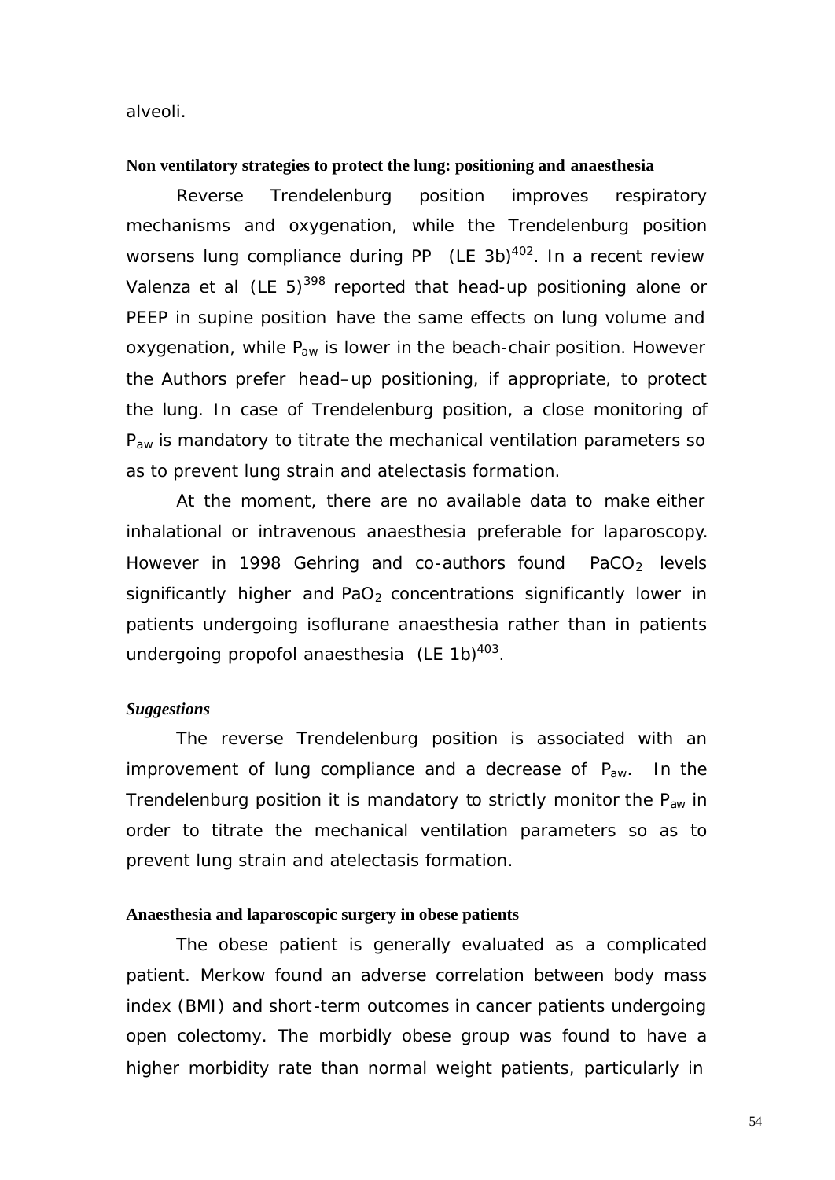alveoli.

**Non ventilatory strategies to protect the lung: positioning and anaesthesia**

Reverse Trendelenburg position improves respiratory mechanisms and oxygenation, while the Trendelenburg position worsens lung compliance during PP (LE 3b)[402]. In a recent review Valenza et al (LE 5)[398] reported that head-up positioning alone or PEEP in supine position have the same effects on lung volume and oxygenation, while $P_{aw}$ is lower in the beach-chair position. However the Authors prefer head–up positioning, if appropriate, to protect the lung. In case of Trendelenburg position, a close monitoring of $P_{aw}$ is mandatory to titrate the mechanical ventilation parameters so as to prevent lung strain and atelectasis formation.

At the moment, there are no available data to make either inhalational or intravenous anaesthesia preferable for laparoscopy. However in 1998 Gehring and co-authors found $PaCO_2$ levels significantly higher and $PaO_2$ concentrations significantly lower in patients undergoing isoflurane anaesthesia rather than in patients undergoing propofol anaesthesia (LE 1b)[403].

***Suggestions***

The reverse Trendelenburg position is associated with an improvement of lung compliance and a decrease of $P_{aw}$. In the Trendelenburg position it is mandatory to strictly monitor the $P_{aw}$ in order to titrate the mechanical ventilation parameters so as to prevent lung strain and atelectasis formation.

**Anaesthesia and laparoscopic surgery in obese patients**

The obese patient is generally evaluated as a complicated patient. Merkow found an adverse correlation between body mass index (BMI) and short-term outcomes in cancer patients undergoing open colectomy. The morbidly obese group was found to have a higher morbidity rate than normal weight patients, particularly in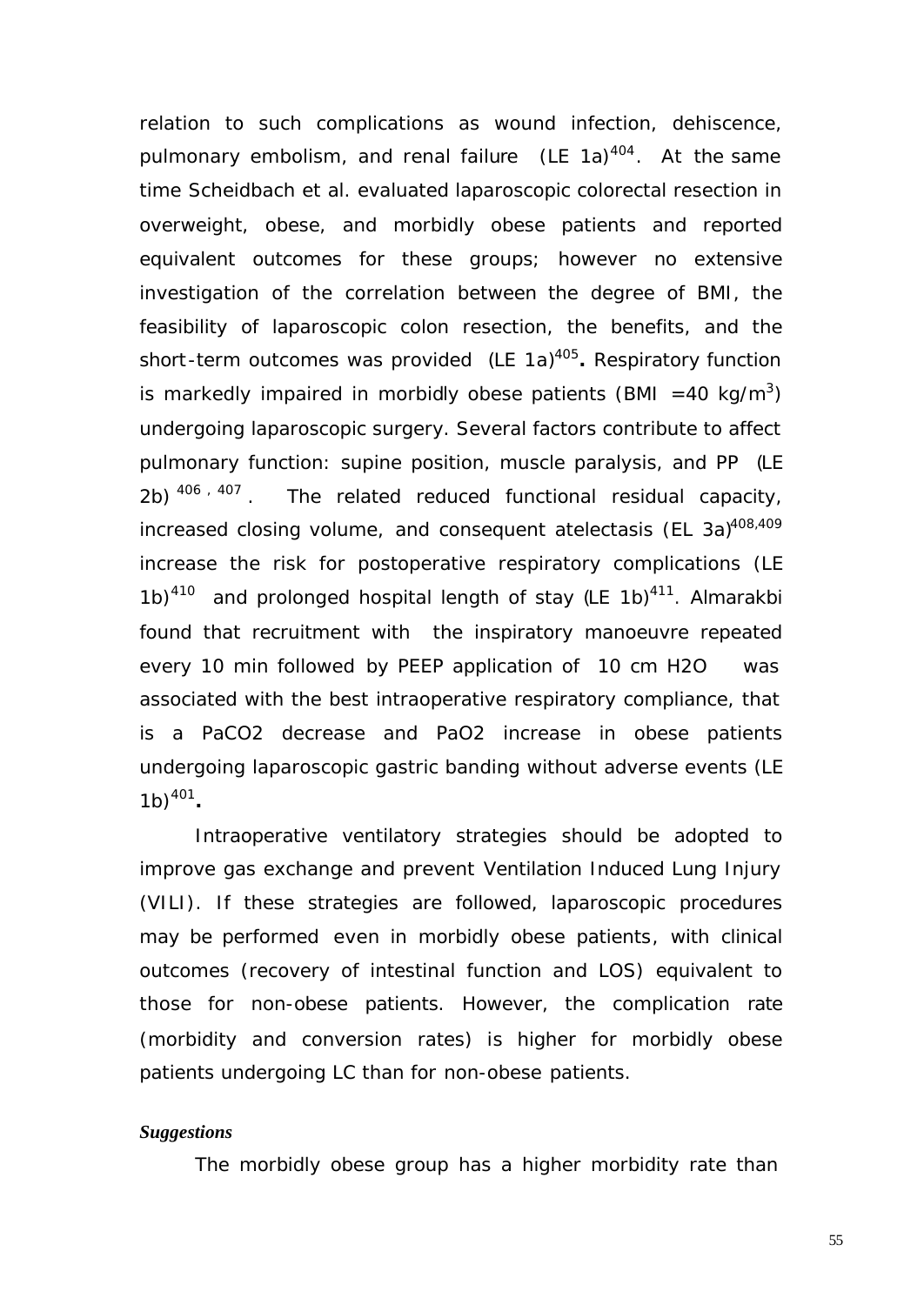relation to such complications as wound infection, dehiscence, pulmonary embolism, and renal failure (LE 1a)[404]. At the same time Scheidbach et al. evaluated laparoscopic colorectal resection in overweight, obese, and morbidly obese patients and reported equivalent outcomes for these groups; however no extensive investigation of the correlation between the degree of BMI, the feasibility of laparoscopic colon resection, the benefits, and the short-term outcomes was provided (LE 1a)[405]**.** Respiratory function is markedly impaired in morbidly obese patients (BMI =40 kg/m$^3$) undergoing laparoscopic surgery. Several factors contribute to affect pulmonary function: supine position, muscle paralysis, and PP (LE 2b)[406, 407]. The related reduced functional residual capacity, increased closing volume, and consequent atelectasis (EL 3a)[408,409] increase the risk for postoperative respiratory complications (LE 1b)[410] and prolonged hospital length of stay (LE 1b)[411]. Almarakbi found that recruitment with the inspiratory manoeuvre repeated every 10 min followed by PEEP application of 10 cm $H_2O$ was associated with the best intraoperative respiratory compliance, that is a $PaCO_2$ decrease and $PaO_2$ increase in obese patients undergoing laparoscopic gastric banding without adverse events (LE 1b)[401]**.**

Intraoperative ventilatory strategies should be adopted to improve gas exchange and prevent Ventilation Induced Lung Injury (VILI). If these strategies are followed, laparoscopic procedures may be performed even in morbidly obese patients, with clinical outcomes (recovery of intestinal function and LOS) equivalent to those for non-obese patients. However, the complication rate (morbidity and conversion rates) is higher for morbidly obese patients undergoing LC than for non-obese patients.

***Suggestions***

The morbidly obese group has a higher morbidity rate than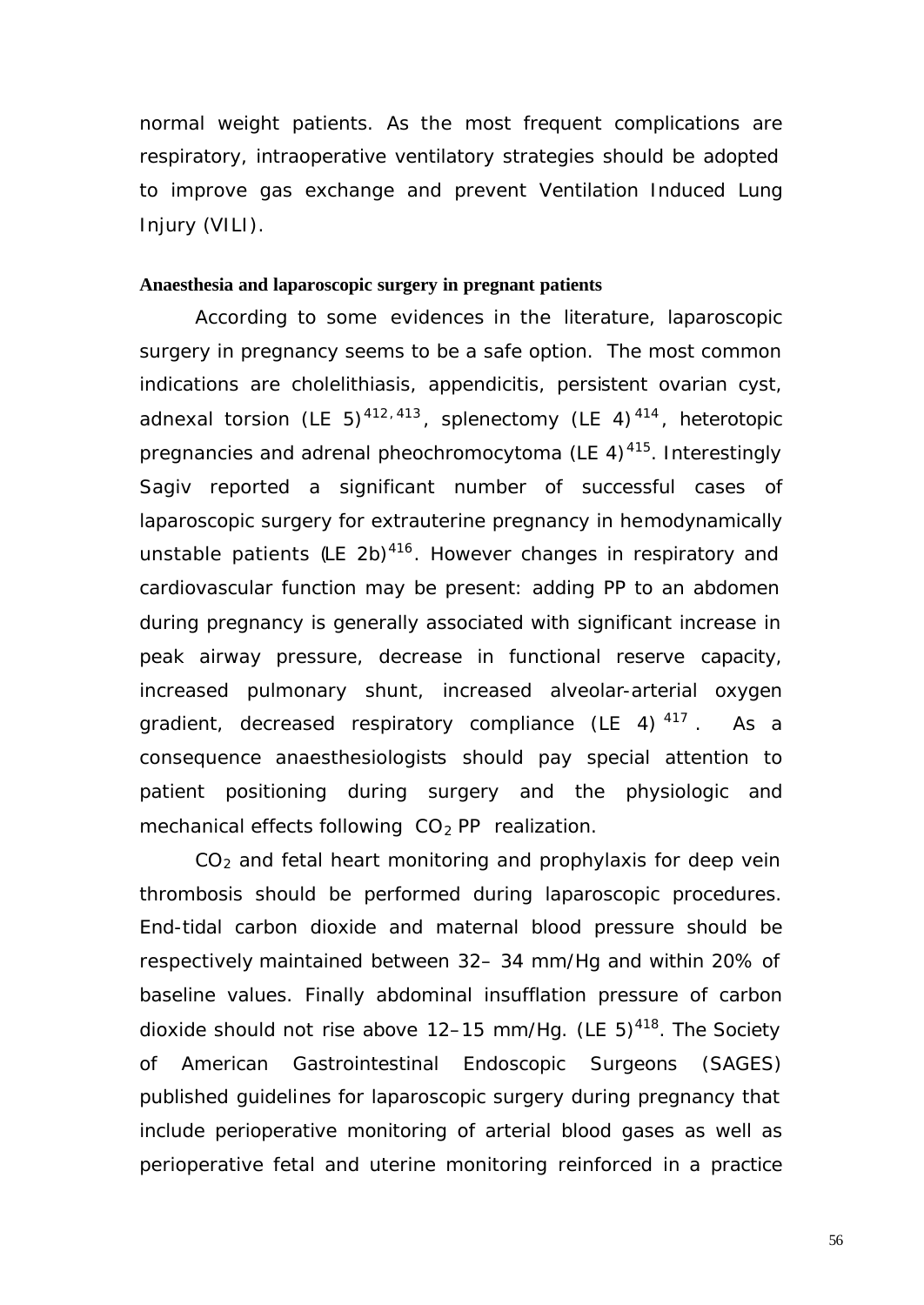normal weight patients. As the most frequent complications are respiratory, intraoperative ventilatory strategies should be adopted to improve gas exchange and prevent Ventilation Induced Lung Injury (VILI).

**Anaesthesia and laparoscopic surgery in pregnant patients**

According to some evidences in the literature, laparoscopic surgery in pregnancy seems to be a safe option. The most common indications are cholelithiasis, appendicitis, persistent ovarian cyst, adnexal torsion (LE 5)[412, 413], splenectomy (LE 4)[414], heterotopic pregnancies and adrenal pheochromocytoma (LE 4)[415]. Interestingly Sagiv reported a significant number of successful cases of laparoscopic surgery for extrauterine pregnancy in hemodynamically unstable patients (LE 2b)[416]. However changes in respiratory and cardiovascular function may be present: adding PP to an abdomen during pregnancy is generally associated with significant increase in peak airway pressure, decrease in functional reserve capacity, increased pulmonary shunt, increased alveolar-arterial oxygen gradient, decreased respiratory compliance (LE 4)[417]. As a consequence anaesthesiologists should pay special attention to patient positioning during surgery and the physiologic and mechanical effects following $CO_2$ PP realization.

$CO_2$ and fetal heart monitoring and prophylaxis for deep vein thrombosis should be performed during laparoscopic procedures. End-tidal carbon dioxide and maternal blood pressure should be respectively maintained between 32– 34 mm/Hg and within 20% of baseline values. Finally abdominal insufflation pressure of carbon dioxide should not rise above 12–15 mm/Hg. (LE 5)[418]. The Society of American Gastrointestinal Endoscopic Surgeons (SAGES) published guidelines for laparoscopic surgery during pregnancy that include perioperative monitoring of arterial blood gases as well as perioperative fetal and uterine monitoring reinforced in a practice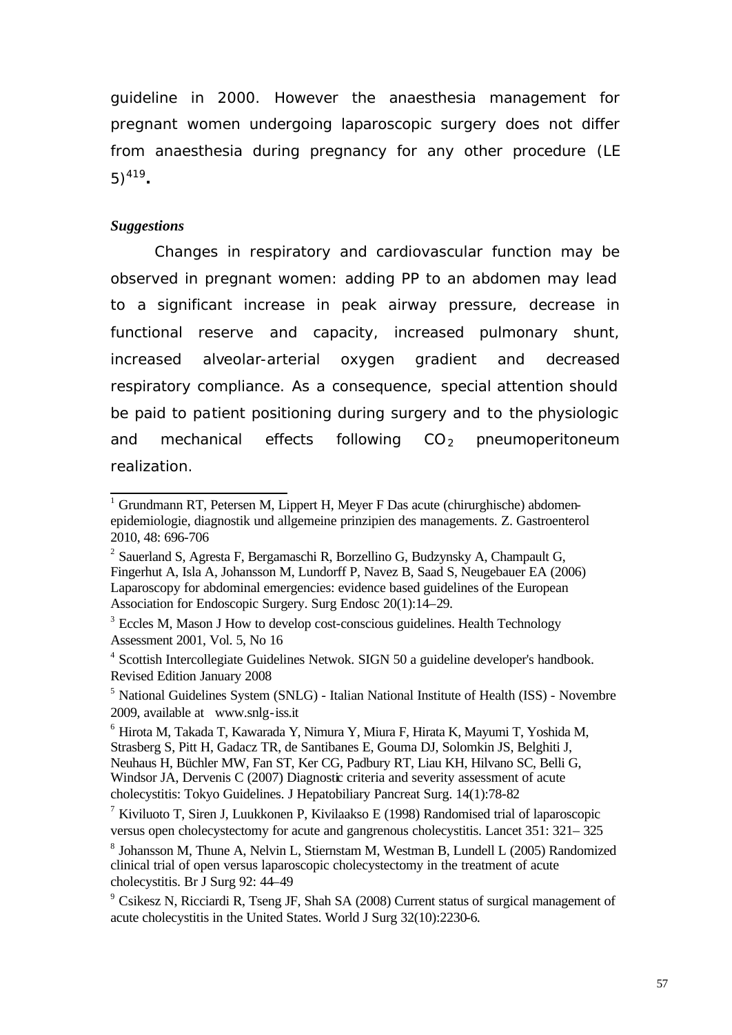guideline in 2000. However the anaesthesia management for pregnant women undergoing laparoscopic surgery does not differ from anaesthesia during pregnancy for any other procedure (LE 5)[419].

***Suggestions***

Changes in respiratory and cardiovascular function may be observed in pregnant women: adding PP to an abdomen may lead to a significant increase in peak airway pressure, decrease in functional reserve and capacity, increased pulmonary shunt, increased alveolar-arterial oxygen gradient and decreased respiratory compliance. As a consequence, special attention should be paid to patient positioning during surgery and to the physiologic and mechanical effects following $CO_2$ pneumoperitoneum realization.

---

[1] Grundmann RT, Petersen M, Lippert H, Meyer F Das acute (chirurghische) abdomen-epidemiologie, diagnostik und allgemeine prinzipien des managements. Z. Gastroenterol 2010, 48: 696-706

[2] Sauerland S, Agresta F, Bergamaschi R, Borzellino G, Budzynsky A, Champault G, Fingerhut A, Isla A, Johansson M, Lundorff P, Navez B, Saad S, Neugebauer EA (2006) Laparoscopy for abdominal emergencies: evidence based guidelines of the European Association for Endoscopic Surgery. Surg Endosc 20(1):14–29.

[3] Eccles M, Mason J How to develop cost-conscious guidelines. Health Technology Assessment 2001, Vol. 5, No 16

[4] Scottish Intercollegiate Guidelines Netwok. SIGN 50 a guideline developer's handbook. Revised Edition January 2008

[5] National Guidelines System (SNLG) - Italian National Institute of Health (ISS) - Novembre 2009, available at www.snlg-iss.it

[6] Hirota M, Takada T, Kawarada Y, Nimura Y, Miura F, Hirata K, Mayumi T, Yoshida M, Strasberg S, Pitt H, Gadacz TR, de Santibanes E, Gouma DJ, Solomkin JS, Belghiti J, Neuhaus H, Büchler MW, Fan ST, Ker CG, Padbury RT, Liau KH, Hilvano SC, Belli G, Windsor JA, Dervenis C (2007) Diagnostic criteria and severity assessment of acute cholecystitis: Tokyo Guidelines. J Hepatobiliary Pancreat Surg. 14(1):78-82

[7] Kiviluoto T, Siren J, Luukkonen P, Kivilaakso E (1998) Randomised trial of laparoscopic versus open cholecystectomy for acute and gangrenous cholecystitis. Lancet 351: 321– 325

[8] Johansson M, Thune A, Nelvin L, Stiernstam M, Westman B, Lundell L (2005) Randomized clinical trial of open versus laparoscopic cholecystectomy in the treatment of acute cholecystitis. Br J Surg 92: 44–49

[9] Csikesz N, Ricciardi R, Tseng JF, Shah SA (2008) Current status of surgical management of acute cholecystitis in the United States. World J Surg 32(10):2230-6.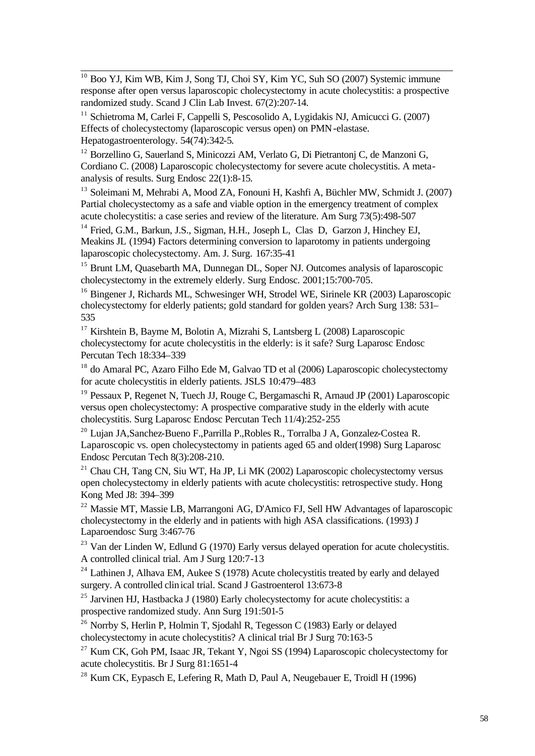[10] Boo YJ, Kim WB, Kim J, Song TJ, Choi SY, Kim YC, Suh SO (2007) Systemic immune response after open versus laparoscopic cholecystectomy in acute cholecystitis: a prospective randomized study. Scand J Clin Lab Invest. 67(2):207-14.

[11] Schietroma M, Carlei F, Cappelli S, Pescosolido A, Lygidakis NJ, Amicucci G. (2007) Effects of cholecystectomy (laparoscopic versus open) on PMN-elastase. Hepatogastroenterology. 54(74):342-5.

[12] Borzellino G, Sauerland S, Minicozzi AM, Verlato G, Di Pietrantonj C, de Manzoni G, Cordiano C. (2008) Laparoscopic cholecystectomy for severe acute cholecystitis. A meta-analysis of results. Surg Endosc 22(1):8-15.

[13] Soleimani M, Mehrabi A, Mood ZA, Fonouni H, Kashfi A, Büchler MW, Schmidt J. (2007) Partial cholecystectomy as a safe and viable option in the emergency treatment of complex acute cholecystitis: a case series and review of the literature. Am Surg 73(5):498-507

[14] Fried, G.M., Barkun, J.S., Sigman, H.H., Joseph L, Clas D, Garzon J, Hinchey EJ, Meakins JL (1994) Factors determining conversion to laparotomy in patients undergoing laparoscopic cholecystectomy. Am. J. Surg. 167:35-41

[15] Brunt LM, Quasebarth MA, Dunnegan DL, Soper NJ. Outcomes analysis of laparoscopic cholecystectomy in the extremely elderly. Surg Endosc. 2001;15:700-705.

[16] Bingener J, Richards ML, Schwesinger WH, Strodel WE, Sirinele KR (2003) Laparoscopic cholecystectomy for elderly patients; gold standard for golden years? Arch Surg 138: 531–535

[17] Kirshtein B, Bayme M, Bolotin A, Mizrahi S, Lantsberg L (2008) Laparoscopic cholecystectomy for acute cholecystitis in the elderly: is it safe? Surg Laparosc Endosc Percutan Tech 18:334–339

[18] do Amaral PC, Azaro Filho Ede M, Galvao TD et al (2006) Laparoscopic cholecystectomy for acute cholecystitis in elderly patients. JSLS 10:479–483

[19] Pessaux P, Regenet N, Tuech JJ, Rouge C, Bergamaschi R, Arnaud JP (2001) Laparoscopic versus open cholecystectomy: A prospective comparative study in the elderly with acute cholecystitis. Surg Laparosc Endosc Percutan Tech 11/4):252-255

[20] Lujan JA,Sanchez-Bueno F.,Parrilla P.,Robles R., Torralba J A, Gonzalez-Costea R. Laparoscopic vs. open cholecystectomy in patients aged 65 and older(1998) Surg Laparosc Endosc Percutan Tech 8(3):208-210.

[21] Chau CH, Tang CN, Siu WT, Ha JP, Li MK (2002) Laparoscopic cholecystectomy versus open cholecystectomy in elderly patients with acute cholecystitis: retrospective study. Hong Kong Med J8: 394–399

[22] Massie MT, Massie LB, Marrangoni AG, D'Amico FJ, Sell HW Advantages of laparoscopic cholecystectomy in the elderly and in patients with high ASA classifications. (1993) J Laparoendosc Surg 3:467-76

[23] Van der Linden W, Edlund G (1970) Early versus delayed operation for acute cholecystitis. A controlled clinical trial. Am J Surg 120:7-13

[24] Lathinen J, Alhava EM, Aukee S (1978) Acute cholecystitis treated by early and delayed surgery. A controlled clinical trial. Scand J Gastroenterol 13:673-8

[25] Jarvinen HJ, Hastbacka J (1980) Early cholecystectomy for acute cholecystitis: a prospective randomized study. Ann Surg 191:501-5

[26] Norrby S, Herlin P, Holmin T, Sjodahl R, Tegesson C (1983) Early or delayed cholecystectomy in acute cholecystitis? A clinical trial Br J Surg 70:163-5

[27] Kum CK, Goh PM, Isaac JR, Tekant Y, Ngoi SS (1994) Laparoscopic cholecystectomy for acute cholecystitis. Br J Surg 81:1651-4

[28] Kum CK, Eypasch E, Lefering R, Math D, Paul A, Neugebauer E, Troidl H (1996)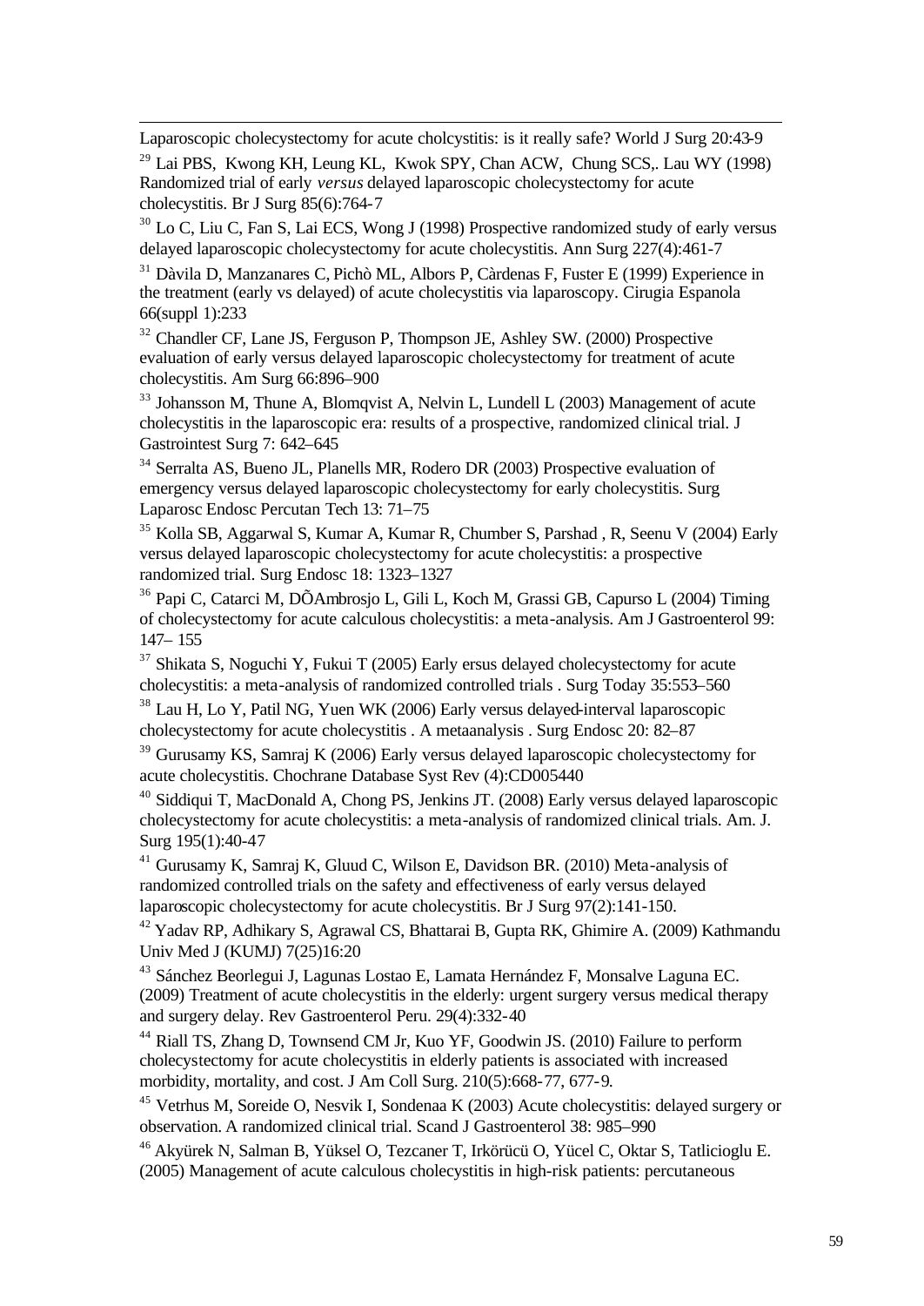Laparoscopic cholecystectomy for acute cholcystitis: is it really safe? World J Surg 20:43-9

[29] Lai PBS, Kwong KH, Leung KL, Kwok SPY, Chan ACW, Chung SCS,. Lau WY (1998) Randomized trial of early *versus* delayed laparoscopic cholecystectomy for acute cholecystitis. Br J Surg 85(6):764-7

[30] Lo C, Liu C, Fan S, Lai ECS, Wong J (1998) Prospective randomized study of early versus delayed laparoscopic cholecystectomy for acute cholecystitis. Ann Surg 227(4):461-7

[31] Dàvila D, Manzanares C, Pichò ML, Albors P, Càrdenas F, Fuster E (1999) Experience in the treatment (early vs delayed) of acute cholecystitis via laparoscopy. Cirugia Espanola 66(suppl 1):233

[32] Chandler CF, Lane JS, Ferguson P, Thompson JE, Ashley SW. (2000) Prospective evaluation of early versus delayed laparoscopic cholecystectomy for treatment of acute cholecystitis. Am Surg 66:896–900

[33] Johansson M, Thune A, Blomqvist A, Nelvin L, Lundell L (2003) Management of acute cholecystitis in the laparoscopic era: results of a prospective, randomized clinical trial. J Gastrointest Surg 7: 642–645

[34] Serralta AS, Bueno JL, Planells MR, Rodero DR (2003) Prospective evaluation of emergency versus delayed laparoscopic cholecystectomy for early cholecystitis. Surg Laparosc Endosc Percutan Tech 13: 71–75

[35] Kolla SB, Aggarwal S, Kumar A, Kumar R, Chumber S, Parshad , R, Seenu V (2004) Early versus delayed laparoscopic cholecystectomy for acute cholecystitis: a prospective randomized trial. Surg Endosc 18: 1323–1327

[36] Papi C, Catarci M, DÕAmbrosjo L, Gili L, Koch M, Grassi GB, Capurso L (2004) Timing of cholecystectomy for acute calculous cholecystitis: a meta-analysis. Am J Gastroenterol 99: 147– 155

[37] Shikata S, Noguchi Y, Fukui T (2005) Early ersus delayed cholecystectomy for acute cholecystitis: a meta-analysis of randomized controlled trials . Surg Today 35:553–560

[38] Lau H, Lo Y, Patil NG, Yuen WK (2006) Early versus delayed-interval laparoscopic cholecystectomy for acute cholecystitis . A metaanalysis . Surg Endosc 20: 82–87

[39] Gurusamy KS, Samraj K (2006) Early versus delayed laparoscopic cholecystectomy for acute cholecystitis. Chochrane Database Syst Rev (4):CD005440

[40] Siddiqui T, MacDonald A, Chong PS, Jenkins JT. (2008) Early versus delayed laparoscopic cholecystectomy for acute cholecystitis: a meta-analysis of randomized clinical trials. Am. J. Surg 195(1):40-47

[41] Gurusamy K, Samraj K, Gluud C, Wilson E, Davidson BR. (2010) Meta-analysis of randomized controlled trials on the safety and effectiveness of early versus delayed laparoscopic cholecystectomy for acute cholecystitis. Br J Surg 97(2):141-150.

[42] Yadav RP, Adhikary S, Agrawal CS, Bhattarai B, Gupta RK, Ghimire A. (2009) Kathmandu Univ Med J (KUMJ) 7(25)16:20

[43] Sánchez Beorlegui J, Lagunas Lostao E, Lamata Hernández F, Monsalve Laguna EC. (2009) Treatment of acute cholecystitis in the elderly: urgent surgery versus medical therapy and surgery delay. Rev Gastroenterol Peru. 29(4):332-40

[44] Riall TS, Zhang D, Townsend CM Jr, Kuo YF, Goodwin JS. (2010) Failure to perform cholecystectomy for acute cholecystitis in elderly patients is associated with increased morbidity, mortality, and cost. J Am Coll Surg. 210(5):668-77, 677-9.

[45] Vetrhus M, Soreide O, Nesvik I, Sondenaa K (2003) Acute cholecystitis: delayed surgery or observation. A randomized clinical trial. Scand J Gastroenterol 38: 985–990

[46] Akyürek N, Salman B, Yüksel O, Tezcaner T, Irkörücü O, Yücel C, Oktar S, Tatlicioglu E. (2005) Management of acute calculous cholecystitis in high-risk patients: percutaneous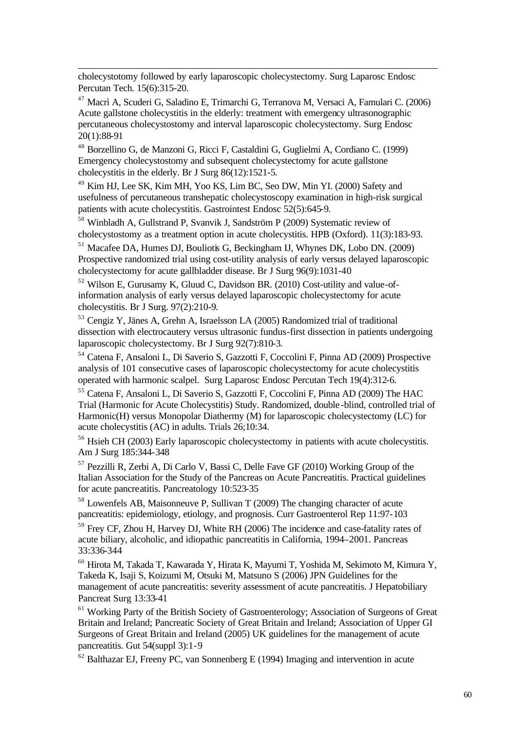cholecystotomy followed by early laparoscopic cholecystectomy. Surg Laparosc Endosc Percutan Tech. 15(6):315-20.

[47] Macrì A, Scuderi G, Saladino E, Trimarchi G, Terranova M, Versaci A, Famulari C. (2006) Acute gallstone cholecystitis in the elderly: treatment with emergency ultrasonographic percutaneous cholecystostomy and interval laparoscopic cholecystectomy. Surg Endosc 20(1):88-91

[48] Borzellino G, de Manzoni G, Ricci F, Castaldini G, Guglielmi A, Cordiano C. (1999) Emergency cholecystostomy and subsequent cholecystectomy for acute gallstone cholecystitis in the elderly. Br J Surg 86(12):1521-5.

[49] Kim HJ, Lee SK, Kim MH, Yoo KS, Lim BC, Seo DW, Min YI. (2000) Safety and usefulness of percutaneous transhepatic cholecystoscopy examination in high-risk surgical patients with acute cholecystitis. Gastrointest Endosc 52(5):645-9.

[50] Winbladh A, Gullstrand P, Svanvik J, Sandström P (2009) Systematic review of cholecystostomy as a treatment option in acute cholecystitis. HPB (Oxford). 11(3):183-93.

[51] Macafee DA, Humes DJ, Bouliotis G, Beckingham IJ, Whynes DK, Lobo DN. (2009) Prospective randomized trial using cost-utility analysis of early versus delayed laparoscopic cholecystectomy for acute gallbladder disease. Br J Surg 96(9):1031-40

[52] Wilson E, Gurusamy K, Gluud C, Davidson BR. (2010) Cost-utility and value-of-information analysis of early versus delayed laparoscopic cholecystectomy for acute cholecystitis. Br J Surg. 97(2):210-9.

[53] Cengiz Y, Jänes A, Grehn A, Israelsson LA (2005) Randomized trial of traditional dissection with electrocautery versus ultrasonic fundus-first dissection in patients undergoing laparoscopic cholecystectomy. Br J Surg 92(7):810-3.

[54] Catena F, Ansaloni L, Di Saverio S, Gazzotti F, Coccolini F, Pinna AD (2009) Prospective analysis of 101 consecutive cases of laparoscopic cholecystectomy for acute cholecystitis operated with harmonic scalpel. Surg Laparosc Endosc Percutan Tech 19(4):312-6.

[55] Catena F, Ansaloni L, Di Saverio S, Gazzotti F, Coccolini F, Pinna AD (2009) The HAC Trial (Harmonic for Acute Cholecystitis) Study. Randomized, double-blind, controlled trial of Harmonic(H) versus Monopolar Diathermy (M) for laparoscopic cholecystectomy (LC) for acute cholecystitis (AC) in adults. Trials 26;10:34.

[56] Hsieh CH (2003) Early laparoscopic cholecystectomy in patients with acute cholecystitis. Am J Surg 185:344-348

[57] Pezzilli R, Zerbi A, Di Carlo V, Bassi C, Delle Fave GF (2010) Working Group of the Italian Association for the Study of the Pancreas on Acute Pancreatitis. Practical guidelines for acute pancreatitis. Pancreatology 10:523-35

[58] Lowenfels AB, Maisonneuve P, Sullivan T (2009) The changing character of acute pancreatitis: epidemiology, etiology, and prognosis. Curr Gastroenterol Rep 11:97-103

[59] Frey CF, Zhou H, Harvey DJ, White RH (2006) The incidence and case-fatality rates of acute biliary, alcoholic, and idiopathic pancreatitis in California, 1994–2001. Pancreas 33:336-344

[60] Hirota M, Takada T, Kawarada Y, Hirata K, Mayumi T, Yoshida M, Sekimoto M, Kimura Y, Takeda K, Isaji S, Koizumi M, Otsuki M, Matsuno S (2006) JPN Guidelines for the management of acute pancreatitis: severity assessment of acute pancreatitis. J Hepatobiliary Pancreat Surg 13:33-41

[61] Working Party of the British Society of Gastroenterology; Association of Surgeons of Great Britain and Ireland; Pancreatic Society of Great Britain and Ireland; Association of Upper GI Surgeons of Great Britain and Ireland (2005) UK guidelines for the management of acute pancreatitis. Gut 54(suppl 3):1-9

[62] Balthazar EJ, Freeny PC, van Sonnenberg E (1994) Imaging and intervention in acute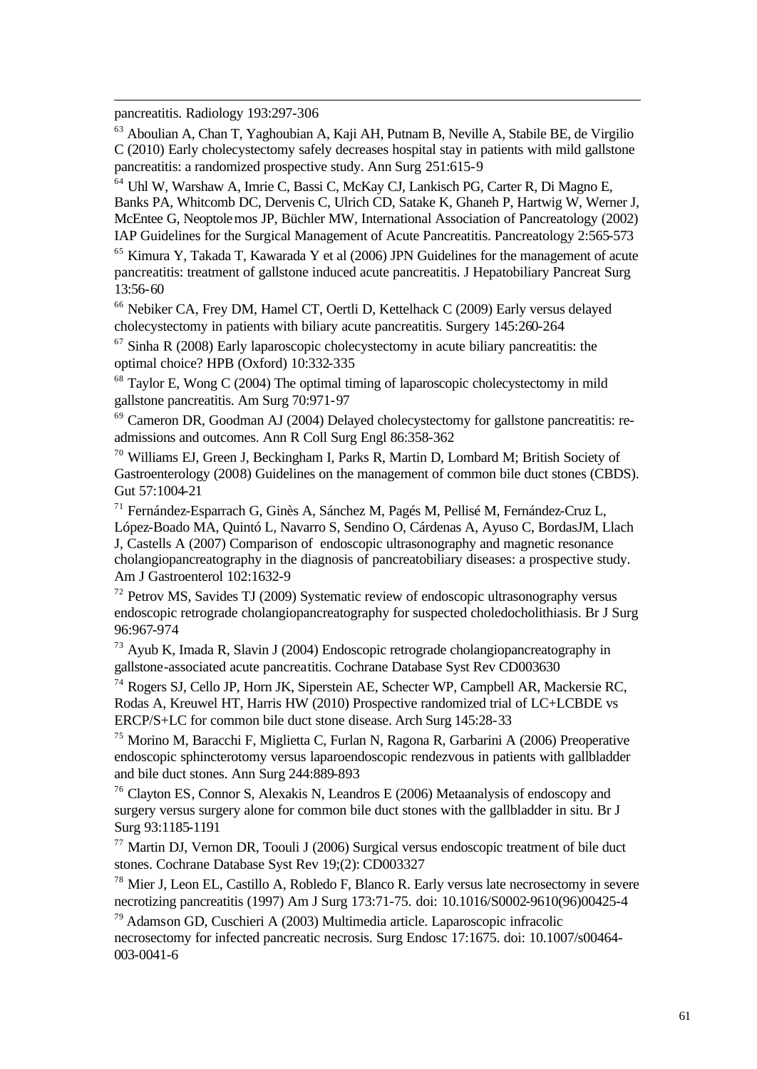pancreatitis. Radiology 193:297-306

[63] Aboulian A, Chan T, Yaghoubian A, Kaji AH, Putnam B, Neville A, Stabile BE, de Virgilio C (2010) Early cholecystectomy safely decreases hospital stay in patients with mild gallstone pancreatitis: a randomized prospective study. Ann Surg 251:615-9

[64] Uhl W, Warshaw A, Imrie C, Bassi C, McKay CJ, Lankisch PG, Carter R, Di Magno E, Banks PA, Whitcomb DC, Dervenis C, Ulrich CD, Satake K, Ghaneh P, Hartwig W, Werner J, McEntee G, Neoptolemos JP, Büchler MW, International Association of Pancreatology (2002) IAP Guidelines for the Surgical Management of Acute Pancreatitis. Pancreatology 2:565-573

[65] Kimura Y, Takada T, Kawarada Y et al (2006) JPN Guidelines for the management of acute pancreatitis: treatment of gallstone induced acute pancreatitis. J Hepatobiliary Pancreat Surg 13:56-60

[66] Nebiker CA, Frey DM, Hamel CT, Oertli D, Kettelhack C (2009) Early versus delayed cholecystectomy in patients with biliary acute pancreatitis. Surgery 145:260-264

[67] Sinha R (2008) Early laparoscopic cholecystectomy in acute biliary pancreatitis: the optimal choice? HPB (Oxford) 10:332-335

[68] Taylor E, Wong C (2004) The optimal timing of laparoscopic cholecystectomy in mild gallstone pancreatitis. Am Surg 70:971-97

[69] Cameron DR, Goodman AJ (2004) Delayed cholecystectomy for gallstone pancreatitis: re-admissions and outcomes. Ann R Coll Surg Engl 86:358-362

[70] Williams EJ, Green J, Beckingham I, Parks R, Martin D, Lombard M; British Society of Gastroenterology (2008) Guidelines on the management of common bile duct stones (CBDS). Gut 57:1004-21

[71] Fernández-Esparrach G, Ginès A, Sánchez M, Pagés M, Pellisé M, Fernández-Cruz L, López-Boado MA, Quintó L, Navarro S, Sendino O, Cárdenas A, Ayuso C, BordasJM, Llach J, Castells A (2007) Comparison of endoscopic ultrasonography and magnetic resonance cholangiopancreatography in the diagnosis of pancreatobiliary diseases: a prospective study. Am J Gastroenterol 102:1632-9

[72] Petrov MS, Savides TJ (2009) Systematic review of endoscopic ultrasonography versus endoscopic retrograde cholangiopancreatography for suspected choledocholithiasis. Br J Surg 96:967-974

[73] Ayub K, Imada R, Slavin J (2004) Endoscopic retrograde cholangiopancreatography in gallstone-associated acute pancreatitis. Cochrane Database Syst Rev CD003630

[74] Rogers SJ, Cello JP, Horn JK, Siperstein AE, Schecter WP, Campbell AR, Mackersie RC, Rodas A, Kreuwel HT, Harris HW (2010) Prospective randomized trial of LC+LCBDE vs ERCP/S+LC for common bile duct stone disease. Arch Surg 145:28-33

[75] Morino M, Baracchi F, Miglietta C, Furlan N, Ragona R, Garbarini A (2006) Preoperative endoscopic sphincterotomy versus laparoendoscopic rendezvous in patients with gallbladder and bile duct stones. Ann Surg 244:889-893

[76] Clayton ES, Connor S, Alexakis N, Leandros E (2006) Metaanalysis of endoscopy and surgery versus surgery alone for common bile duct stones with the gallbladder in situ. Br J Surg 93:1185-1191

[77] Martin DJ, Vernon DR, Toouli J (2006) Surgical versus endoscopic treatment of bile duct stones. Cochrane Database Syst Rev 19;(2): CD003327

[78] Mier J, Leon EL, Castillo A, Robledo F, Blanco R. Early versus late necrosectomy in severe necrotizing pancreatitis (1997) Am J Surg 173:71-75. doi: 10.1016/S0002-9610(96)00425-4

[79] Adamson GD, Cuschieri A (2003) Multimedia article. Laparoscopic infracolic necrosectomy for infected pancreatic necrosis. Surg Endosc 17:1675. doi: 10.1007/s00464-003-0041-6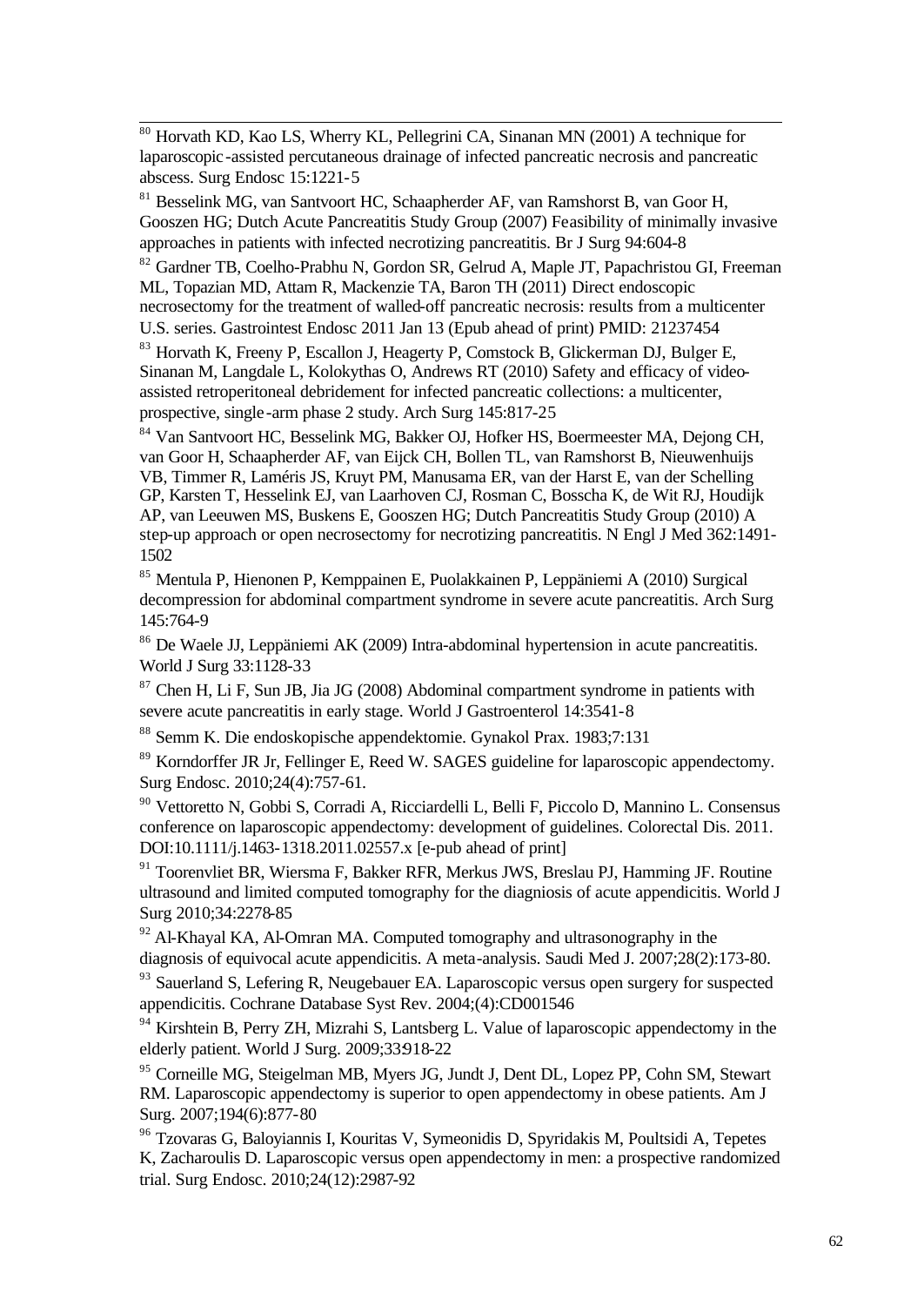[80] Horvath KD, Kao LS, Wherry KL, Pellegrini CA, Sinanan MN (2001) A technique for laparoscopic-assisted percutaneous drainage of infected pancreatic necrosis and pancreatic abscess. Surg Endosc 15:1221-5

[81] Besselink MG, van Santvoort HC, Schaapherder AF, van Ramshorst B, van Goor H, Gooszen HG; Dutch Acute Pancreatitis Study Group (2007) Feasibility of minimally invasive approaches in patients with infected necrotizing pancreatitis. Br J Surg 94:604-8

[82] Gardner TB, Coelho-Prabhu N, Gordon SR, Gelrud A, Maple JT, Papachristou GI, Freeman ML, Topazian MD, Attam R, Mackenzie TA, Baron TH (2011) Direct endoscopic necrosectomy for the treatment of walled-off pancreatic necrosis: results from a multicenter U.S. series. Gastrointest Endosc 2011 Jan 13 (Epub ahead of print) PMID: 21237454

[83] Horvath K, Freeny P, Escallon J, Heagerty P, Comstock B, Glickerman DJ, Bulger E, Sinanan M, Langdale L, Kolokythas O, Andrews RT (2010) Safety and efficacy of video-assisted retroperitoneal debridement for infected pancreatic collections: a multicenter, prospective, single-arm phase 2 study. Arch Surg 145:817-25

[84] Van Santvoort HC, Besselink MG, Bakker OJ, Hofker HS, Boermeester MA, Dejong CH, van Goor H, Schaapherder AF, van Eijck CH, Bollen TL, van Ramshorst B, Nieuwenhuijs VB, Timmer R, Laméris JS, Kruyt PM, Manusama ER, van der Harst E, van der Schelling GP, Karsten T, Hesselink EJ, van Laarhoven CJ, Rosman C, Bosscha K, de Wit RJ, Houdijk AP, van Leeuwen MS, Buskens E, Gooszen HG; Dutch Pancreatitis Study Group (2010) A step-up approach or open necrosectomy for necrotizing pancreatitis. N Engl J Med 362:1491-1502

[85] Mentula P, Hienonen P, Kemppainen E, Puolakkainen P, Leppäniemi A (2010) Surgical decompression for abdominal compartment syndrome in severe acute pancreatitis. Arch Surg 145:764-9

[86] De Waele JJ, Leppäniemi AK (2009) Intra-abdominal hypertension in acute pancreatitis. World J Surg 33:1128-33

[87] Chen H, Li F, Sun JB, Jia JG (2008) Abdominal compartment syndrome in patients with severe acute pancreatitis in early stage. World J Gastroenterol 14:3541-8

[88] Semm K. Die endoskopische appendektomie. Gynakol Prax. 1983;7:131

[89] Korndorffer JR Jr, Fellinger E, Reed W. SAGES guideline for laparoscopic appendectomy. Surg Endosc. 2010;24(4):757-61.

[90] Vettoretto N, Gobbi S, Corradi A, Ricciardelli L, Belli F, Piccolo D, Mannino L. Consensus conference on laparoscopic appendectomy: development of guidelines. Colorectal Dis. 2011. DOI:10.1111/j.1463-1318.2011.02557.x [e-pub ahead of print]

[91] Toorenvliet BR, Wiersma F, Bakker RFR, Merkus JWS, Breslau PJ, Hamming JF. Routine ultrasound and limited computed tomography for the diagniosis of acute appendicitis. World J Surg 2010;34:2278-85

[92] Al-Khayal KA, Al-Omran MA. Computed tomography and ultrasonography in the diagnosis of equivocal acute appendicitis. A meta-analysis. Saudi Med J. 2007;28(2):173-80.

[93] Sauerland S, Lefering R, Neugebauer EA. Laparoscopic versus open surgery for suspected appendicitis. Cochrane Database Syst Rev. 2004;(4):CD001546

[94] Kirshtein B, Perry ZH, Mizrahi S, Lantsberg L. Value of laparoscopic appendectomy in the elderly patient. World J Surg. 2009;33:918-22

[95] Corneille MG, Steigelman MB, Myers JG, Jundt J, Dent DL, Lopez PP, Cohn SM, Stewart RM. Laparoscopic appendectomy is superior to open appendectomy in obese patients. Am J Surg. 2007;194(6):877-80

[96] Tzovaras G, Baloyiannis I, Kouritas V, Symeonidis D, Spyridakis M, Poultsidi A, Tepetes K, Zacharoulis D. Laparoscopic versus open appendectomy in men: a prospective randomized trial. Surg Endosc. 2010;24(12):2987-92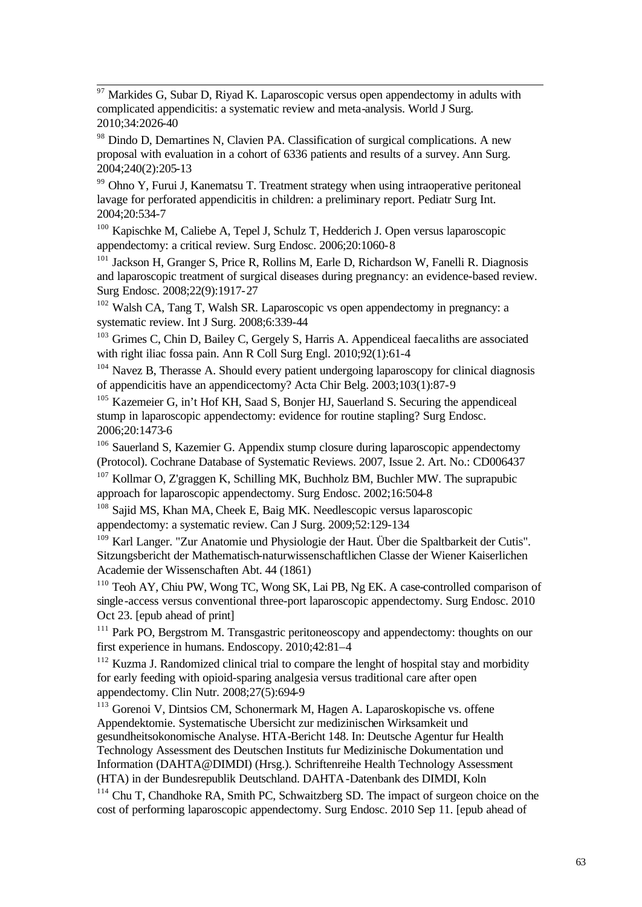[97] Markides G, Subar D, Riyad K. Laparoscopic versus open appendectomy in adults with complicated appendicitis: a systematic review and meta-analysis. World J Surg. 2010;34:2026-40

[98] Dindo D, Demartines N, Clavien PA. Classification of surgical complications. A new proposal with evaluation in a cohort of 6336 patients and results of a survey. Ann Surg. 2004;240(2):205-13

[99] Ohno Y, Furui J, Kanematsu T. Treatment strategy when using intraoperative peritoneal lavage for perforated appendicitis in children: a preliminary report. Pediatr Surg Int. 2004;20:534-7

[100] Kapischke M, Caliebe A, Tepel J, Schulz T, Hedderich J. Open versus laparoscopic appendectomy: a critical review. Surg Endosc. 2006;20:1060-8

[101] Jackson H, Granger S, Price R, Rollins M, Earle D, Richardson W, Fanelli R. Diagnosis and laparoscopic treatment of surgical diseases during pregnancy: an evidence-based review. Surg Endosc. 2008;22(9):1917-27

[102] Walsh CA, Tang T, Walsh SR. Laparoscopic vs open appendectomy in pregnancy: a systematic review. Int J Surg. 2008;6:339-44

[103] Grimes C, Chin D, Bailey C, Gergely S, Harris A. Appendiceal faecaliths are associated with right iliac fossa pain. Ann R Coll Surg Engl. 2010;92(1):61-4

[104] Navez B, Therasse A. Should every patient undergoing laparoscopy for clinical diagnosis of appendicitis have an appendicectomy? Acta Chir Belg. 2003;103(1):87-9

[105] Kazemeier G, in't Hof KH, Saad S, Bonjer HJ, Sauerland S. Securing the appendiceal stump in laparoscopic appendectomy: evidence for routine stapling? Surg Endosc. 2006;20:1473-6

[106] Sauerland S, Kazemier G. Appendix stump closure during laparoscopic appendectomy (Protocol). Cochrane Database of Systematic Reviews. 2007, Issue 2. Art. No.: CD006437

[107] Kollmar O, Z'graggen K, Schilling MK, Buchholz BM, Buchler MW. The suprapubic approach for laparoscopic appendectomy. Surg Endosc. 2002;16:504-8

[108] Sajid MS, Khan MA, Cheek E, Baig MK. Needlescopic versus laparoscopic appendectomy: a systematic review. Can J Surg. 2009;52:129-134

[109] Karl Langer. "Zur Anatomie und Physiologie der Haut. Über die Spaltbarkeit der Cutis". Sitzungsbericht der Mathematisch-naturwissenschaftlichen Classe der Wiener Kaiserlichen Academie der Wissenschaften Abt. 44 (1861)

[110] Teoh AY, Chiu PW, Wong TC, Wong SK, Lai PB, Ng EK. A case-controlled comparison of single-access versus conventional three-port laparoscopic appendectomy. Surg Endosc. 2010 Oct 23. [epub ahead of print]

[111] Park PO, Bergstrom M. Transgastric peritoneoscopy and appendectomy: thoughts on our first experience in humans. Endoscopy. 2010;42:81–4

[112] Kuzma J. Randomized clinical trial to compare the lenght of hospital stay and morbidity for early feeding with opioid-sparing analgesia versus traditional care after open appendectomy. Clin Nutr. 2008;27(5):694-9

[113] Gorenoi V, Dintsios CM, Schonermark M, Hagen A. Laparoskopische vs. offene Appendektomie. Systematische Ubersicht zur medizinischen Wirksamkeit und gesundheitsokonomische Analyse. HTA-Bericht 148. In: Deutsche Agentur fur Health Technology Assessment des Deutschen Instituts fur Medizinische Dokumentation und Information (DAHTA@DIMDI) (Hrsg.). Schriftenreihe Health Technology Assessment (HTA) in der Bundesrepublik Deutschland. DAHTA-Datenbank des DIMDI, Koln

[114] Chu T, Chandhoke RA, Smith PC, Schwaitzberg SD. The impact of surgeon choice on the cost of performing laparoscopic appendectomy. Surg Endosc. 2010 Sep 11. [epub ahead of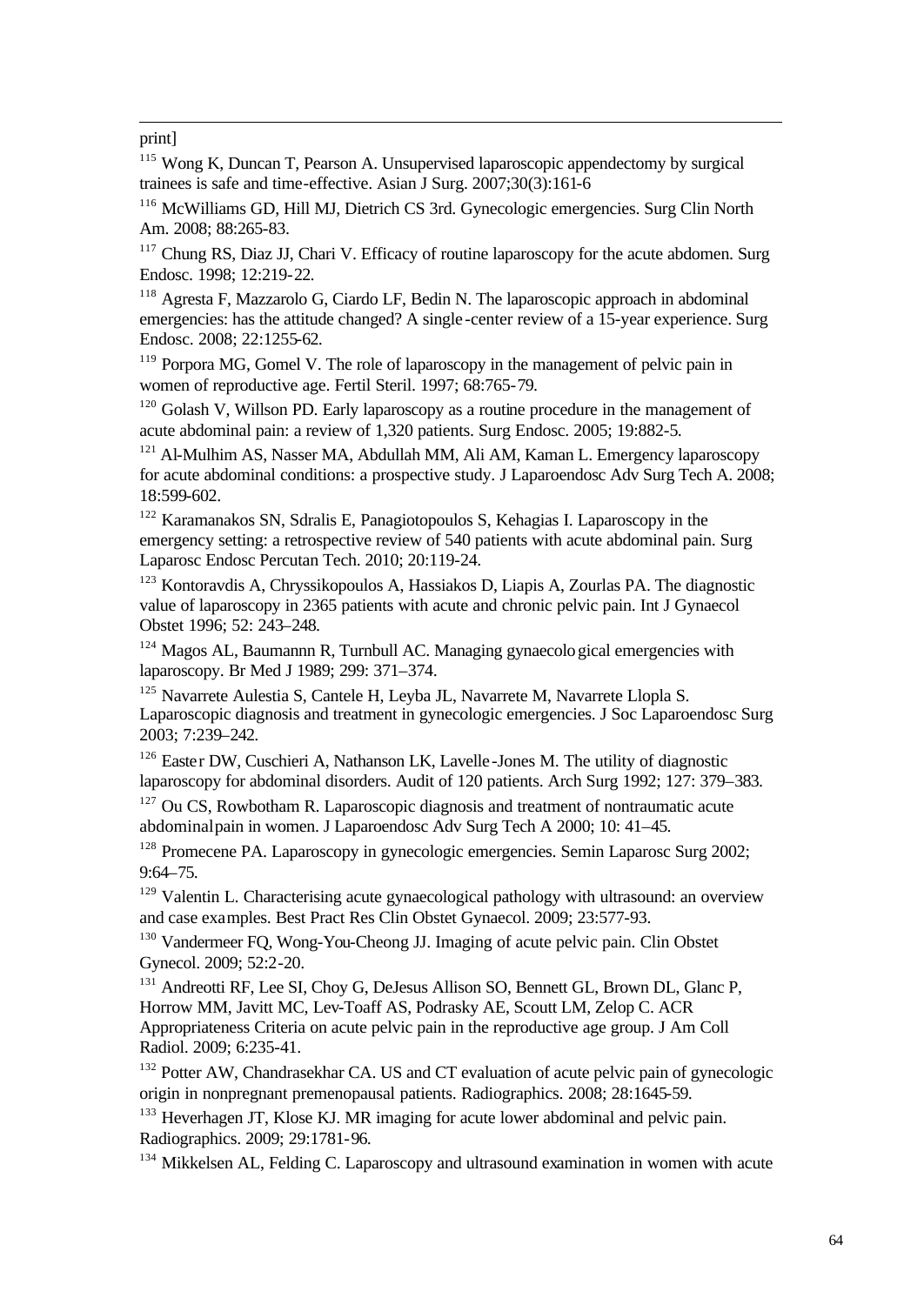print]

[115] Wong K, Duncan T, Pearson A. Unsupervised laparoscopic appendectomy by surgical trainees is safe and time-effective. Asian J Surg. 2007;30(3):161-6

[116] McWilliams GD, Hill MJ, Dietrich CS 3rd. Gynecologic emergencies. Surg Clin North Am. 2008; 88:265-83.

[117] Chung RS, Diaz JJ, Chari V. Efficacy of routine laparoscopy for the acute abdomen. Surg Endosc. 1998; 12:219-22.

[118] Agresta F, Mazzarolo G, Ciardo LF, Bedin N. The laparoscopic approach in abdominal emergencies: has the attitude changed? A single-center review of a 15-year experience. Surg Endosc. 2008; 22:1255-62.

[119] Porpora MG, Gomel V. The role of laparoscopy in the management of pelvic pain in women of reproductive age. Fertil Steril. 1997; 68:765-79.

[120] Golash V, Willson PD. Early laparoscopy as a routine procedure in the management of acute abdominal pain: a review of 1,320 patients. Surg Endosc. 2005; 19:882-5.

[121] Al-Mulhim AS, Nasser MA, Abdullah MM, Ali AM, Kaman L. Emergency laparoscopy for acute abdominal conditions: a prospective study. J Laparoendosc Adv Surg Tech A. 2008; 18:599-602.

[122] Karamanakos SN, Sdralis E, Panagiotopoulos S, Kehagias I. Laparoscopy in the emergency setting: a retrospective review of 540 patients with acute abdominal pain. Surg Laparosc Endosc Percutan Tech. 2010; 20:119-24.

[123] Kontoravdis A, Chryssikopoulos A, Hassiakos D, Liapis A, Zourlas PA. The diagnostic value of laparoscopy in 2365 patients with acute and chronic pelvic pain. Int J Gynaecol Obstet 1996; 52: 243–248.

[124] Magos AL, Baumannn R, Turnbull AC. Managing gynaecological emergencies with laparoscopy. Br Med J 1989; 299: 371–374.

[125] Navarrete Aulestia S, Cantele H, Leyba JL, Navarrete M, Navarrete Llopla S. Laparoscopic diagnosis and treatment in gynecologic emergencies. J Soc Laparoendosc Surg 2003; 7:239–242.

[126] Easter DW, Cuschieri A, Nathanson LK, Lavelle-Jones M. The utility of diagnostic laparoscopy for abdominal disorders. Audit of 120 patients. Arch Surg 1992; 127: 379–383.

[127] Ou CS, Rowbotham R. Laparoscopic diagnosis and treatment of nontraumatic acute abdominalpain in women. J Laparoendosc Adv Surg Tech A 2000; 10: 41–45.

[128] Promecene PA. Laparoscopy in gynecologic emergencies. Semin Laparosc Surg 2002; 9:64–75.

[129] Valentin L. Characterising acute gynaecological pathology with ultrasound: an overview and case examples. Best Pract Res Clin Obstet Gynaecol. 2009; 23:577-93.

[130] Vandermeer FQ, Wong-You-Cheong JJ. Imaging of acute pelvic pain. Clin Obstet Gynecol. 2009; 52:2-20.

[131] Andreotti RF, Lee SI, Choy G, DeJesus Allison SO, Bennett GL, Brown DL, Glanc P, Horrow MM, Javitt MC, Lev-Toaff AS, Podrasky AE, Scoutt LM, Zelop C. ACR Appropriateness Criteria on acute pelvic pain in the reproductive age group. J Am Coll Radiol. 2009; 6:235-41.

[132] Potter AW, Chandrasekhar CA. US and CT evaluation of acute pelvic pain of gynecologic origin in nonpregnant premenopausal patients. Radiographics. 2008; 28:1645-59.

[133] Heverhagen JT, Klose KJ. MR imaging for acute lower abdominal and pelvic pain. Radiographics. 2009; 29:1781-96.

[134] Mikkelsen AL, Felding C. Laparoscopy and ultrasound examination in women with acute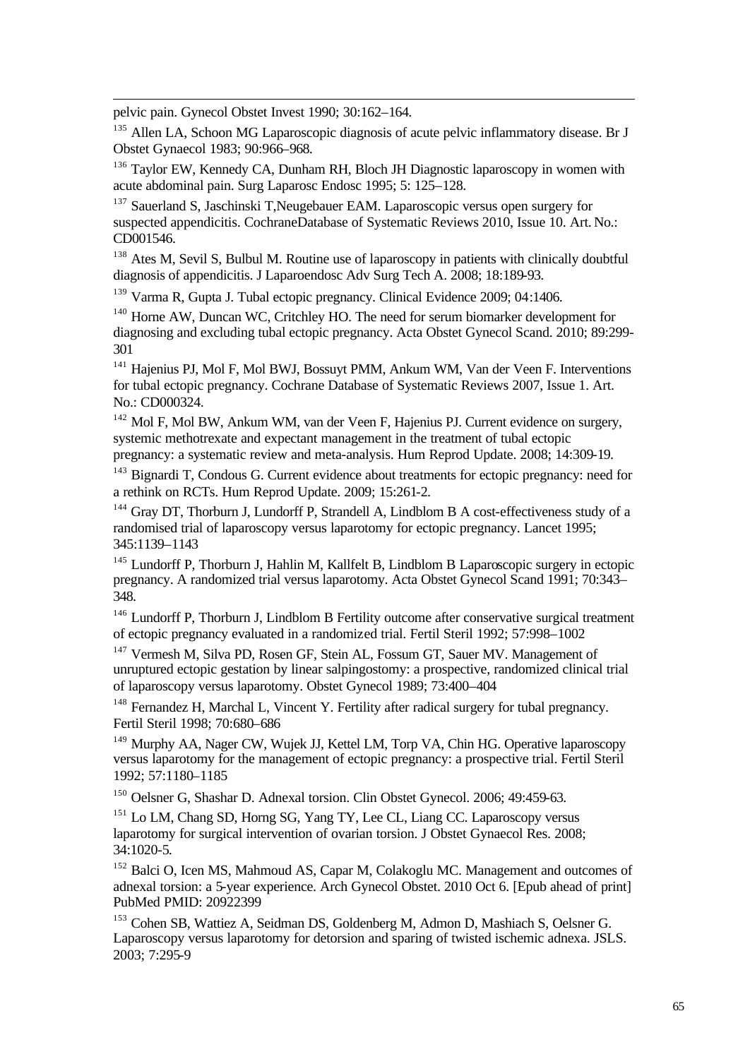pelvic pain. Gynecol Obstet Invest 1990; 30:162–164.

[135] Allen LA, Schoon MG Laparoscopic diagnosis of acute pelvic inflammatory disease. Br J Obstet Gynaecol 1983; 90:966–968.

[136] Taylor EW, Kennedy CA, Dunham RH, Bloch JH Diagnostic laparoscopy in women with acute abdominal pain. Surg Laparosc Endosc 1995; 5: 125–128.

[137] Sauerland S, Jaschinski T,Neugebauer EAM. Laparoscopic versus open surgery for suspected appendicitis. CochraneDatabase of Systematic Reviews 2010, Issue 10. Art. No.: CD001546.

[138] Ates M, Sevil S, Bulbul M. Routine use of laparoscopy in patients with clinically doubtful diagnosis of appendicitis. J Laparoendosc Adv Surg Tech A. 2008; 18:189-93.

[139] Varma R, Gupta J. Tubal ectopic pregnancy. Clinical Evidence 2009; 04:1406.

[140] Horne AW, Duncan WC, Critchley HO. The need for serum biomarker development for diagnosing and excluding tubal ectopic pregnancy. Acta Obstet Gynecol Scand. 2010; 89:299-301

[141] Hajenius PJ, Mol F, Mol BWJ, Bossuyt PMM, Ankum WM, Van der Veen F. Interventions for tubal ectopic pregnancy. Cochrane Database of Systematic Reviews 2007, Issue 1. Art. No.: CD000324.

[142] Mol F, Mol BW, Ankum WM, van der Veen F, Hajenius PJ. Current evidence on surgery, systemic methotrexate and expectant management in the treatment of tubal ectopic pregnancy: a systematic review and meta-analysis. Hum Reprod Update. 2008; 14:309-19.

[143] Bignardi T, Condous G. Current evidence about treatments for ectopic pregnancy: need for a rethink on RCTs. Hum Reprod Update. 2009; 15:261-2.

[144] Gray DT, Thorburn J, Lundorff P, Strandell A, Lindblom B A cost-effectiveness study of a randomised trial of laparoscopy versus laparotomy for ectopic pregnancy. Lancet 1995; 345:1139–1143

[145] Lundorff P, Thorburn J, Hahlin M, Kallfelt B, Lindblom B Laparoscopic surgery in ectopic pregnancy. A randomized trial versus laparotomy. Acta Obstet Gynecol Scand 1991; 70:343–348.

[146] Lundorff P, Thorburn J, Lindblom B Fertility outcome after conservative surgical treatment of ectopic pregnancy evaluated in a randomized trial. Fertil Steril 1992; 57:998–1002

[147] Vermesh M, Silva PD, Rosen GF, Stein AL, Fossum GT, Sauer MV. Management of unruptured ectopic gestation by linear salpingostomy: a prospective, randomized clinical trial of laparoscopy versus laparotomy. Obstet Gynecol 1989; 73:400–404

[148] Fernandez H, Marchal L, Vincent Y. Fertility after radical surgery for tubal pregnancy. Fertil Steril 1998; 70:680–686

[149] Murphy AA, Nager CW, Wujek JJ, Kettel LM, Torp VA, Chin HG. Operative laparoscopy versus laparotomy for the management of ectopic pregnancy: a prospective trial. Fertil Steril 1992; 57:1180–1185

[150] Oelsner G, Shashar D. Adnexal torsion. Clin Obstet Gynecol. 2006; 49:459-63.

[151] Lo LM, Chang SD, Horng SG, Yang TY, Lee CL, Liang CC. Laparoscopy versus laparotomy for surgical intervention of ovarian torsion. J Obstet Gynaecol Res. 2008; 34:1020-5.

[152] Balci O, Icen MS, Mahmoud AS, Capar M, Colakoglu MC. Management and outcomes of adnexal torsion: a 5-year experience. Arch Gynecol Obstet. 2010 Oct 6. [Epub ahead of print] PubMed PMID: 20922399

[153] Cohen SB, Wattiez A, Seidman DS, Goldenberg M, Admon D, Mashiach S, Oelsner G. Laparoscopy versus laparotomy for detorsion and sparing of twisted ischemic adnexa. JSLS. 2003; 7:295-9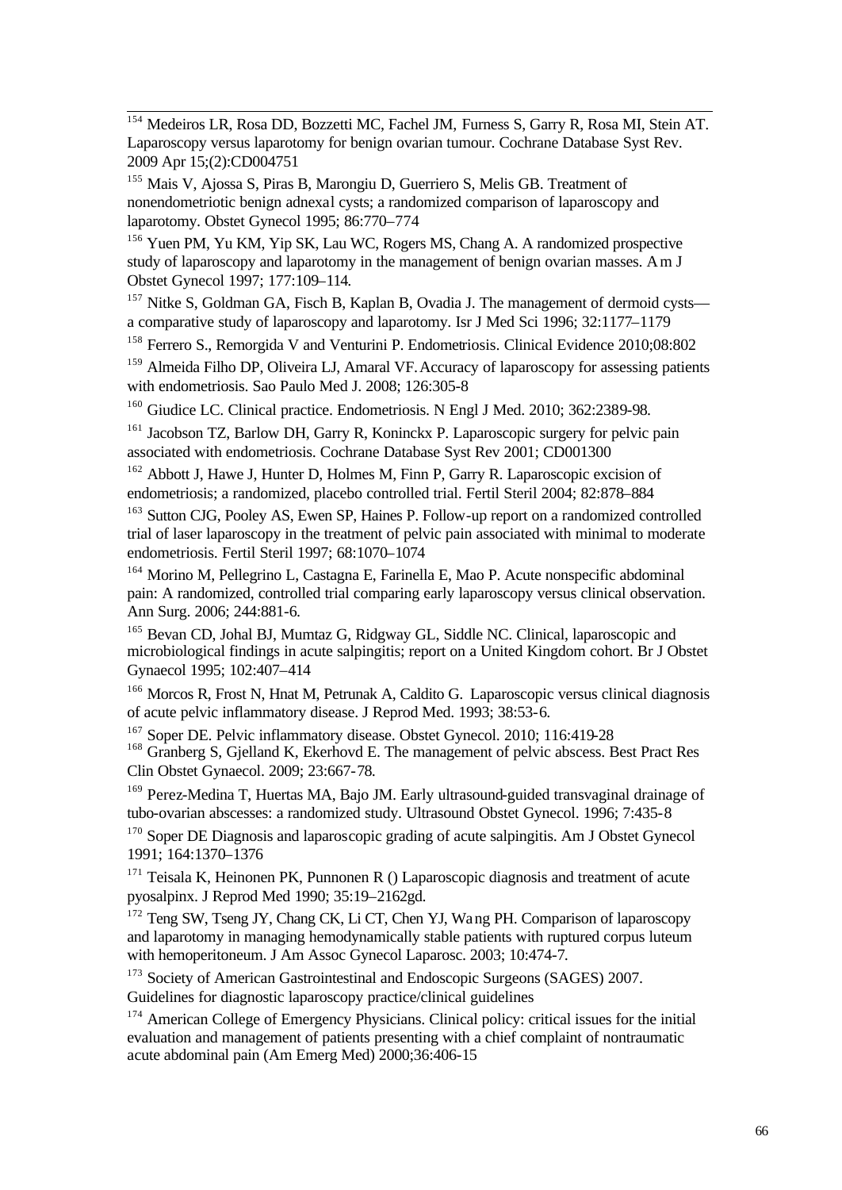[154] Medeiros LR, Rosa DD, Bozzetti MC, Fachel JM, Furness S, Garry R, Rosa MI, Stein AT. Laparoscopy versus laparotomy for benign ovarian tumour. Cochrane Database Syst Rev. 2009 Apr 15;(2):CD004751

[155] Mais V, Ajossa S, Piras B, Marongiu D, Guerriero S, Melis GB. Treatment of nonendometriotic benign adnexal cysts; a randomized comparison of laparoscopy and laparotomy. Obstet Gynecol 1995; 86:770–774

[156] Yuen PM, Yu KM, Yip SK, Lau WC, Rogers MS, Chang A. A randomized prospective study of laparoscopy and laparotomy in the management of benign ovarian masses. Am J Obstet Gynecol 1997; 177:109–114.

[157] Nitke S, Goldman GA, Fisch B, Kaplan B, Ovadia J. The management of dermoid cysts—a comparative study of laparoscopy and laparotomy. Isr J Med Sci 1996; 32:1177–1179

[158] Ferrero S., Remorgida V and Venturini P. Endometriosis. Clinical Evidence 2010;08:802

[159] Almeida Filho DP, Oliveira LJ, Amaral VF. Accuracy of laparoscopy for assessing patients with endometriosis. Sao Paulo Med J. 2008; 126:305-8

[160] Giudice LC. Clinical practice. Endometriosis. N Engl J Med. 2010; 362:2389-98.

[161] Jacobson TZ, Barlow DH, Garry R, Koninckx P. Laparoscopic surgery for pelvic pain associated with endometriosis. Cochrane Database Syst Rev 2001; CD001300

[162] Abbott J, Hawe J, Hunter D, Holmes M, Finn P, Garry R. Laparoscopic excision of endometriosis; a randomized, placebo controlled trial. Fertil Steril 2004; 82:878–884

[163] Sutton CJG, Pooley AS, Ewen SP, Haines P. Follow-up report on a randomized controlled trial of laser laparoscopy in the treatment of pelvic pain associated with minimal to moderate endometriosis. Fertil Steril 1997; 68:1070–1074

[164] Morino M, Pellegrino L, Castagna E, Farinella E, Mao P. Acute nonspecific abdominal pain: A randomized, controlled trial comparing early laparoscopy versus clinical observation. Ann Surg. 2006; 244:881-6.

[165] Bevan CD, Johal BJ, Mumtaz G, Ridgway GL, Siddle NC. Clinical, laparoscopic and microbiological findings in acute salpingitis; report on a United Kingdom cohort. Br J Obstet Gynaecol 1995; 102:407–414

[166] Morcos R, Frost N, Hnat M, Petrunak A, Caldito G. Laparoscopic versus clinical diagnosis of acute pelvic inflammatory disease. J Reprod Med. 1993; 38:53-6.

[167] Soper DE. Pelvic inflammatory disease. Obstet Gynecol. 2010; 116:419-28

[168] Granberg S, Gjelland K, Ekerhovd E. The management of pelvic abscess. Best Pract Res Clin Obstet Gynaecol. 2009; 23:667-78.

[169] Perez-Medina T, Huertas MA, Bajo JM. Early ultrasound-guided transvaginal drainage of tubo-ovarian abscesses: a randomized study. Ultrasound Obstet Gynecol. 1996; 7:435-8

[170] Soper DE Diagnosis and laparoscopic grading of acute salpingitis. Am J Obstet Gynecol 1991; 164:1370–1376

[171] Teisala K, Heinonen PK, Punnonen R () Laparoscopic diagnosis and treatment of acute pyosalpinx. J Reprod Med 1990; 35:19–2162gd.

[172] Teng SW, Tseng JY, Chang CK, Li CT, Chen YJ, Wang PH. Comparison of laparoscopy and laparotomy in managing hemodynamically stable patients with ruptured corpus luteum with hemoperitoneum. J Am Assoc Gynecol Laparosc. 2003; 10:474-7.

[173] Society of American Gastrointestinal and Endoscopic Surgeons (SAGES) 2007. Guidelines for diagnostic laparoscopy practice/clinical guidelines

[174] American College of Emergency Physicians. Clinical policy: critical issues for the initial evaluation and management of patients presenting with a chief complaint of nontraumatic acute abdominal pain (Am Emerg Med) 2000;36:406-15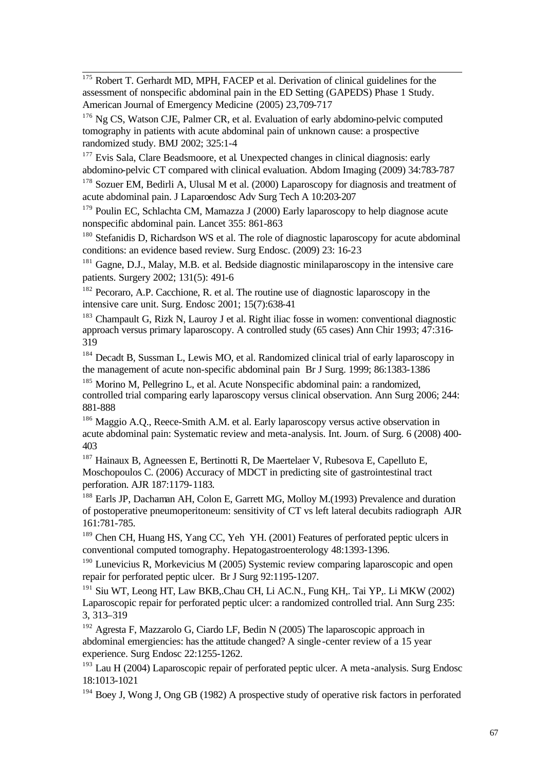[175] Robert T. Gerhardt MD, MPH, FACEP et al. Derivation of clinical guidelines for the assessment of nonspecific abdominal pain in the ED Setting (GAPEDS) Phase 1 Study. American Journal of Emergency Medicine (2005) 23,709-717

[176] Ng CS, Watson CJE, Palmer CR, et al. Evaluation of early abdomino-pelvic computed tomography in patients with acute abdominal pain of unknown cause: a prospective randomized study. BMJ 2002; 325:1-4

[177] Evis Sala, Clare Beadsmoore, et al. Unexpected changes in clinical diagnosis: early abdomino-pelvic CT compared with clinical evaluation. Abdom Imaging (2009) 34:783-787

[178] Sozuer EM, Bedirli A, Ulusal M et al. (2000) Laparoscopy for diagnosis and treatment of acute abdominal pain. J Laparoendosc Adv Surg Tech A 10:203-207

[179] Poulin EC, Schlachta CM, Mamazza J (2000) Early laparoscopy to help diagnose acute nonspecific abdominal pain. Lancet 355: 861-863

[180] Stefanidis D, Richardson WS et al. The role of diagnostic laparoscopy for acute abdominal conditions: an evidence based review. Surg Endosc. (2009) 23: 16-23

[181] Gagne, D.J., Malay, M.B. et al. Bedside diagnostic minilaparoscopy in the intensive care patients. Surgery 2002; 131(5): 491-6

[182] Pecoraro, A.P. Cacchione, R. et al. The routine use of diagnostic laparoscopy in the intensive care unit. Surg. Endosc 2001; 15(7):638-41

[183] Champault G, Rizk N, Lauroy J et al. Right iliac fosse in women: conventional diagnostic approach versus primary laparoscopy. A controlled study (65 cases) Ann Chir 1993; 47:316-319

[184] Decadt B, Sussman L, Lewis MO, et al. Randomized clinical trial of early laparoscopy in the management of acute non-specific abdominal pain Br J Surg. 1999; 86:1383-1386

[185] Morino M, Pellegrino L, et al. Acute Nonspecific abdominal pain: a randomized, controlled trial comparing early laparoscopy versus clinical observation. Ann Surg 2006; 244: 881-888

[186] Maggio A.Q., Reece-Smith A.M. et al. Early laparoscopy versus active observation in acute abdominal pain: Systematic review and meta-analysis. Int. Journ. of Surg. 6 (2008) 400-403

[187] Hainaux B, Agneessen E, Bertinotti R, De Maertelaer V, Rubesova E, Capelluto E, Moschopoulos C. (2006) Accuracy of MDCT in predicting site of gastrointestinal tract perforation. AJR 187:1179-1183.

[188] Earls JP, Dachaman AH, Colon E, Garrett MG, Molloy M.(1993) Prevalence and duration of postoperative pneumoperitoneum: sensitivity of CT vs left lateral decubits radiograph AJR 161:781-785.

[189] Chen CH, Huang HS, Yang CC, Yeh YH. (2001) Features of perforated peptic ulcers in conventional computed tomography. Hepatogastroenterology 48:1393-1396.

[190] Lunevicius R, Morkevicius M (2005) Systemic review comparing laparoscopic and open repair for perforated peptic ulcer. Br J Surg 92:1195-1207.

[191] Siu WT, Leong HT, Law BKB,.Chau CH, Li AC.N., Fung KH,. Tai YP,. Li MKW (2002) Laparoscopic repair for perforated peptic ulcer: a randomized controlled trial. Ann Surg 235: 3, 313–319

[192] Agresta F, Mazzarolo G, Ciardo LF, Bedin N (2005) The laparoscopic approach in abdominal emergiencies: has the attitude changed? A single-center review of a 15 year experience. Surg Endosc 22:1255-1262.

[193] Lau H (2004) Laparoscopic repair of perforated peptic ulcer. A meta-analysis. Surg Endosc 18:1013-1021

[194] Boey J, Wong J, Ong GB (1982) A prospective study of operative risk factors in perforated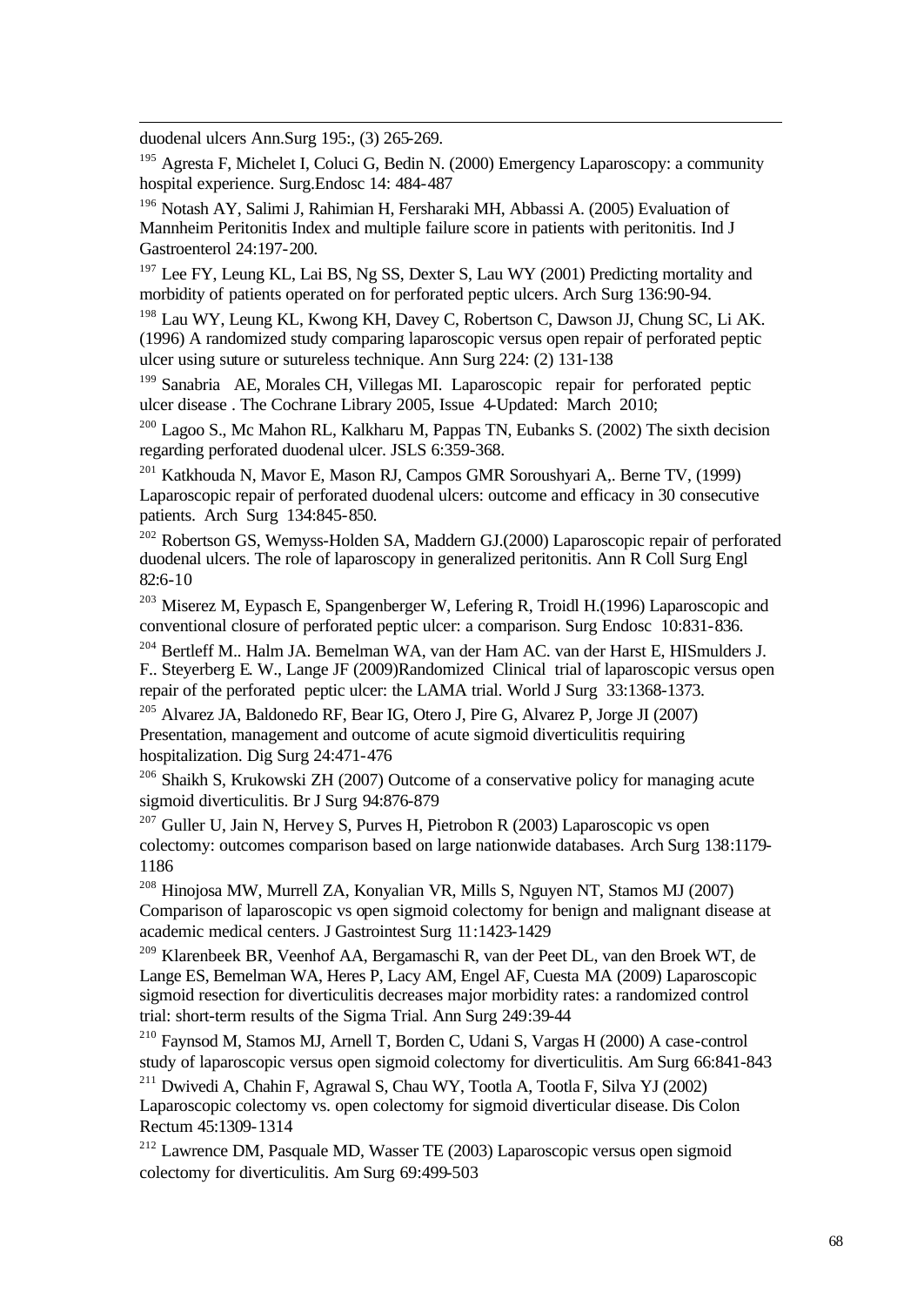duodenal ulcers Ann.Surg 195:, (3) 265-269.

[195] Agresta F, Michelet I, Coluci G, Bedin N. (2000) Emergency Laparoscopy: a community hospital experience. Surg.Endosc 14: 484-487

[196] Notash AY, Salimi J, Rahimian H, Fersharaki MH, Abbassi A. (2005) Evaluation of Mannheim Peritonitis Index and multiple failure score in patients with peritonitis. Ind J Gastroenterol 24:197-200.

[197] Lee FY, Leung KL, Lai BS, Ng SS, Dexter S, Lau WY (2001) Predicting mortality and morbidity of patients operated on for perforated peptic ulcers. Arch Surg 136:90-94.

[198] Lau WY, Leung KL, Kwong KH, Davey C, Robertson C, Dawson JJ, Chung SC, Li AK. (1996) A randomized study comparing laparoscopic versus open repair of perforated peptic ulcer using suture or sutureless technique. Ann Surg 224: (2) 131-138

[199] Sanabria AE, Morales CH, Villegas MI. Laparoscopic repair for perforated peptic ulcer disease . The Cochrane Library 2005, Issue 4-Updated: March 2010;

[200] Lagoo S., Mc Mahon RL, Kalkharu M, Pappas TN, Eubanks S. (2002) The sixth decision regarding perforated duodenal ulcer. JSLS 6:359-368.

[201] Katkhouda N, Mavor E, Mason RJ, Campos GMR Soroushyari A,. Berne TV, (1999) Laparoscopic repair of perforated duodenal ulcers: outcome and efficacy in 30 consecutive patients. Arch Surg 134:845-850.

[202] Robertson GS, Wemyss-Holden SA, Maddern GJ.(2000) Laparoscopic repair of perforated duodenal ulcers. The role of laparoscopy in generalized peritonitis. Ann R Coll Surg Engl 82:6-10

[203] Miserez M, Eypasch E, Spangenberger W, Lefering R, Troidl H.(1996) Laparoscopic and conventional closure of perforated peptic ulcer: a comparison. Surg Endosc 10:831-836.

[204] Bertleff M.. Halm JA. Bemelman WA, van der Ham AC. van der Harst E, HISmulders J. F.. Steyerberg E. W., Lange JF (2009)Randomized Clinical trial of laparoscopic versus open repair of the perforated peptic ulcer: the LAMA trial. World J Surg 33:1368-1373.

[205] Alvarez JA, Baldonedo RF, Bear IG, Otero J, Pire G, Alvarez P, Jorge JI (2007) Presentation, management and outcome of acute sigmoid diverticulitis requiring hospitalization. Dig Surg 24:471-476

[206] Shaikh S, Krukowski ZH (2007) Outcome of a conservative policy for managing acute sigmoid diverticulitis. Br J Surg 94:876-879

[207] Guller U, Jain N, Hervey S, Purves H, Pietrobon R (2003) Laparoscopic vs open colectomy: outcomes comparison based on large nationwide databases. Arch Surg 138:1179-1186

[208] Hinojosa MW, Murrell ZA, Konyalian VR, Mills S, Nguyen NT, Stamos MJ (2007) Comparison of laparoscopic vs open sigmoid colectomy for benign and malignant disease at academic medical centers. J Gastrointest Surg 11:1423-1429

[209] Klarenbeek BR, Veenhof AA, Bergamaschi R, van der Peet DL, van den Broek WT, de Lange ES, Bemelman WA, Heres P, Lacy AM, Engel AF, Cuesta MA (2009) Laparoscopic sigmoid resection for diverticulitis decreases major morbidity rates: a randomized control trial: short-term results of the Sigma Trial. Ann Surg 249:39-44

[210] Faynsod M, Stamos MJ, Arnell T, Borden C, Udani S, Vargas H (2000) A case-control study of laparoscopic versus open sigmoid colectomy for diverticulitis. Am Surg 66:841-843

[211] Dwivedi A, Chahin F, Agrawal S, Chau WY, Tootla A, Tootla F, Silva YJ (2002) Laparoscopic colectomy vs. open colectomy for sigmoid diverticular disease. Dis Colon Rectum 45:1309-1314

[212] Lawrence DM, Pasquale MD, Wasser TE (2003) Laparoscopic versus open sigmoid colectomy for diverticulitis. Am Surg 69:499-503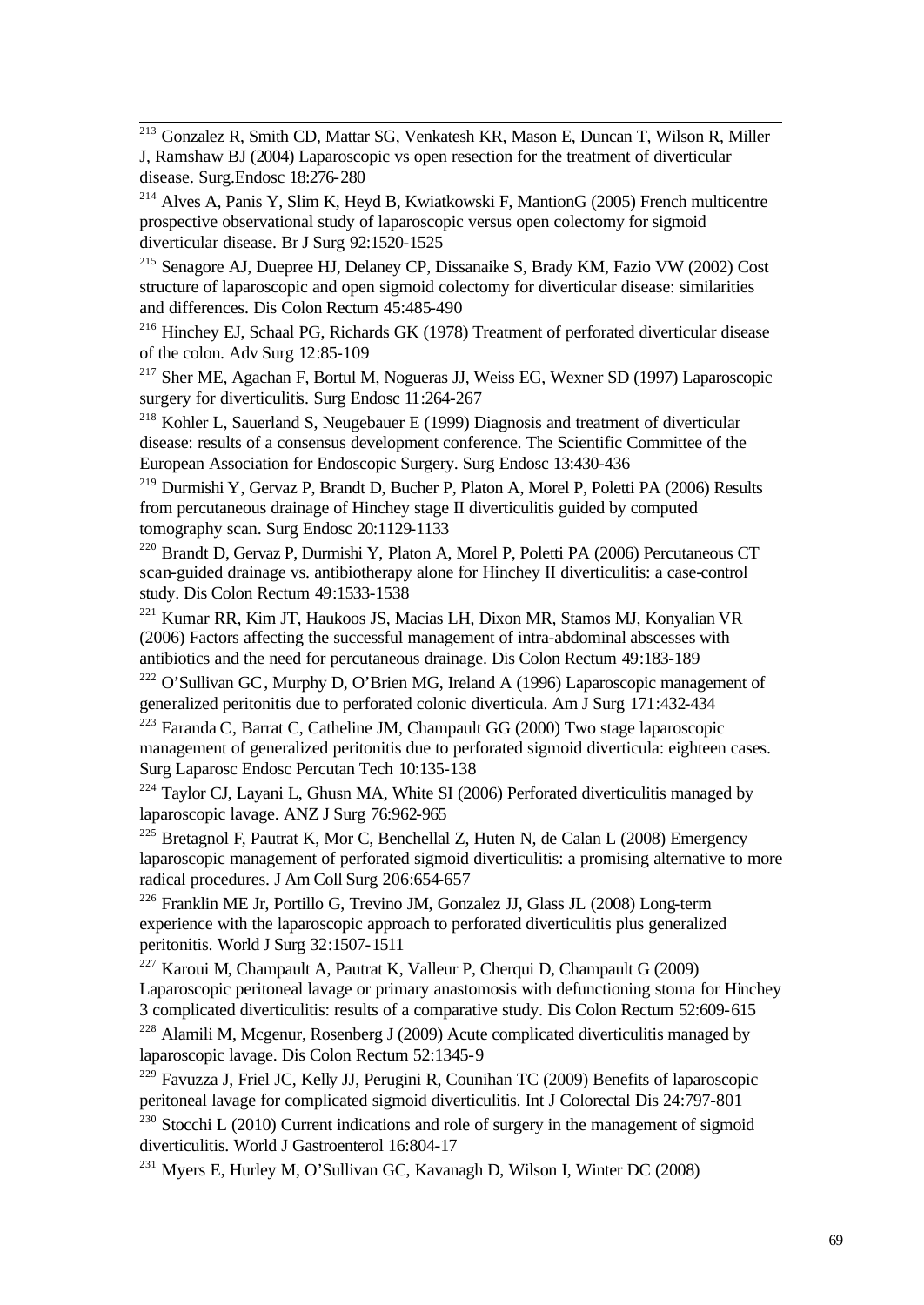[213] Gonzalez R, Smith CD, Mattar SG, Venkatesh KR, Mason E, Duncan T, Wilson R, Miller J, Ramshaw BJ (2004) Laparoscopic vs open resection for the treatment of diverticular disease. Surg.Endosc 18:276-280

[214] Alves A, Panis Y, Slim K, Heyd B, Kwiatkowski F, MantionG (2005) French multicentre prospective observational study of laparoscopic versus open colectomy for sigmoid diverticular disease. Br J Surg 92:1520-1525

[215] Senagore AJ, Duepree HJ, Delaney CP, Dissanaike S, Brady KM, Fazio VW (2002) Cost structure of laparoscopic and open sigmoid colectomy for diverticular disease: similarities and differences. Dis Colon Rectum 45:485-490

[216] Hinchey EJ, Schaal PG, Richards GK (1978) Treatment of perforated diverticular disease of the colon. Adv Surg 12:85-109

[217] Sher ME, Agachan F, Bortul M, Nogueras JJ, Weiss EG, Wexner SD (1997) Laparoscopic surgery for diverticulitis. Surg Endosc 11:264-267

[218] Kohler L, Sauerland S, Neugebauer E (1999) Diagnosis and treatment of diverticular disease: results of a consensus development conference. The Scientific Committee of the European Association for Endoscopic Surgery. Surg Endosc 13:430-436

[219] Durmishi Y, Gervaz P, Brandt D, Bucher P, Platon A, Morel P, Poletti PA (2006) Results from percutaneous drainage of Hinchey stage II diverticulitis guided by computed tomography scan. Surg Endosc 20:1129-1133

[220] Brandt D, Gervaz P, Durmishi Y, Platon A, Morel P, Poletti PA (2006) Percutaneous CT scan-guided drainage vs. antibiotherapy alone for Hinchey II diverticulitis: a case-control study. Dis Colon Rectum 49:1533-1538

[221] Kumar RR, Kim JT, Haukoos JS, Macias LH, Dixon MR, Stamos MJ, Konyalian VR (2006) Factors affecting the successful management of intra-abdominal abscesses with antibiotics and the need for percutaneous drainage. Dis Colon Rectum 49:183-189

[222] O'Sullivan GC, Murphy D, O'Brien MG, Ireland A (1996) Laparoscopic management of generalized peritonitis due to perforated colonic diverticula. Am J Surg 171:432-434

[223] Faranda C, Barrat C, Catheline JM, Champault GG (2000) Two stage laparoscopic management of generalized peritonitis due to perforated sigmoid diverticula: eighteen cases. Surg Laparosc Endosc Percutan Tech 10:135-138

[224] Taylor CJ, Layani L, Ghusn MA, White SI (2006) Perforated diverticulitis managed by laparoscopic lavage. ANZ J Surg 76:962-965

[225] Bretagnol F, Pautrat K, Mor C, Benchellal Z, Huten N, de Calan L (2008) Emergency laparoscopic management of perforated sigmoid diverticulitis: a promising alternative to more radical procedures. J Am Coll Surg 206:654-657

[226] Franklin ME Jr, Portillo G, Trevino JM, Gonzalez JJ, Glass JL (2008) Long-term experience with the laparoscopic approach to perforated diverticulitis plus generalized peritonitis. World J Surg 32:1507-1511

[227] Karoui M, Champault A, Pautrat K, Valleur P, Cherqui D, Champault G (2009) Laparoscopic peritoneal lavage or primary anastomosis with defunctioning stoma for Hinchey 3 complicated diverticulitis: results of a comparative study. Dis Colon Rectum 52:609-615

[228] Alamili M, Mcgenur, Rosenberg J (2009) Acute complicated diverticulitis managed by laparoscopic lavage. Dis Colon Rectum 52:1345-9

[229] Favuzza J, Friel JC, Kelly JJ, Perugini R, Counihan TC (2009) Benefits of laparoscopic peritoneal lavage for complicated sigmoid diverticulitis. Int J Colorectal Dis 24:797-801

[230] Stocchi L (2010) Current indications and role of surgery in the management of sigmoid diverticulitis. World J Gastroenterol 16:804-17

[231] Myers E, Hurley M, O'Sullivan GC, Kavanagh D, Wilson I, Winter DC (2008)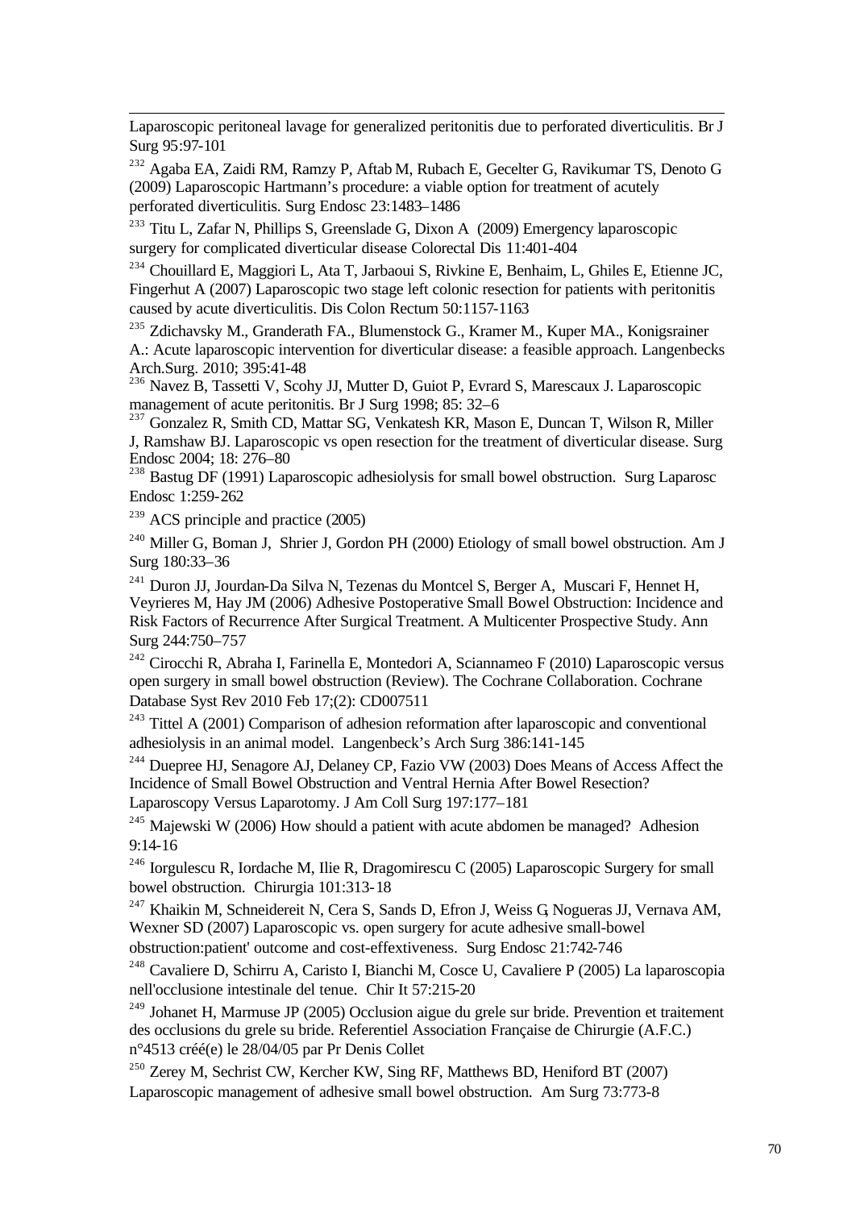Laparoscopic peritoneal lavage for generalized peritonitis due to perforated diverticulitis. Br J Surg 95:97-101

[232] Agaba EA, Zaidi RM, Ramzy P, Aftab M, Rubach E, Gecelter G, Ravikumar TS, Denoto G (2009) Laparoscopic Hartmann's procedure: a viable option for treatment of acutely perforated diverticulitis. Surg Endosc 23:1483–1486

[233] Titu L, Zafar N, Phillips S, Greenslade G, Dixon A (2009) Emergency laparoscopic surgery for complicated diverticular disease Colorectal Dis 11:401-404

[234] Chouillard E, Maggiori L, Ata T, Jarbaoui S, Rivkine E, Benhaim, L, Ghiles E, Etienne JC, Fingerhut A (2007) Laparoscopic two stage left colonic resection for patients with peritonitis caused by acute diverticulitis. Dis Colon Rectum 50:1157-1163

[235] Zdichavsky M., Granderath FA., Blumenstock G., Kramer M., Kuper MA., Konigsrainer A.: Acute laparoscopic intervention for diverticular disease: a feasible approach. Langenbecks Arch.Surg. 2010; 395:41-48

[236] Navez B, Tassetti V, Scohy JJ, Mutter D, Guiot P, Evrard S, Marescaux J. Laparoscopic management of acute peritonitis. Br J Surg 1998; 85: 32–6

[237] Gonzalez R, Smith CD, Mattar SG, Venkatesh KR, Mason E, Duncan T, Wilson R, Miller J, Ramshaw BJ. Laparoscopic vs open resection for the treatment of diverticular disease. Surg Endosc 2004; 18: 276–80

[238] Bastug DF (1991) Laparoscopic adhesiolysis for small bowel obstruction. Surg Laparosc Endosc 1:259-262

[239] ACS principle and practice (2005)

[240] Miller G, Boman J, Shrier J, Gordon PH (2000) Etiology of small bowel obstruction. Am J Surg 180:33–36

[241] Duron JJ, Jourdan-Da Silva N, Tezenas du Montcel S, Berger A, Muscari F, Hennet H, Veyrieres M, Hay JM (2006) Adhesive Postoperative Small Bowel Obstruction: Incidence and Risk Factors of Recurrence After Surgical Treatment. A Multicenter Prospective Study. Ann Surg 244:750–757

[242] Cirocchi R, Abraha I, Farinella E, Montedori A, Sciannameo F (2010) Laparoscopic versus open surgery in small bowel obstruction (Review). The Cochrane Collaboration. Cochrane Database Syst Rev 2010 Feb 17;(2): CD007511

[243] Tittel A (2001) Comparison of adhesion reformation after laparoscopic and conventional adhesiolysis in an animal model. Langenbeck's Arch Surg 386:141-145

[244] Duepree HJ, Senagore AJ, Delaney CP, Fazio VW (2003) Does Means of Access Affect the Incidence of Small Bowel Obstruction and Ventral Hernia After Bowel Resection? Laparoscopy Versus Laparotomy. J Am Coll Surg 197:177–181

[245] Majewski W (2006) How should a patient with acute abdomen be managed? Adhesion 9:14-16

[246] Iorgulescu R, Iordache M, Ilie R, Dragomirescu C (2005) Laparoscopic Surgery for small bowel obstruction. Chirurgia 101:313-18

[247] Khaikin M, Schneidereit N, Cera S, Sands D, Efron J, Weiss G, Nogueras JJ, Vernava AM, Wexner SD (2007) Laparoscopic vs. open surgery for acute adhesive small-bowel obstruction:patient' outcome and cost-effectiveness. Surg Endosc 21:742-746

[248] Cavaliere D, Schirru A, Caristo I, Bianchi M, Cosce U, Cavaliere P (2005) La laparoscopia nell'occlusione intestinale del tenue. Chir It 57:215-20

[249] Johanet H, Marmuse JP (2005) Occlusion aigue du grele sur bride. Prevention et traitement des occlusions du grele su bride. Referentiel Association Française de Chirurgie (A.F.C.) n°4513 créé(e) le 28/04/05 par Pr Denis Collet

[250] Zerey M, Sechrist CW, Kercher KW, Sing RF, Matthews BD, Heniford BT (2007) Laparoscopic management of adhesive small bowel obstruction. Am Surg 73:773-8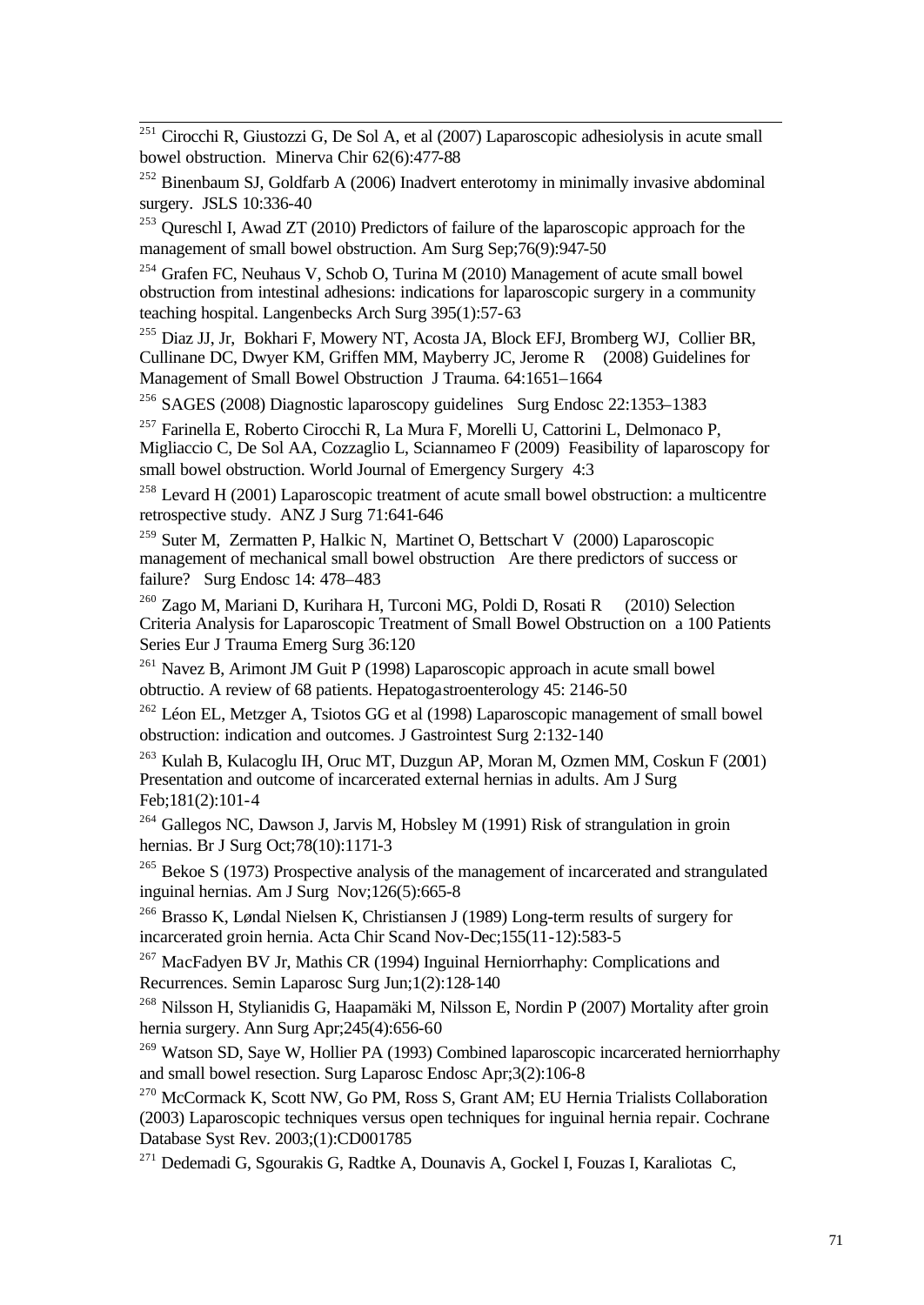[251] Cirocchi R, Giustozzi G, De Sol A, et al (2007) Laparoscopic adhesiolysis in acute small bowel obstruction. Minerva Chir 62(6):477-88

[252] Binenbaum SJ, Goldfarb A (2006) Inadvert enterotomy in minimally invasive abdominal surgery. JSLS 10:336-40

[253] Qureschl I, Awad ZT (2010) Predictors of failure of the laparoscopic approach for the management of small bowel obstruction. Am Surg Sep;76(9):947-50

[254] Grafen FC, Neuhaus V, Schob O, Turina M (2010) Management of acute small bowel obstruction from intestinal adhesions: indications for laparoscopic surgery in a community teaching hospital. Langenbecks Arch Surg 395(1):57-63

[255] Diaz JJ, Jr, Bokhari F, Mowery NT, Acosta JA, Block EFJ, Bromberg WJ, Collier BR, Cullinane DC, Dwyer KM, Griffen MM, Mayberry JC, Jerome R (2008) Guidelines for Management of Small Bowel Obstruction J Trauma. 64:1651–1664

[256] SAGES (2008) Diagnostic laparoscopy guidelines Surg Endosc 22:1353–1383

[257] Farinella E, Roberto Cirocchi R, La Mura F, Morelli U, Cattorini L, Delmonaco P, Migliaccio C, De Sol AA, Cozzaglio L, Sciannameo F (2009) Feasibility of laparoscopy for small bowel obstruction. World Journal of Emergency Surgery 4:3

[258] Levard H (2001) Laparoscopic treatment of acute small bowel obstruction: a multicentre retrospective study. ANZ J Surg 71:641-646

[259] Suter M, Zermatten P, Halkic N, Martinet O, Bettschart V (2000) Laparoscopic management of mechanical small bowel obstruction Are there predictors of success or failure? Surg Endosc 14: 478–483

[260] Zago M, Mariani D, Kurihara H, Turconi MG, Poldi D, Rosati R (2010) Selection Criteria Analysis for Laparoscopic Treatment of Small Bowel Obstruction on a 100 Patients Series Eur J Trauma Emerg Surg 36:120

[261] Navez B, Arimont JM Guit P (1998) Laparoscopic approach in acute small bowel obtructio. A review of 68 patients. Hepatogastroenterology 45: 2146-50

[262] Léon EL, Metzger A, Tsiotos GG et al (1998) Laparoscopic management of small bowel obstruction: indication and outcomes. J Gastrointest Surg 2:132-140

[263] Kulah B, Kulacoglu IH, Oruc MT, Duzgun AP, Moran M, Ozmen MM, Coskun F (2001) Presentation and outcome of incarcerated external hernias in adults. Am J Surg Feb;181(2):101-4

[264] Gallegos NC, Dawson J, Jarvis M, Hobsley M (1991) Risk of strangulation in groin hernias. Br J Surg Oct;78(10):1171-3

[265] Bekoe S (1973) Prospective analysis of the management of incarcerated and strangulated inguinal hernias. Am J Surg Nov;126(5):665-8

[266] Brasso K, Løndal Nielsen K, Christiansen J (1989) Long-term results of surgery for incarcerated groin hernia. Acta Chir Scand Nov-Dec;155(11-12):583-5

[267] MacFadyen BV Jr, Mathis CR (1994) Inguinal Herniorrhaphy: Complications and Recurrences. Semin Laparosc Surg Jun;1(2):128-140

[268] Nilsson H, Stylianidis G, Haapamäki M, Nilsson E, Nordin P (2007) Mortality after groin hernia surgery. Ann Surg Apr;245(4):656-60

[269] Watson SD, Saye W, Hollier PA (1993) Combined laparoscopic incarcerated herniorrhaphy and small bowel resection. Surg Laparosc Endosc Apr;3(2):106-8

[270] McCormack K, Scott NW, Go PM, Ross S, Grant AM; EU Hernia Trialists Collaboration (2003) Laparoscopic techniques versus open techniques for inguinal hernia repair. Cochrane Database Syst Rev. 2003;(1):CD001785

[271] Dedemadi G, Sgourakis G, Radtke A, Dounavis A, Gockel I, Fouzas I, Karaliotas C,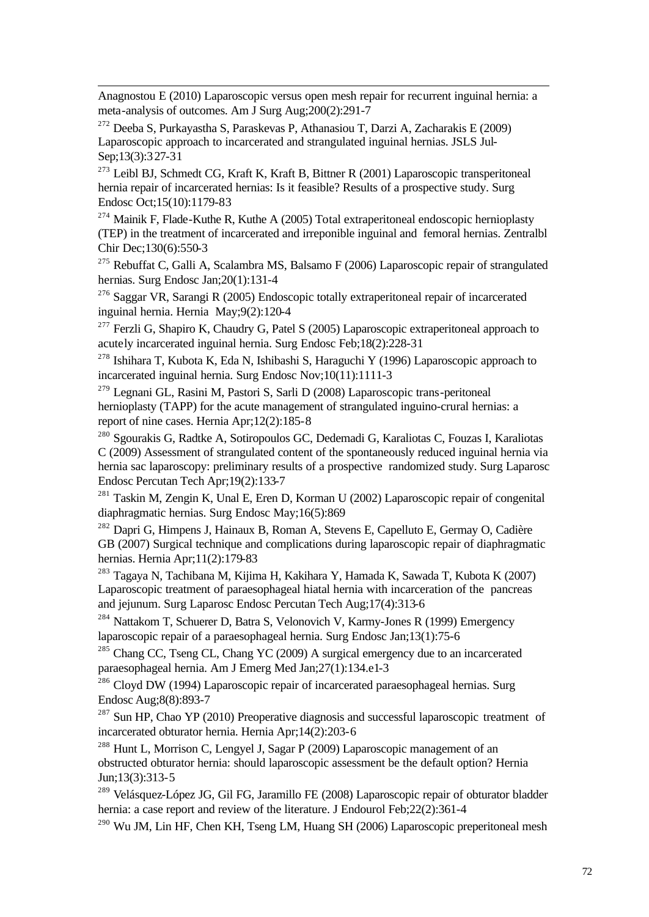Anagnostou E (2010) Laparoscopic versus open mesh repair for recurrent inguinal hernia: a meta-analysis of outcomes. Am J Surg Aug;200(2):291-7

[272] Deeba S, Purkayastha S, Paraskevas P, Athanasiou T, Darzi A, Zacharakis E (2009) Laparoscopic approach to incarcerated and strangulated inguinal hernias. JSLS Jul-Sep;13(3):327-31

[273] Leibl BJ, Schmedt CG, Kraft K, Kraft B, Bittner R (2001) Laparoscopic transperitoneal hernia repair of incarcerated hernias: Is it feasible? Results of a prospective study. Surg Endosc Oct;15(10):1179-83

[274] Mainik F, Flade-Kuthe R, Kuthe A (2005) Total extraperitoneal endoscopic hernioplasty (TEP) in the treatment of incarcerated and irreponible inguinal and femoral hernias. Zentralbl Chir Dec;130(6):550-3

[275] Rebuffat C, Galli A, Scalambra MS, Balsamo F (2006) Laparoscopic repair of strangulated hernias. Surg Endosc Jan;20(1):131-4

[276] Saggar VR, Sarangi R (2005) Endoscopic totally extraperitoneal repair of incarcerated inguinal hernia. Hernia May;9(2):120-4

[277] Ferzli G, Shapiro K, Chaudry G, Patel S (2005) Laparoscopic extraperitoneal approach to acutely incarcerated inguinal hernia. Surg Endosc Feb;18(2):228-31

[278] Ishihara T, Kubota K, Eda N, Ishibashi S, Haraguchi Y (1996) Laparoscopic approach to incarcerated inguinal hernia. Surg Endosc Nov;10(11):1111-3

[279] Legnani GL, Rasini M, Pastori S, Sarli D (2008) Laparoscopic trans-peritoneal hernioplasty (TAPP) for the acute management of strangulated inguino-crural hernias: a report of nine cases. Hernia Apr;12(2):185-8

[280] Sgourakis G, Radtke A, Sotiropoulos GC, Dedemadi G, Karaliotas C, Fouzas I, Karaliotas C (2009) Assessment of strangulated content of the spontaneously reduced inguinal hernia via hernia sac laparoscopy: preliminary results of a prospective randomized study. Surg Laparosc Endosc Percutan Tech Apr;19(2):133-7

[281] Taskin M, Zengin K, Unal E, Eren D, Korman U (2002) Laparoscopic repair of congenital diaphragmatic hernias. Surg Endosc May;16(5):869

[282] Dapri G, Himpens J, Hainaux B, Roman A, Stevens E, Capelluto E, Germay O, Cadière GB (2007) Surgical technique and complications during laparoscopic repair of diaphragmatic hernias. Hernia Apr;11(2):179-83

[283] Tagaya N, Tachibana M, Kijima H, Kakihara Y, Hamada K, Sawada T, Kubota K (2007) Laparoscopic treatment of paraesophageal hiatal hernia with incarceration of the pancreas and jejunum. Surg Laparosc Endosc Percutan Tech Aug;17(4):313-6

[284] Nattakom T, Schuerer D, Batra S, Velonovich V, Karmy-Jones R (1999) Emergency laparoscopic repair of a paraesophageal hernia. Surg Endosc Jan;13(1):75-6

[285] Chang CC, Tseng CL, Chang YC (2009) A surgical emergency due to an incarcerated paraesophageal hernia. Am J Emerg Med Jan;27(1):134.e1-3

[286] Cloyd DW (1994) Laparoscopic repair of incarcerated paraesophageal hernias. Surg Endosc Aug;8(8):893-7

[287] Sun HP, Chao YP (2010) Preoperative diagnosis and successful laparoscopic treatment of incarcerated obturator hernia. Hernia Apr;14(2):203-6

[288] Hunt L, Morrison C, Lengyel J, Sagar P (2009) Laparoscopic management of an obstructed obturator hernia: should laparoscopic assessment be the default option? Hernia Jun;13(3):313-5

[289] Velásquez-López JG, Gil FG, Jaramillo FE (2008) Laparoscopic repair of obturator bladder hernia: a case report and review of the literature. J Endourol Feb;22(2):361-4

[290] Wu JM, Lin HF, Chen KH, Tseng LM, Huang SH (2006) Laparoscopic preperitoneal mesh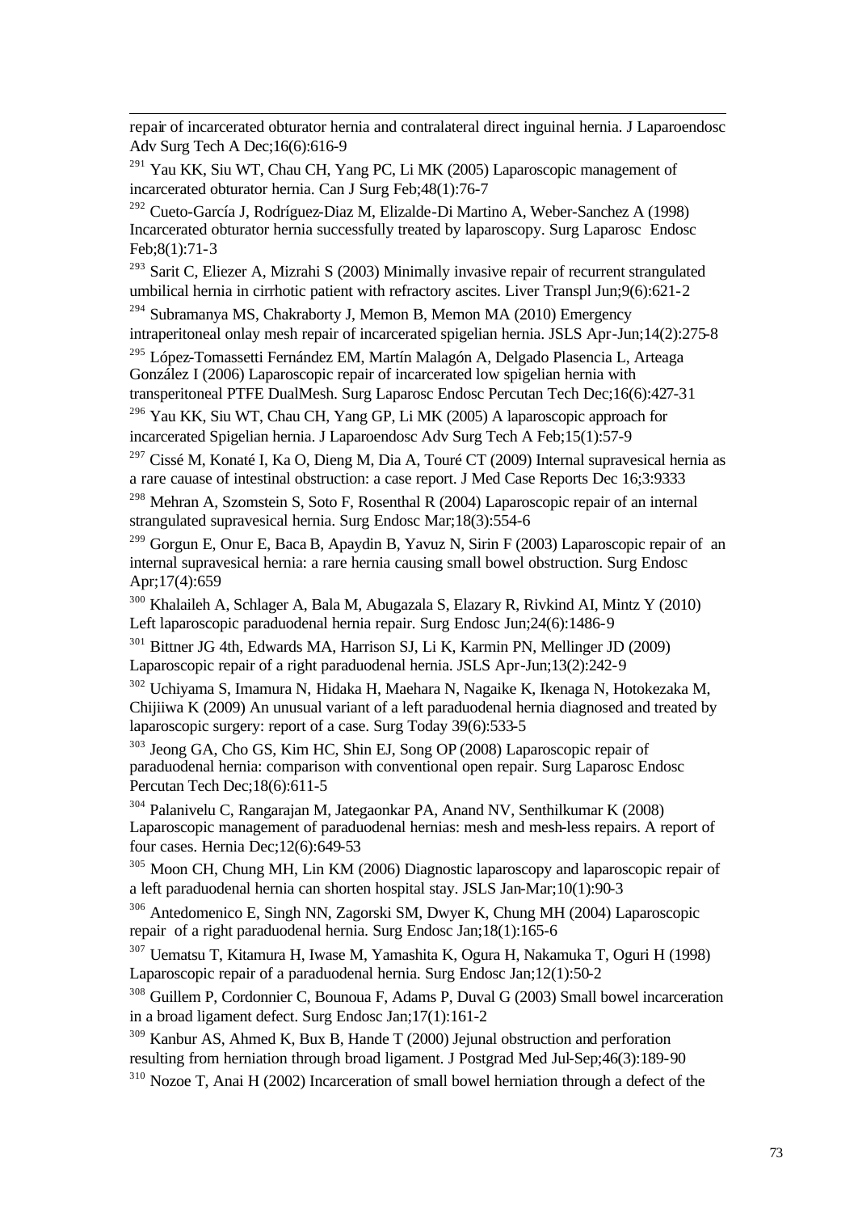repair of incarcerated obturator hernia and contralateral direct inguinal hernia. J Laparoendosc Adv Surg Tech A Dec;16(6):616-9

[291] Yau KK, Siu WT, Chau CH, Yang PC, Li MK (2005) Laparoscopic management of incarcerated obturator hernia. Can J Surg Feb;48(1):76-7

[292] Cueto-García J, Rodríguez-Diaz M, Elizalde-Di Martino A, Weber-Sanchez A (1998) Incarcerated obturator hernia successfully treated by laparoscopy. Surg Laparosc Endosc Feb;8(1):71-3

[293] Sarit C, Eliezer A, Mizrahi S (2003) Minimally invasive repair of recurrent strangulated umbilical hernia in cirrhotic patient with refractory ascites. Liver Transpl Jun;9(6):621-2

[294] Subramanya MS, Chakraborty J, Memon B, Memon MA (2010) Emergency intraperitoneal onlay mesh repair of incarcerated spigelian hernia. JSLS Apr-Jun;14(2):275-8

[295] López-Tomassetti Fernández EM, Martín Malagón A, Delgado Plasencia L, Arteaga González I (2006) Laparoscopic repair of incarcerated low spigelian hernia with transperitoneal PTFE DualMesh. Surg Laparosc Endosc Percutan Tech Dec;16(6):427-31

[296] Yau KK, Siu WT, Chau CH, Yang GP, Li MK (2005) A laparoscopic approach for incarcerated Spigelian hernia. J Laparoendosc Adv Surg Tech A Feb;15(1):57-9

[297] Cissé M, Konaté I, Ka O, Dieng M, Dia A, Touré CT (2009) Internal supravesical hernia as a rare cauase of intestinal obstruction: a case report. J Med Case Reports Dec 16;3:9333

[298] Mehran A, Szomstein S, Soto F, Rosenthal R (2004) Laparoscopic repair of an internal strangulated supravesical hernia. Surg Endosc Mar;18(3):554-6

[299] Gorgun E, Onur E, Baca B, Apaydin B, Yavuz N, Sirin F (2003) Laparoscopic repair of an internal supravesical hernia: a rare hernia causing small bowel obstruction. Surg Endosc Apr;17(4):659

[300] Khalaileh A, Schlager A, Bala M, Abugazala S, Elazary R, Rivkind AI, Mintz Y (2010) Left laparoscopic paraduodenal hernia repair. Surg Endosc Jun;24(6):1486-9

[301] Bittner JG 4th, Edwards MA, Harrison SJ, Li K, Karmin PN, Mellinger JD (2009) Laparoscopic repair of a right paraduodenal hernia. JSLS Apr-Jun;13(2):242-9

[302] Uchiyama S, Imamura N, Hidaka H, Maehara N, Nagaike K, Ikenaga N, Hotokezaka M, Chijiiwa K (2009) An unusual variant of a left paraduodenal hernia diagnosed and treated by laparoscopic surgery: report of a case. Surg Today 39(6):533-5

[303] Jeong GA, Cho GS, Kim HC, Shin EJ, Song OP (2008) Laparoscopic repair of paraduodenal hernia: comparison with conventional open repair. Surg Laparosc Endosc Percutan Tech Dec;18(6):611-5

[304] Palanivelu C, Rangarajan M, Jategaonkar PA, Anand NV, Senthilkumar K (2008) Laparoscopic management of paraduodenal hernias: mesh and mesh-less repairs. A report of four cases. Hernia Dec;12(6):649-53

[305] Moon CH, Chung MH, Lin KM (2006) Diagnostic laparoscopy and laparoscopic repair of a left paraduodenal hernia can shorten hospital stay. JSLS Jan-Mar;10(1):90-3

[306] Antedomenico E, Singh NN, Zagorski SM, Dwyer K, Chung MH (2004) Laparoscopic repair of a right paraduodenal hernia. Surg Endosc Jan;18(1):165-6

[307] Uematsu T, Kitamura H, Iwase M, Yamashita K, Ogura H, Nakamuka T, Oguri H (1998) Laparoscopic repair of a paraduodenal hernia. Surg Endosc Jan;12(1):50-2

[308] Guillem P, Cordonnier C, Bounoua F, Adams P, Duval G (2003) Small bowel incarceration in a broad ligament defect. Surg Endosc Jan;17(1):161-2

[309] Kanbur AS, Ahmed K, Bux B, Hande T (2000) Jejunal obstruction and perforation resulting from herniation through broad ligament. J Postgrad Med Jul-Sep;46(3):189-90

[310] Nozoe T, Anai H (2002) Incarceration of small bowel herniation through a defect of the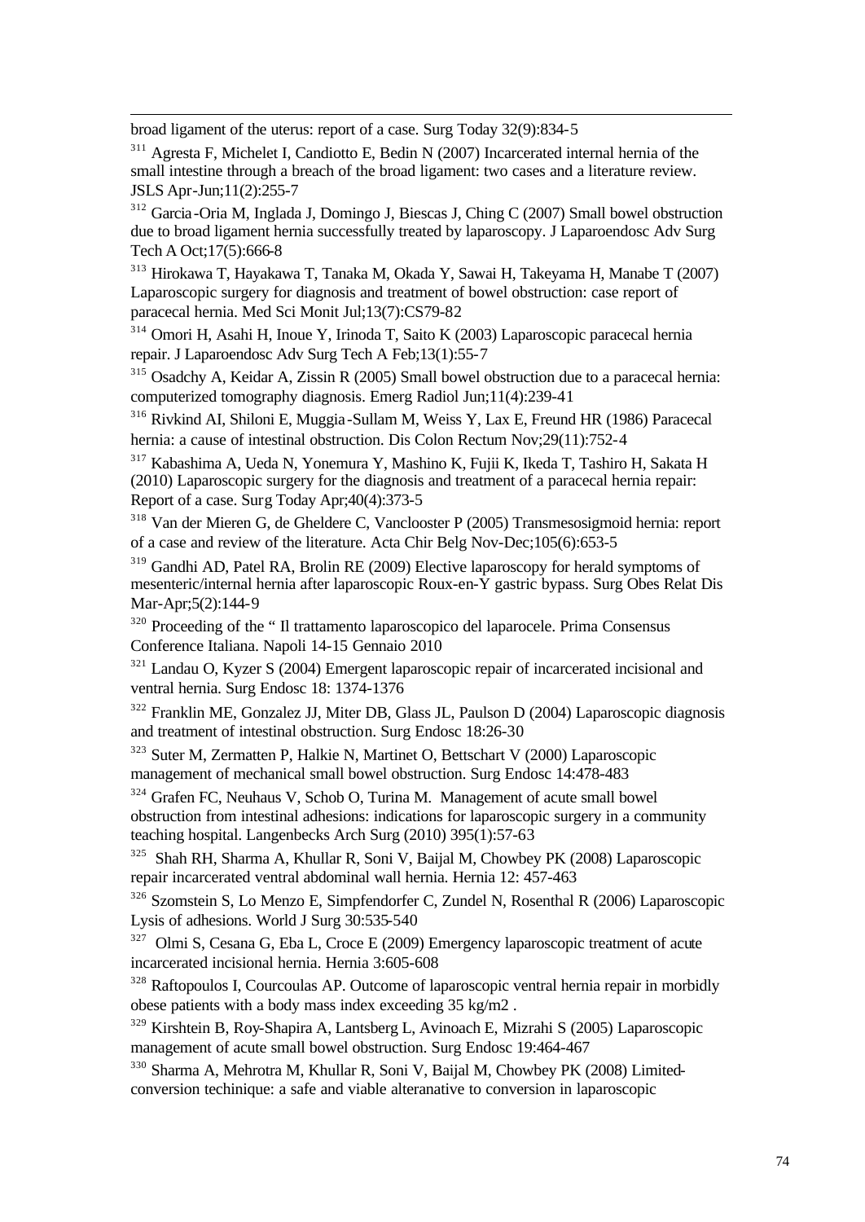broad ligament of the uterus: report of a case. Surg Today 32(9):834-5

[311] Agresta F, Michelet I, Candiotto E, Bedin N (2007) Incarcerated internal hernia of the small intestine through a breach of the broad ligament: two cases and a literature review. JSLS Apr-Jun;11(2):255-7

[312] Garcia-Oria M, Inglada J, Domingo J, Biescas J, Ching C (2007) Small bowel obstruction due to broad ligament hernia successfully treated by laparoscopy. J Laparoendosc Adv Surg Tech A Oct;17(5):666-8

[313] Hirokawa T, Hayakawa T, Tanaka M, Okada Y, Sawai H, Takeyama H, Manabe T (2007) Laparoscopic surgery for diagnosis and treatment of bowel obstruction: case report of paracecal hernia. Med Sci Monit Jul;13(7):CS79-82

[314] Omori H, Asahi H, Inoue Y, Irinoda T, Saito K (2003) Laparoscopic paracecal hernia repair. J Laparoendosc Adv Surg Tech A Feb;13(1):55-7

[315] Osadchy A, Keidar A, Zissin R (2005) Small bowel obstruction due to a paracecal hernia: computerized tomography diagnosis. Emerg Radiol Jun;11(4):239-41

[316] Rivkind AI, Shiloni E, Muggia-Sullam M, Weiss Y, Lax E, Freund HR (1986) Paracecal hernia: a cause of intestinal obstruction. Dis Colon Rectum Nov;29(11):752-4

[317] Kabashima A, Ueda N, Yonemura Y, Mashino K, Fujii K, Ikeda T, Tashiro H, Sakata H (2010) Laparoscopic surgery for the diagnosis and treatment of a paracecal hernia repair: Report of a case. Surg Today Apr;40(4):373-5

[318] Van der Mieren G, de Gheldere C, Vanclooster P (2005) Transmesosigmoid hernia: report of a case and review of the literature. Acta Chir Belg Nov-Dec;105(6):653-5

[319] Gandhi AD, Patel RA, Brolin RE (2009) Elective laparoscopy for herald symptoms of mesenteric/internal hernia after laparoscopic Roux-en-Y gastric bypass. Surg Obes Relat Dis Mar-Apr;5(2):144-9

[320] Proceeding of the " Il trattamento laparoscopico del laparocele. Prima Consensus Conference Italiana. Napoli 14-15 Gennaio 2010

[321] Landau O, Kyzer S (2004) Emergent laparoscopic repair of incarcerated incisional and ventral hernia. Surg Endosc 18: 1374-1376

[322] Franklin ME, Gonzalez JJ, Miter DB, Glass JL, Paulson D (2004) Laparoscopic diagnosis and treatment of intestinal obstruction. Surg Endosc 18:26-30

[323] Suter M, Zermatten P, Halkie N, Martinet O, Bettschart V (2000) Laparoscopic management of mechanical small bowel obstruction. Surg Endosc 14:478-483

[324] Grafen FC, Neuhaus V, Schob O, Turina M. Management of acute small bowel obstruction from intestinal adhesions: indications for laparoscopic surgery in a community teaching hospital. Langenbecks Arch Surg (2010) 395(1):57-63

[325] Shah RH, Sharma A, Khullar R, Soni V, Baijal M, Chowbey PK (2008) Laparoscopic repair incarcerated ventral abdominal wall hernia. Hernia 12: 457-463

[326] Szomstein S, Lo Menzo E, Simpfendorfer C, Zundel N, Rosenthal R (2006) Laparoscopic Lysis of adhesions. World J Surg 30:535-540

[327] Olmi S, Cesana G, Eba L, Croce E (2009) Emergency laparoscopic treatment of acute incarcerated incisional hernia. Hernia 3:605-608

[328] Raftopoulos I, Courcoulas AP. Outcome of laparoscopic ventral hernia repair in morbidly obese patients with a body mass index exceeding 35 kg/m2 .

[329] Kirshtein B, Roy-Shapira A, Lantsberg L, Avinoach E, Mizrahi S (2005) Laparoscopic management of acute small bowel obstruction. Surg Endosc 19:464-467

[330] Sharma A, Mehrotra M, Khullar R, Soni V, Baijal M, Chowbey PK (2008) Limited-conversion techinique: a safe and viable alteranative to conversion in laparoscopic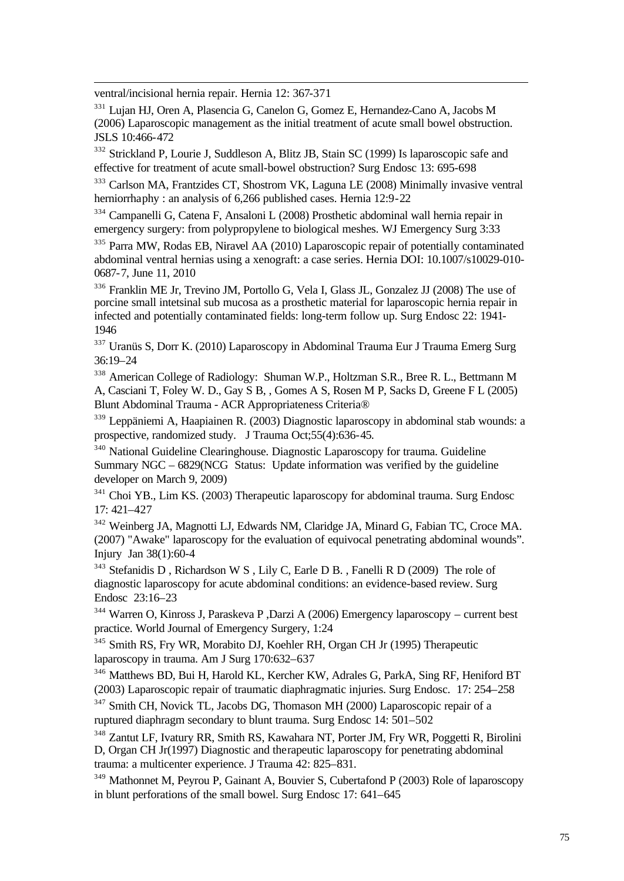ventral/incisional hernia repair. Hernia 12: 367-371

[331] Lujan HJ, Oren A, Plasencia G, Canelon G, Gomez E, Hernandez-Cano A, Jacobs M (2006) Laparoscopic management as the initial treatment of acute small bowel obstruction. JSLS 10:466-472

[332] Strickland P, Lourie J, Suddleson A, Blitz JB, Stain SC (1999) Is laparoscopic safe and effective for treatment of acute small-bowel obstruction? Surg Endosc 13: 695-698

[333] Carlson MA, Frantzides CT, Shostrom VK, Laguna LE (2008) Minimally invasive ventral herniorrhaphy : an analysis of 6,266 published cases. Hernia 12:9-22

[334] Campanelli G, Catena F, Ansaloni L (2008) Prosthetic abdominal wall hernia repair in emergency surgery: from polypropylene to biological meshes. WJ Emergency Surg 3:33

[335] Parra MW, Rodas EB, Niravel AA (2010) Laparoscopic repair of potentially contaminated abdominal ventral hernias using a xenograft: a case series. Hernia DOI: 10.1007/s10029-010-0687-7, June 11, 2010

[336] Franklin ME Jr, Trevino JM, Portollo G, Vela I, Glass JL, Gonzalez JJ (2008) The use of porcine small intetsinal sub mucosa as a prosthetic material for laparoscopic hernia repair in infected and potentially contaminated fields: long-term follow up. Surg Endosc 22: 1941-1946

[337] Uranüs S, Dorr K. (2010) Laparoscopy in Abdominal Trauma Eur J Trauma Emerg Surg 36:19–24

[338] American College of Radiology: Shuman W.P., Holtzman S.R., Bree R. L., Bettmann M A, Casciani T, Foley W. D., Gay S B, , Gomes A S, Rosen M P, Sacks D, Greene F L (2005) Blunt Abdominal Trauma - ACR Appropriateness Criteria®

[339] Leppäniemi A, Haapiainen R. (2003) Diagnostic laparoscopy in abdominal stab wounds: a prospective, randomized study. J Trauma Oct;55(4):636-45.

[340] National Guideline Clearinghouse. Diagnostic Laparoscopy for trauma. Guideline Summary NGC – 6829(NCG Status: Update information was verified by the guideline developer on March 9, 2009)

[341] Choi YB., Lim KS. (2003) Therapeutic laparoscopy for abdominal trauma. Surg Endosc 17: 421–427

[342] Weinberg JA, Magnotti LJ, Edwards NM, Claridge JA, Minard G, Fabian TC, Croce MA. (2007) "Awake" laparoscopy for the evaluation of equivocal penetrating abdominal wounds". Injury Jan 38(1):60-4

[343] Stefanidis D , Richardson W S , Lily C, Earle D B. , Fanelli R D (2009) The role of diagnostic laparoscopy for acute abdominal conditions: an evidence-based review. Surg Endosc 23:16–23

[344] Warren O, Kinross J, Paraskeva P ,Darzi A (2006) Emergency laparoscopy – current best practice. World Journal of Emergency Surgery, 1:24

[345] Smith RS, Fry WR, Morabito DJ, Koehler RH, Organ CH Jr (1995) Therapeutic laparoscopy in trauma. Am J Surg 170:632–637

[346] Matthews BD, Bui H, Harold KL, Kercher KW, Adrales G, ParkA, Sing RF, Heniford BT (2003) Laparoscopic repair of traumatic diaphragmatic injuries. Surg Endosc. 17: 254–258

[347] Smith CH, Novick TL, Jacobs DG, Thomason MH (2000) Laparoscopic repair of a ruptured diaphragm secondary to blunt trauma. Surg Endosc 14: 501–502

[348] Zantut LF, Ivatury RR, Smith RS, Kawahara NT, Porter JM, Fry WR, Poggetti R, Birolini D, Organ CH Jr(1997) Diagnostic and therapeutic laparoscopy for penetrating abdominal trauma: a multicenter experience. J Trauma 42: 825–831.

[349] Mathonnet M, Peyrou P, Gainant A, Bouvier S, Cubertafond P (2003) Role of laparoscopy in blunt perforations of the small bowel. Surg Endosc 17: 641–645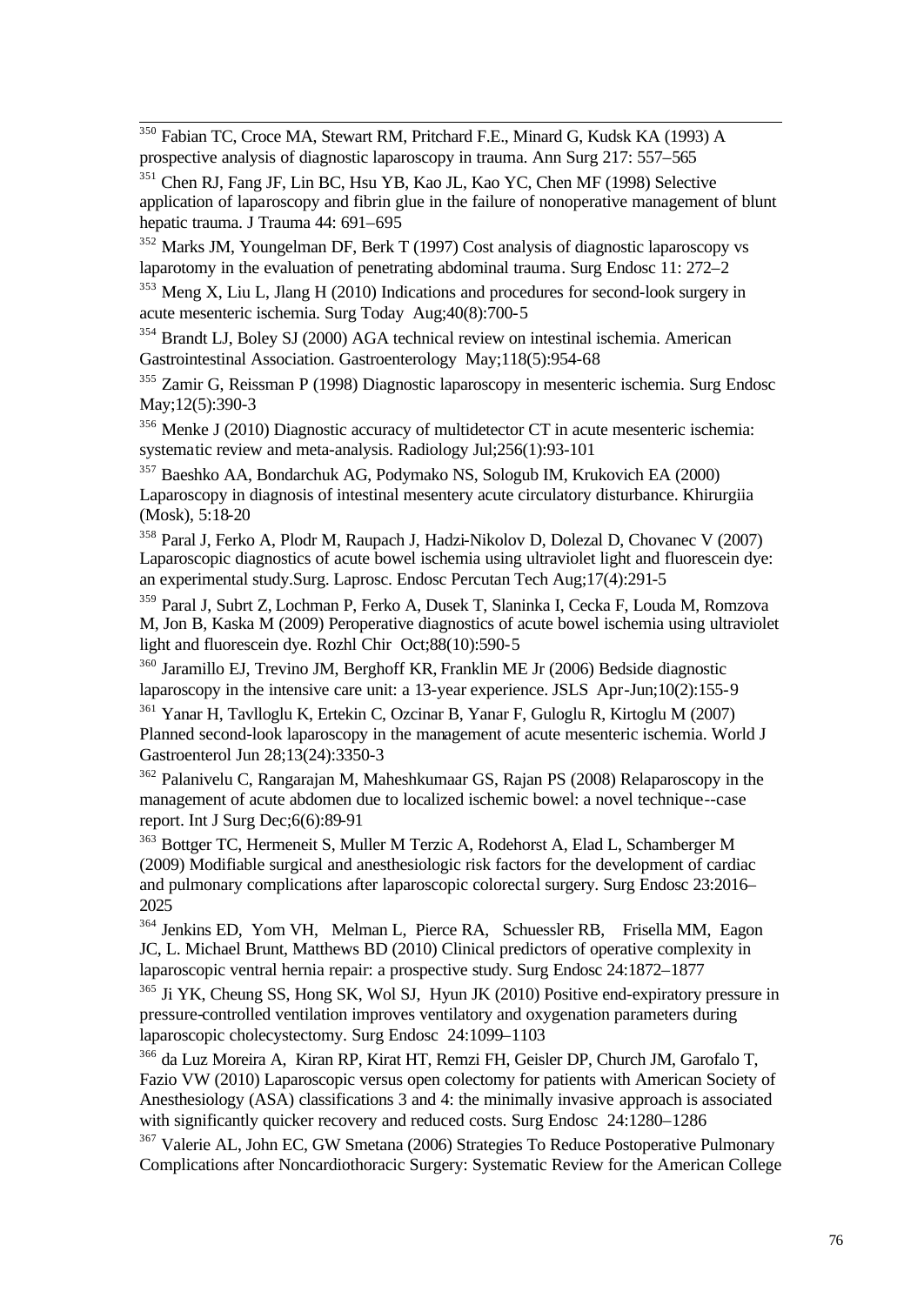[350] Fabian TC, Croce MA, Stewart RM, Pritchard F.E., Minard G, Kudsk KA (1993) A prospective analysis of diagnostic laparoscopy in trauma. Ann Surg 217: 557–565

[351] Chen RJ, Fang JF, Lin BC, Hsu YB, Kao JL, Kao YC, Chen MF (1998) Selective application of laparoscopy and fibrin glue in the failure of nonoperative management of blunt hepatic trauma. J Trauma 44: 691–695

[352] Marks JM, Youngelman DF, Berk T (1997) Cost analysis of diagnostic laparoscopy vs laparotomy in the evaluation of penetrating abdominal trauma. Surg Endosc 11: 272–2

[353] Meng X, Liu L, Jlang H (2010) Indications and procedures for second-look surgery in acute mesenteric ischemia. Surg Today Aug;40(8):700-5

[354] Brandt LJ, Boley SJ (2000) AGA technical review on intestinal ischemia. American Gastrointestinal Association. Gastroenterology May;118(5):954-68

[355] Zamir G, Reissman P (1998) Diagnostic laparoscopy in mesenteric ischemia. Surg Endosc May;12(5):390-3

[356] Menke J (2010) Diagnostic accuracy of multidetector CT in acute mesenteric ischemia: systematic review and meta-analysis. Radiology Jul;256(1):93-101

[357] Baeshko AA, Bondarchuk AG, Podymako NS, Sologub IM, Krukovich EA (2000) Laparoscopy in diagnosis of intestinal mesentery acute circulatory disturbance. Khirurgiia (Mosk), 5:18-20

[358] Paral J, Ferko A, Plodr M, Raupach J, Hadzi-Nikolov D, Dolezal D, Chovanec V (2007) Laparoscopic diagnostics of acute bowel ischemia using ultraviolet light and fluorescein dye: an experimental study.Surg. Laprosc. Endosc Percutan Tech Aug;17(4):291-5

[359] Paral J, Subrt Z, Lochman P, Ferko A, Dusek T, Slaninka I, Cecka F, Louda M, Romzova M, Jon B, Kaska M (2009) Peroperative diagnostics of acute bowel ischemia using ultraviolet light and fluorescein dye. Rozhl Chir Oct;88(10):590-5

[360] Jaramillo EJ, Trevino JM, Berghoff KR, Franklin ME Jr (2006) Bedside diagnostic laparoscopy in the intensive care unit: a 13-year experience. JSLS Apr-Jun;10(2):155-9

[361] Yanar H, Tavlloglu K, Ertekin C, Ozcinar B, Yanar F, Guloglu R, Kirtoglu M (2007) Planned second-look laparoscopy in the management of acute mesenteric ischemia. World J Gastroenterol Jun 28;13(24):3350-3

[362] Palanivelu C, Rangarajan M, Maheshkumaar GS, Rajan PS (2008) Relaparoscopy in the management of acute abdomen due to localized ischemic bowel: a novel technique--case report. Int J Surg Dec;6(6):89-91

[363] Bottger TC, Hermeneit S, Muller M Terzic A, Rodehorst A, Elad L, Schamberger M (2009) Modifiable surgical and anesthesiologic risk factors for the development of cardiac and pulmonary complications after laparoscopic colorectal surgery. Surg Endosc 23:2016–2025

[364] Jenkins ED, Yom VH, Melman L, Pierce RA, Schuessler RB, Frisella MM, Eagon JC, L. Michael Brunt, Matthews BD (2010) Clinical predictors of operative complexity in laparoscopic ventral hernia repair: a prospective study. Surg Endosc 24:1872–1877

[365] Ji YK, Cheung SS, Hong SK, Wol SJ, Hyun JK (2010) Positive end-expiratory pressure in pressure-controlled ventilation improves ventilatory and oxygenation parameters during laparoscopic cholecystectomy. Surg Endosc 24:1099–1103

[366] da Luz Moreira A, Kiran RP, Kirat HT, Remzi FH, Geisler DP, Church JM, Garofalo T, Fazio VW (2010) Laparoscopic versus open colectomy for patients with American Society of Anesthesiology (ASA) classifications 3 and 4: the minimally invasive approach is associated with significantly quicker recovery and reduced costs. Surg Endosc 24:1280–1286

[367] Valerie AL, John EC, GW Smetana (2006) Strategies To Reduce Postoperative Pulmonary Complications after Noncardiothoracic Surgery: Systematic Review for the American College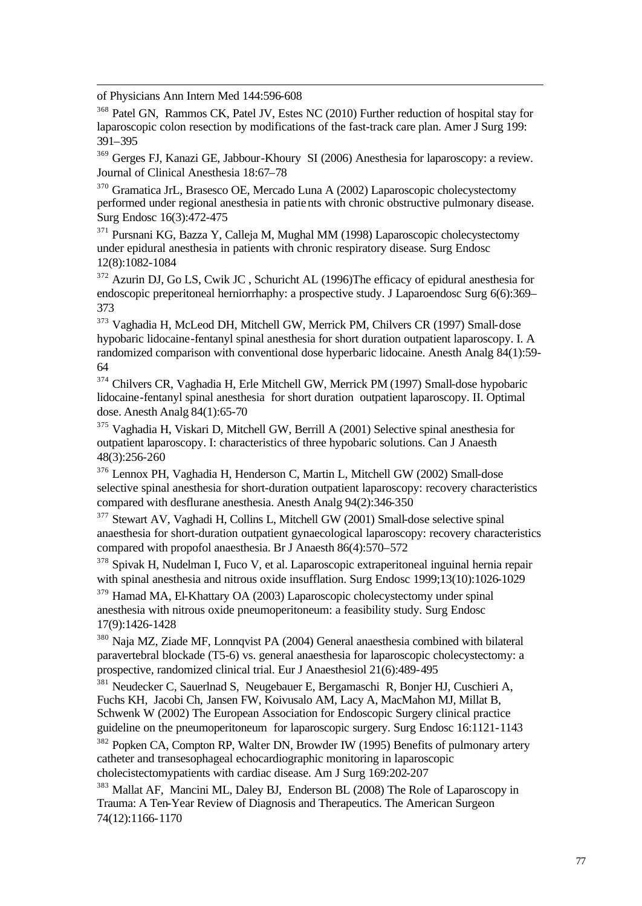of Physicians Ann Intern Med 144:596-608

[368] Patel GN, Rammos CK, Patel JV, Estes NC (2010) Further reduction of hospital stay for laparoscopic colon resection by modifications of the fast-track care plan. Amer J Surg 199: 391–395

[369] Gerges FJ, Kanazi GE, Jabbour-Khoury SI (2006) Anesthesia for laparoscopy: a review. Journal of Clinical Anesthesia 18:67–78

[370] Gramatica JrL, Brasesco OE, Mercado Luna A (2002) Laparoscopic cholecystectomy performed under regional anesthesia in patients with chronic obstructive pulmonary disease. Surg Endosc 16(3):472-475

[371] Pursnani KG, Bazza Y, Calleja M, Mughal MM (1998) Laparoscopic cholecystectomy under epidural anesthesia in patients with chronic respiratory disease. Surg Endosc 12(8):1082-1084

[372] Azurin DJ, Go LS, Cwik JC , Schuricht AL (1996)The efficacy of epidural anesthesia for endoscopic preperitoneal herniorrhaphy: a prospective study. J Laparoendosc Surg 6(6):369–373

[373] Vaghadia H, McLeod DH, Mitchell GW, Merrick PM, Chilvers CR (1997) Small-dose hypobaric lidocaine-fentanyl spinal anesthesia for short duration outpatient laparoscopy. I. A randomized comparison with conventional dose hyperbaric lidocaine. Anesth Analg 84(1):59-64

[374] Chilvers CR, Vaghadia H, Erle Mitchell GW, Merrick PM (1997) Small-dose hypobaric lidocaine-fentanyl spinal anesthesia for short duration outpatient laparoscopy. II. Optimal dose. Anesth Analg 84(1):65-70

[375] Vaghadia H, Viskari D, Mitchell GW, Berrill A (2001) Selective spinal anesthesia for outpatient laparoscopy. I: characteristics of three hypobaric solutions. Can J Anaesth 48(3):256-260

[376] Lennox PH, Vaghadia H, Henderson C, Martin L, Mitchell GW (2002) Small-dose selective spinal anesthesia for short-duration outpatient laparoscopy: recovery characteristics compared with desflurane anesthesia. Anesth Analg 94(2):346-350

[377] Stewart AV, Vaghadi H, Collins L, Mitchell GW (2001) Small-dose selective spinal anaesthesia for short-duration outpatient gynaecological laparoscopy: recovery characteristics compared with propofol anaesthesia. Br J Anaesth 86(4):570–572

[378] Spivak H, Nudelman I, Fuco V, et al. Laparoscopic extraperitoneal inguinal hernia repair with spinal anesthesia and nitrous oxide insufflation. Surg Endosc 1999;13(10):1026-1029

[379] Hamad MA, El-Khattary OA (2003) Laparoscopic cholecystectomy under spinal anesthesia with nitrous oxide pneumoperitoneum: a feasibility study. Surg Endosc 17(9):1426-1428

[380] Naja MZ, Ziade MF, Lonnqvist PA (2004) General anaesthesia combined with bilateral paravertebral blockade (T5-6) vs. general anaesthesia for laparoscopic cholecystectomy: a prospective, randomized clinical trial. Eur J Anaesthesiol 21(6):489-495

[381] Neudecker C, Sauerlnad S, Neugebauer E, Bergamaschi R, Bonjer HJ, Cuschieri A, Fuchs KH, Jacobi Ch, Jansen FW, Koivusalo AM, Lacy A, MacMahon MJ, Millat B, Schwenk W (2002) The European Association for Endoscopic Surgery clinical practice guideline on the pneumoperitoneum for laparoscopic surgery. Surg Endosc 16:1121-1143

[382] Popken CA, Compton RP, Walter DN, Browder IW (1995) Benefits of pulmonary artery catheter and transesophageal echocardiographic monitoring in laparoscopic cholecistectomypatients with cardiac disease. Am J Surg 169:202-207

[383] Mallat AF, Mancini ML, Daley BJ, Enderson BL (2008) The Role of Laparoscopy in Trauma: A Ten-Year Review of Diagnosis and Therapeutics. The American Surgeon 74(12):1166-1170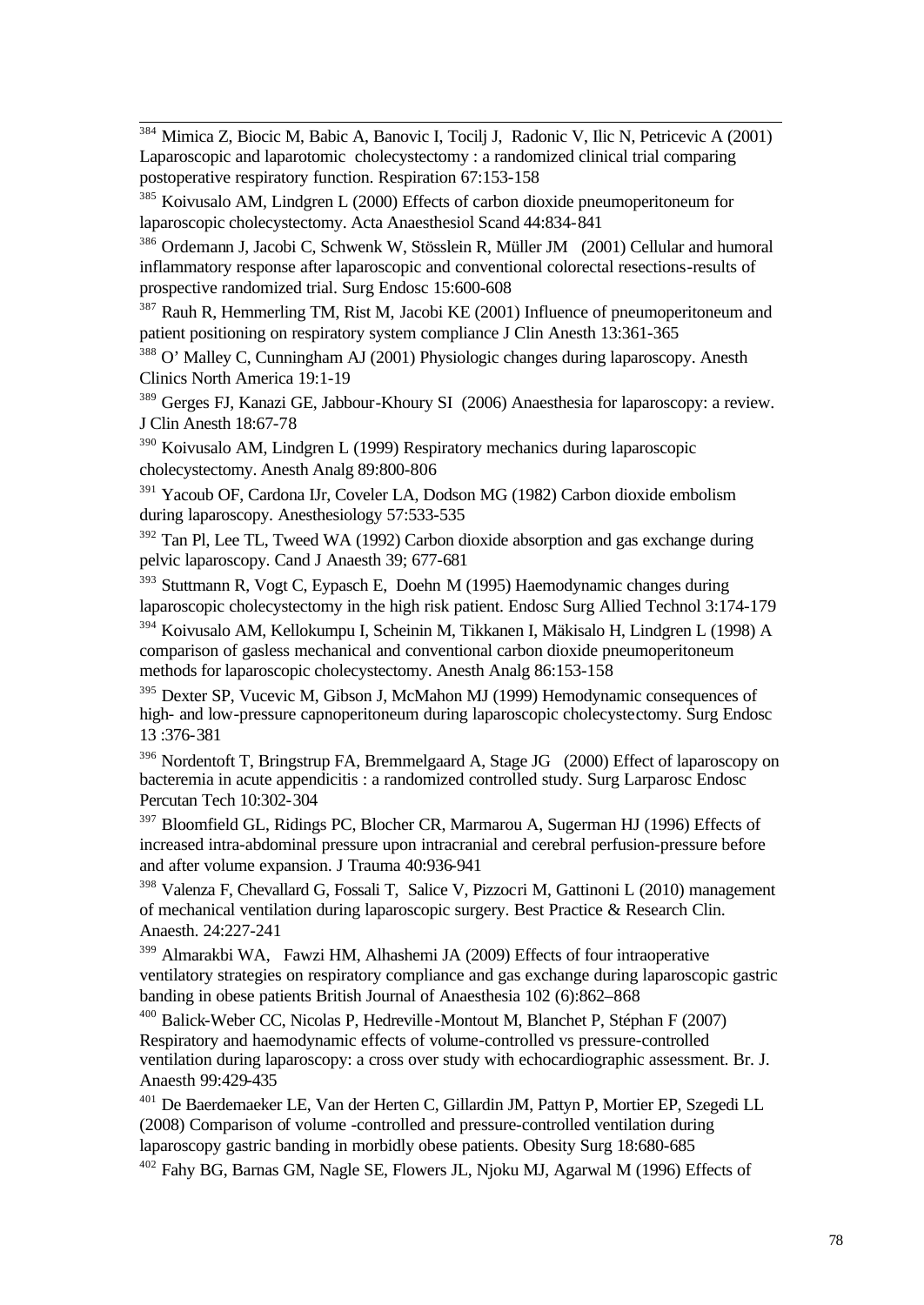[384] Mimica Z, Biocic M, Babic A, Banovic I, Tocilj J, Radonic V, Ilic N, Petricevic A (2001) Laparoscopic and laparotomic cholecystectomy : a randomized clinical trial comparing postoperative respiratory function. Respiration 67:153-158

[385] Koivusalo AM, Lindgren L (2000) Effects of carbon dioxide pneumoperitoneum for laparoscopic cholecystectomy. Acta Anaesthesiol Scand 44:834-841

[386] Ordemann J, Jacobi C, Schwenk W, Stösslein R, Müller JM (2001) Cellular and humoral inflammatory response after laparoscopic and conventional colorectal resections-results of prospective randomized trial. Surg Endosc 15:600-608

[387] Rauh R, Hemmerling TM, Rist M, Jacobi KE (2001) Influence of pneumoperitoneum and patient positioning on respiratory system compliance J Clin Anesth 13:361-365

[388] O' Malley C, Cunningham AJ (2001) Physiologic changes during laparoscopy. Anesth Clinics North America 19:1-19

[389] Gerges FJ, Kanazi GE, Jabbour-Khoury SI (2006) Anaesthesia for laparoscopy: a review. J Clin Anesth 18:67-78

[390] Koivusalo AM, Lindgren L (1999) Respiratory mechanics during laparoscopic cholecystectomy. Anesth Analg 89:800-806

[391] Yacoub OF, Cardona IJr, Coveler LA, Dodson MG (1982) Carbon dioxide embolism during laparoscopy. Anesthesiology 57:533-535

[392] Tan Pl, Lee TL, Tweed WA (1992) Carbon dioxide absorption and gas exchange during pelvic laparoscopy. Cand J Anaesth 39; 677-681

[393] Stuttmann R, Vogt C, Eypasch E, Doehn M (1995) Haemodynamic changes during laparoscopic cholecystectomy in the high risk patient. Endosc Surg Allied Technol 3:174-179

[394] Koivusalo AM, Kellokumpu I, Scheinin M, Tikkanen I, Mäkisalo H, Lindgren L (1998) A comparison of gasless mechanical and conventional carbon dioxide pneumoperitoneum methods for laparoscopic cholecystectomy. Anesth Analg 86:153-158

[395] Dexter SP, Vucevic M, Gibson J, McMahon MJ (1999) Hemodynamic consequences of high- and low-pressure capnoperitoneum during laparoscopic cholecystectomy. Surg Endosc 13 :376-381

[396] Nordentoft T, Bringstrup FA, Bremmelgaard A, Stage JG (2000) Effect of laparoscopy on bacteremia in acute appendicitis : a randomized controlled study. Surg Larparosc Endosc Percutan Tech 10:302-304

[397] Bloomfield GL, Ridings PC, Blocher CR, Marmarou A, Sugerman HJ (1996) Effects of increased intra-abdominal pressure upon intracranial and cerebral perfusion-pressure before and after volume expansion. J Trauma 40:936-941

[398] Valenza F, Chevallard G, Fossali T, Salice V, Pizzocri M, Gattinoni L (2010) management of mechanical ventilation during laparoscopic surgery. Best Practice & Research Clin. Anaesth. 24:227-241

[399] Almarakbi WA, Fawzi HM, Alhashemi JA (2009) Effects of four intraoperative ventilatory strategies on respiratory compliance and gas exchange during laparoscopic gastric banding in obese patients British Journal of Anaesthesia 102 (6):862–868

[400] Balick-Weber CC, Nicolas P, Hedreville-Montout M, Blanchet P, Stéphan F (2007) Respiratory and haemodynamic effects of volume-controlled vs pressure-controlled ventilation during laparoscopy: a cross over study with echocardiographic assessment. Br. J. Anaesth 99:429-435

[401] De Baerdemaeker LE, Van der Herten C, Gillardin JM, Pattyn P, Mortier EP, Szegedi LL (2008) Comparison of volume -controlled and pressure-controlled ventilation during laparoscopy gastric banding in morbidly obese patients. Obesity Surg 18:680-685

[402] Fahy BG, Barnas GM, Nagle SE, Flowers JL, Njoku MJ, Agarwal M (1996) Effects of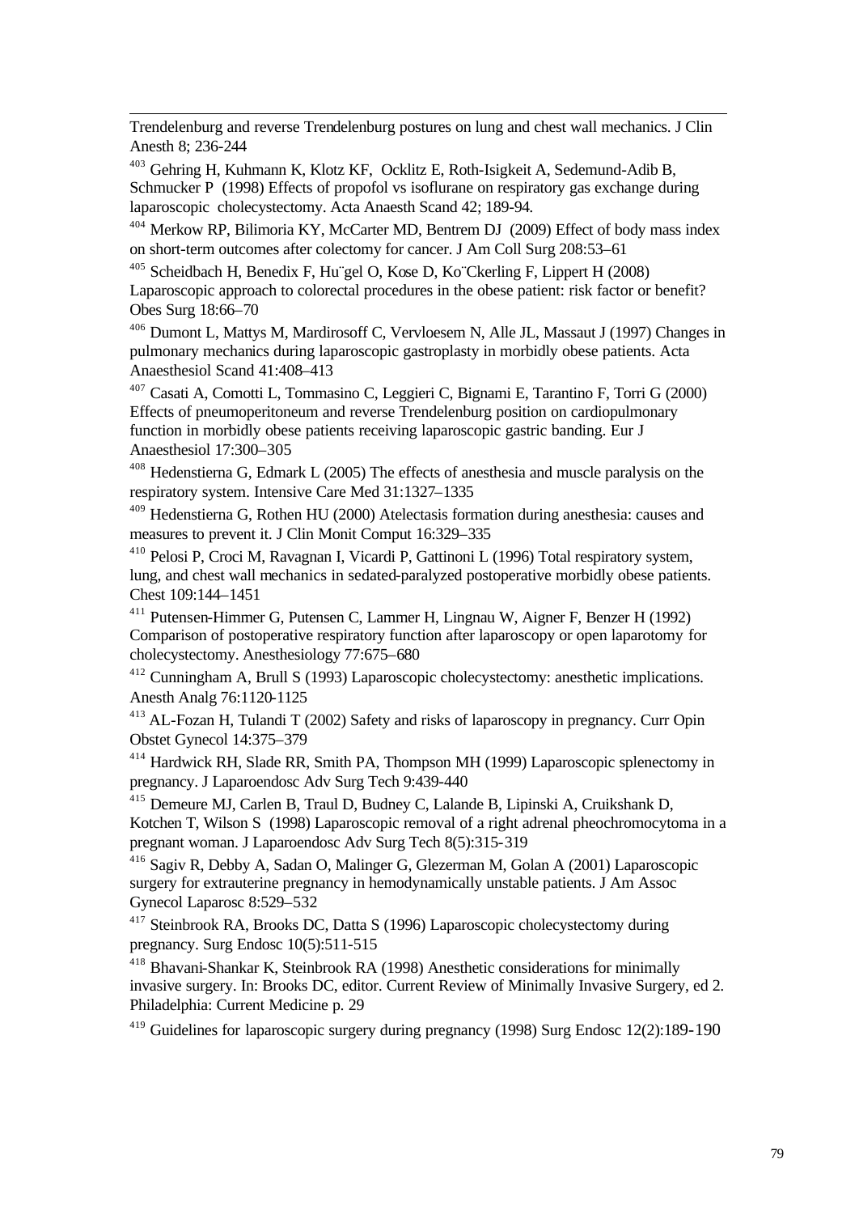Trendelenburg and reverse Trendelenburg postures on lung and chest wall mechanics. J Clin Anesth 8; 236-244

[403] Gehring H, Kuhmann K, Klotz KF, Ocklitz E, Roth-Isigkeit A, Sedemund-Adib B, Schmucker P (1998) Effects of propofol vs isoflurane on respiratory gas exchange during laparoscopic cholecystectomy. Acta Anaesth Scand 42; 189-94.

[404] Merkow RP, Bilimoria KY, McCarter MD, Bentrem DJ (2009) Effect of body mass index on short-term outcomes after colectomy for cancer. J Am Coll Surg 208:53–61

[405] Scheidbach H, Benedix F, Hu¨gel O, Kose D, Ko¨Ckerling F, Lippert H (2008) Laparoscopic approach to colorectal procedures in the obese patient: risk factor or benefit? Obes Surg 18:66–70

[406] Dumont L, Mattys M, Mardirosoff C, Vervloesem N, Alle JL, Massaut J (1997) Changes in pulmonary mechanics during laparoscopic gastroplasty in morbidly obese patients. Acta Anaesthesiol Scand 41:408–413

[407] Casati A, Comotti L, Tommasino C, Leggieri C, Bignami E, Tarantino F, Torri G (2000) Effects of pneumoperitoneum and reverse Trendelenburg position on cardiopulmonary function in morbidly obese patients receiving laparoscopic gastric banding. Eur J Anaesthesiol 17:300–305

[408] Hedenstierna G, Edmark L (2005) The effects of anesthesia and muscle paralysis on the respiratory system. Intensive Care Med 31:1327–1335

[409] Hedenstierna G, Rothen HU (2000) Atelectasis formation during anesthesia: causes and measures to prevent it. J Clin Monit Comput 16:329–335

[410] Pelosi P, Croci M, Ravagnan I, Vicardi P, Gattinoni L (1996) Total respiratory system, lung, and chest wall mechanics in sedated-paralyzed postoperative morbidly obese patients. Chest 109:144–1451

[411] Putensen-Himmer G, Putensen C, Lammer H, Lingnau W, Aigner F, Benzer H (1992) Comparison of postoperative respiratory function after laparoscopy or open laparotomy for cholecystectomy. Anesthesiology 77:675–680

[412] Cunningham A, Brull S (1993) Laparoscopic cholecystectomy: anesthetic implications. Anesth Analg 76:1120-1125

[413] AL-Fozan H, Tulandi T (2002) Safety and risks of laparoscopy in pregnancy. Curr Opin Obstet Gynecol 14:375–379

[414] Hardwick RH, Slade RR, Smith PA, Thompson MH (1999) Laparoscopic splenectomy in pregnancy. J Laparoendosc Adv Surg Tech 9:439-440

[415] Demeure MJ, Carlen B, Traul D, Budney C, Lalande B, Lipinski A, Cruikshank D, Kotchen T, Wilson S (1998) Laparoscopic removal of a right adrenal pheochromocytoma in a pregnant woman. J Laparoendosc Adv Surg Tech 8(5):315-319

[416] Sagiv R, Debby A, Sadan O, Malinger G, Glezerman M, Golan A (2001) Laparoscopic surgery for extrauterine pregnancy in hemodynamically unstable patients. J Am Assoc Gynecol Laparosc 8:529–532

[417] Steinbrook RA, Brooks DC, Datta S (1996) Laparoscopic cholecystectomy during pregnancy. Surg Endosc 10(5):511-515

[418] Bhavani-Shankar K, Steinbrook RA (1998) Anesthetic considerations for minimally invasive surgery. In: Brooks DC, editor. Current Review of Minimally Invasive Surgery, ed 2. Philadelphia: Current Medicine p. 29

[419] Guidelines for laparoscopic surgery during pregnancy (1998) Surg Endosc 12(2):189-190